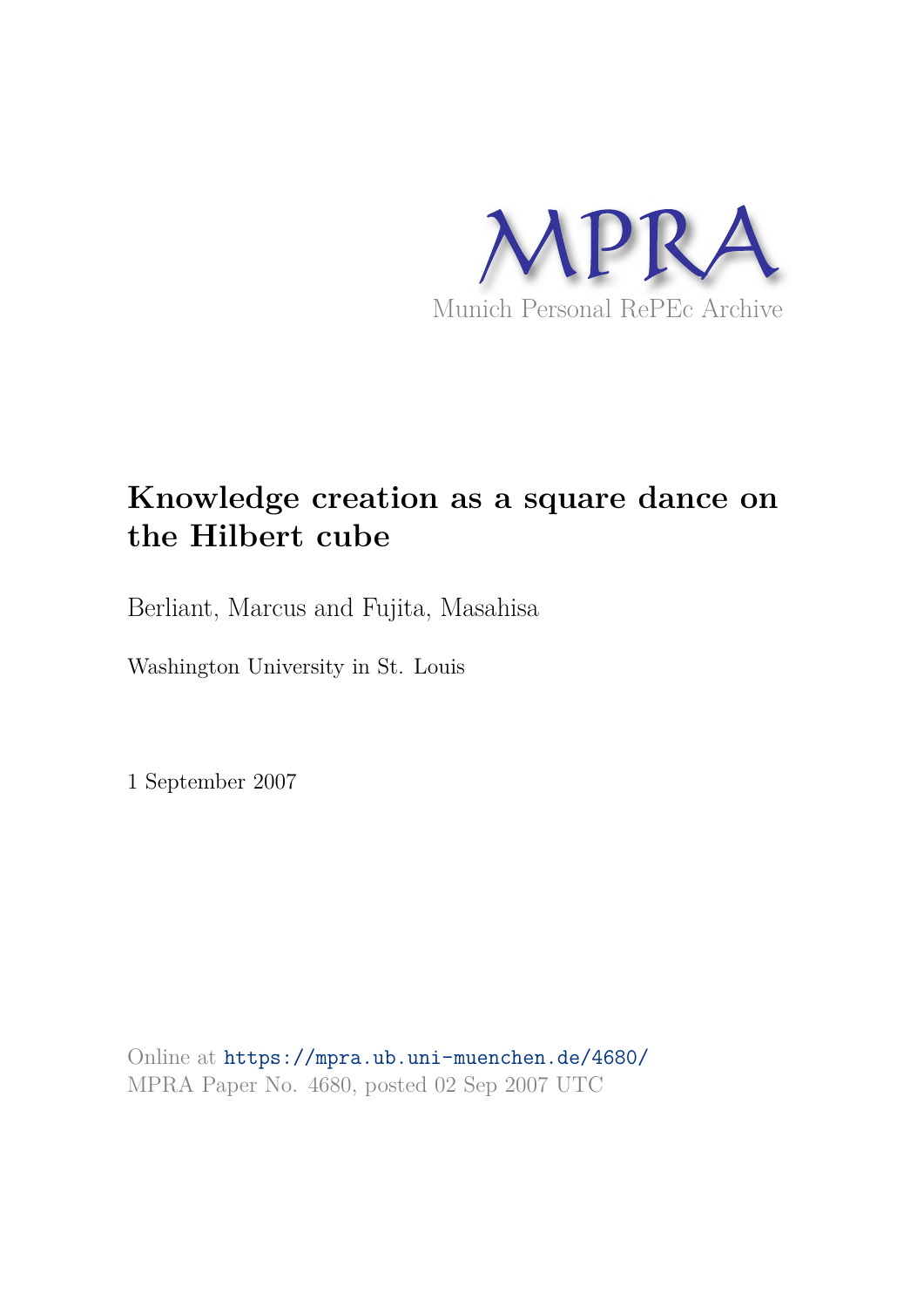MPRA

Munich Personal RePEc Archive

# Knowledge creation as a square dance on the Hilbert cube

Berliant, Marcus and Fujita, Masahisa

Washington University in St. Louis

1 September 2007

Online at https://mpra.ub.uni-muenchen.de/4680/
MPRA Paper No. 4680, posted 02 Sep 2007 UTC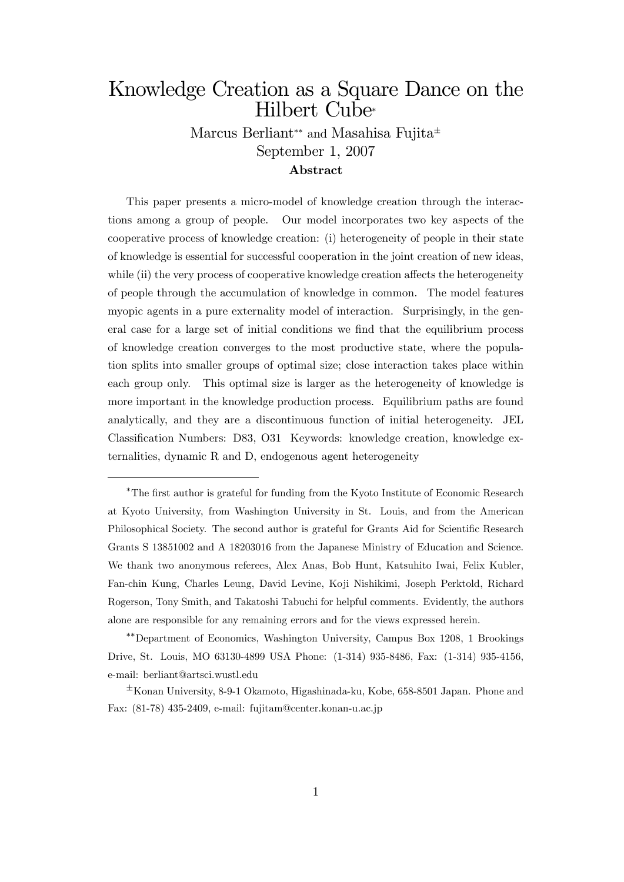# Knowledge Creation as a Square Dance on the Hilbert Cube*

Marcus Berliant** and Masahisa Fujita±

September 1, 2007

**Abstract**

This paper presents a micro-model of knowledge creation through the interactions among a group of people. Our model incorporates two key aspects of the cooperative process of knowledge creation: (i) heterogeneity of people in their state of knowledge is essential for successful cooperation in the joint creation of new ideas, while (ii) the very process of cooperative knowledge creation affects the heterogeneity of people through the accumulation of knowledge in common. The model features myopic agents in a pure externality model of interaction. Surprisingly, in the general case for a large set of initial conditions we find that the equilibrium process of knowledge creation converges to the most productive state, where the population splits into smaller groups of optimal size; close interaction takes place within each group only. This optimal size is larger as the heterogeneity of knowledge is more important in the knowledge production process. Equilibrium paths are found analytically, and they are a discontinuous function of initial heterogeneity. JEL Classification Numbers: D83, O31 Keywords: knowledge creation, knowledge externalities, dynamic R and D, endogenous agent heterogeneity

---

*The first author is grateful for funding from the Kyoto Institute of Economic Research at Kyoto University, from Washington University in St. Louis, and from the American Philosophical Society. The second author is grateful for Grants Aid for Scientific Research Grants S 13851002 and A 18203016 from the Japanese Ministry of Education and Science. We thank two anonymous referees, Alex Anas, Bob Hunt, Katsuhito Iwai, Felix Kubler, Fan-chin Kung, Charles Leung, David Levine, Koji Nishikimi, Joseph Perktold, Richard Rogerson, Tony Smith, and Takatoshi Tabuchi for helpful comments. Evidently, the authors alone are responsible for any remaining errors and for the views expressed herein.

**Department of Economics, Washington University, Campus Box 1208, 1 Brookings Drive, St. Louis, MO 63130-4899 USA Phone: (1-314) 935-8486, Fax: (1-314) 935-4156, e-mail: berliant@artsci.wustl.edu

±Konan University, 8-9-1 Okamoto, Higashinada-ku, Kobe, 658-8501 Japan. Phone and Fax: (81-78) 435-2409, e-mail: fujitam@center.konan-u.ac.jp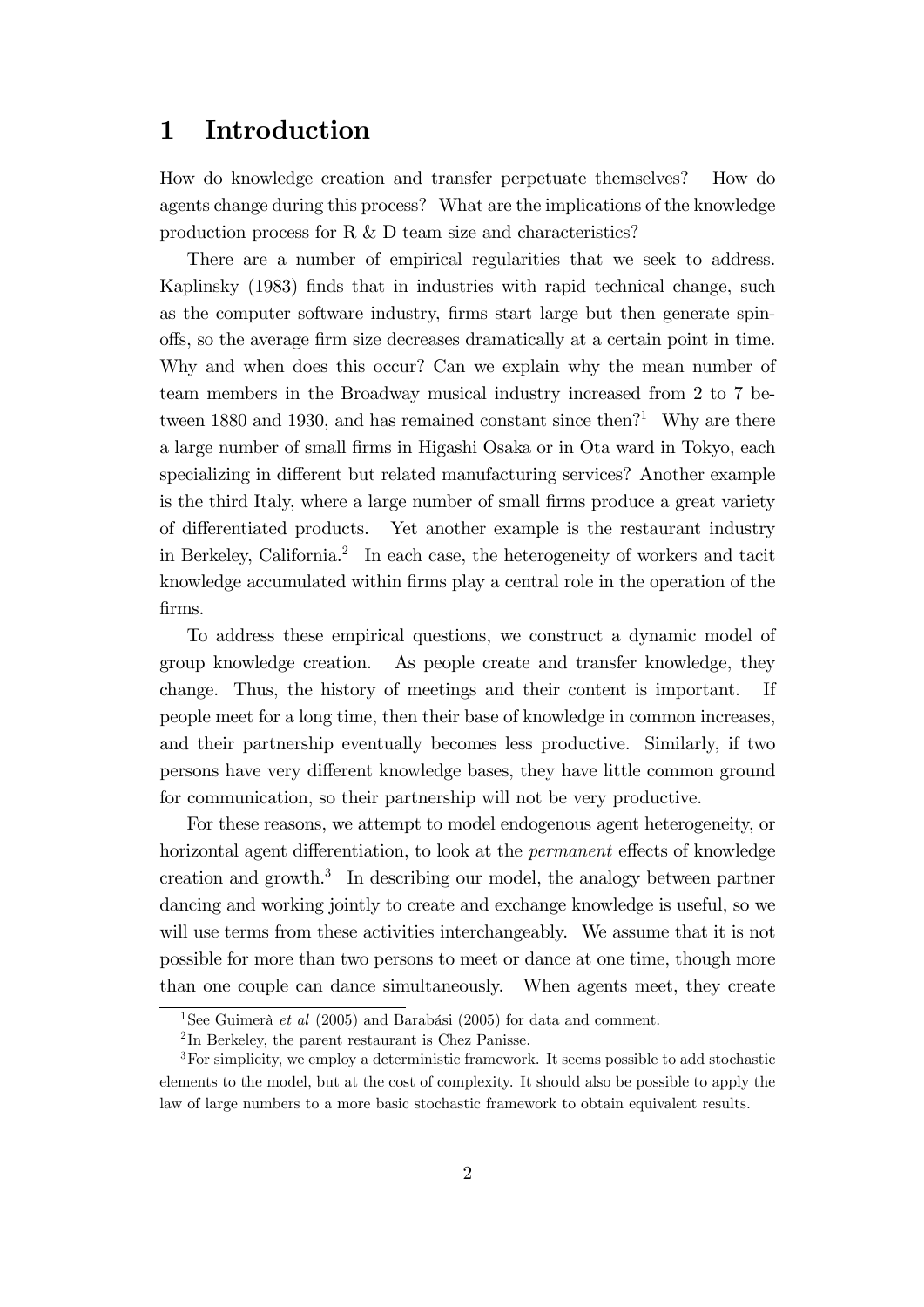# 1 Introduction

How do knowledge creation and transfer perpetuate themselves? How do agents change during this process? What are the implications of the knowledge production process for R & D team size and characteristics?

There are a number of empirical regularities that we seek to address. Kaplinsky (1983) finds that in industries with rapid technical change, such as the computer software industry, firms start large but then generate spin-offs, so the average firm size decreases dramatically at a certain point in time. Why and when does this occur? Can we explain why the mean number of team members in the Broadway musical industry increased from 2 to 7 between 1880 and 1930, and has remained constant since then?[1] Why are there a large number of small firms in Higashi Osaka or in Ota ward in Tokyo, each specializing in different but related manufacturing services? Another example is the third Italy, where a large number of small firms produce a great variety of differentiated products. Yet another example is the restaurant industry in Berkeley, California.[2] In each case, the heterogeneity of workers and tacit knowledge accumulated within firms play a central role in the operation of the firms.

To address these empirical questions, we construct a dynamic model of group knowledge creation. As people create and transfer knowledge, they change. Thus, the history of meetings and their content is important. If people meet for a long time, then their base of knowledge in common increases, and their partnership eventually becomes less productive. Similarly, if two persons have very different knowledge bases, they have little common ground for communication, so their partnership will not be very productive.

For these reasons, we attempt to model endogenous agent heterogeneity, or horizontal agent differentiation, to look at the *permanent* effects of knowledge creation and growth.[3] In describing our model, the analogy between partner dancing and working jointly to create and exchange knowledge is useful, so we will use terms from these activities interchangeably. We assume that it is not possible for more than two persons to meet or dance at one time, though more than one couple can dance simultaneously. When agents meet, they create

[1] See Guimerà *et al* (2005) and Barabási (2005) for data and comment.

[2] In Berkeley, the parent restaurant is Chez Panisse.

[3] For simplicity, we employ a deterministic framework. It seems possible to add stochastic elements to the model, but at the cost of complexity. It should also be possible to apply the law of large numbers to a more basic stochastic framework to obtain equivalent results.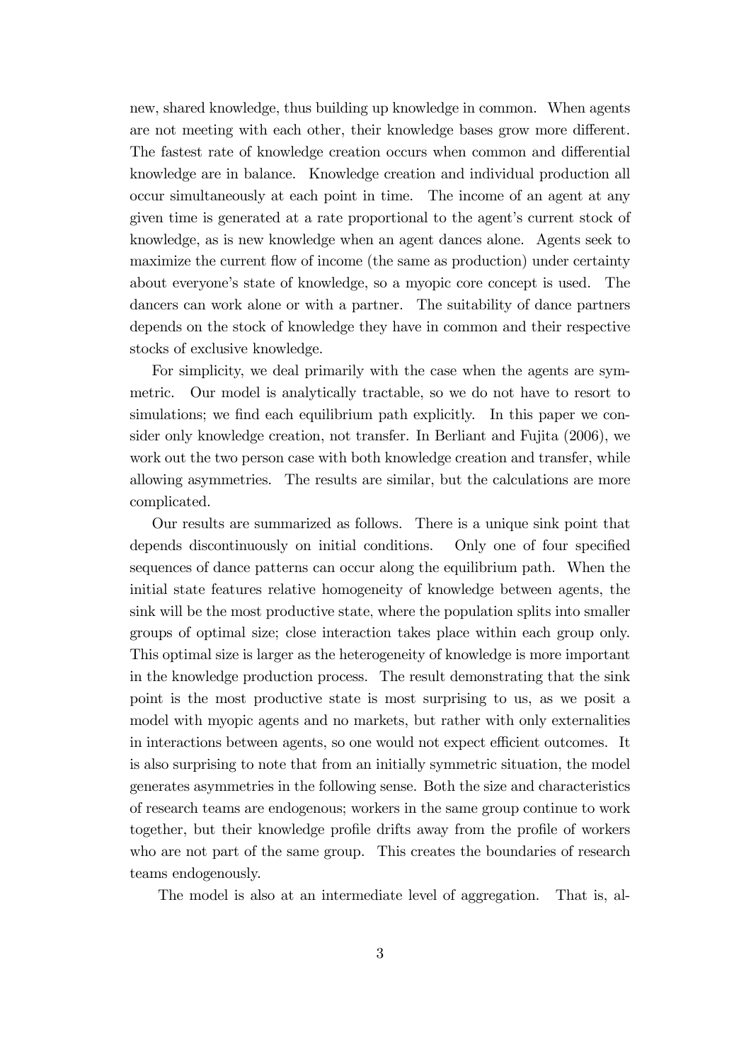new, shared knowledge, thus building up knowledge in common. When agents are not meeting with each other, their knowledge bases grow more different. The fastest rate of knowledge creation occurs when common and differential knowledge are in balance. Knowledge creation and individual production all occur simultaneously at each point in time. The income of an agent at any given time is generated at a rate proportional to the agent's current stock of knowledge, as is new knowledge when an agent dances alone. Agents seek to maximize the current flow of income (the same as production) under certainty about everyone's state of knowledge, so a myopic core concept is used. The dancers can work alone or with a partner. The suitability of dance partners depends on the stock of knowledge they have in common and their respective stocks of exclusive knowledge.

For simplicity, we deal primarily with the case when the agents are symmetric. Our model is analytically tractable, so we do not have to resort to simulations; we find each equilibrium path explicitly. In this paper we consider only knowledge creation, not transfer. In Berliant and Fujita (2006), we work out the two person case with both knowledge creation and transfer, while allowing asymmetries. The results are similar, but the calculations are more complicated.

Our results are summarized as follows. There is a unique sink point that depends discontinuously on initial conditions. Only one of four specified sequences of dance patterns can occur along the equilibrium path. When the initial state features relative homogeneity of knowledge between agents, the sink will be the most productive state, where the population splits into smaller groups of optimal size; close interaction takes place within each group only. This optimal size is larger as the heterogeneity of knowledge is more important in the knowledge production process. The result demonstrating that the sink point is the most productive state is most surprising to us, as we posit a model with myopic agents and no markets, but rather with only externalities in interactions between agents, so one would not expect efficient outcomes. It is also surprising to note that from an initially symmetric situation, the model generates asymmetries in the following sense. Both the size and characteristics of research teams are endogenous; workers in the same group continue to work together, but their knowledge profile drifts away from the profile of workers who are not part of the same group. This creates the boundaries of research teams endogenously.

The model is also at an intermediate level of aggregation. That is, al-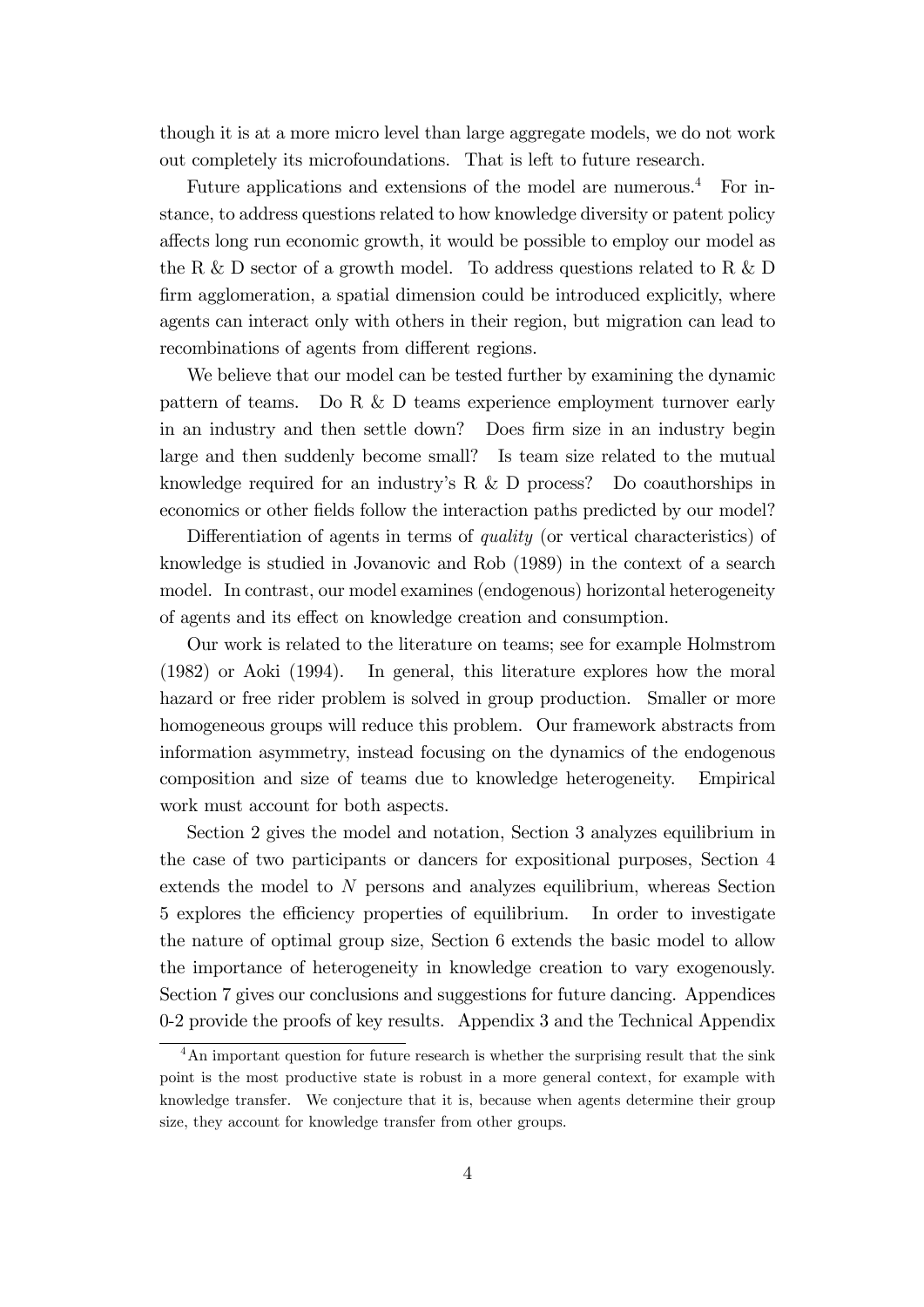though it is at a more micro level than large aggregate models, we do not work out completely its microfoundations. That is left to future research.

Future applications and extensions of the model are numerous.[4] For instance, to address questions related to how knowledge diversity or patent policy affects long run economic growth, it would be possible to employ our model as the R & D sector of a growth model. To address questions related to R & D firm agglomeration, a spatial dimension could be introduced explicitly, where agents can interact only with others in their region, but migration can lead to recombinations of agents from different regions.

We believe that our model can be tested further by examining the dynamic pattern of teams. Do R & D teams experience employment turnover early in an industry and then settle down? Does firm size in an industry begin large and then suddenly become small? Is team size related to the mutual knowledge required for an industry's R & D process? Do coauthorships in economics or other fields follow the interaction paths predicted by our model?

Differentiation of agents in terms of *quality* (or vertical characteristics) of knowledge is studied in Jovanovic and Rob (1989) in the context of a search model. In contrast, our model examines (endogenous) horizontal heterogeneity of agents and its effect on knowledge creation and consumption.

Our work is related to the literature on teams; see for example Holmstrom (1982) or Aoki (1994). In general, this literature explores how the moral hazard or free rider problem is solved in group production. Smaller or more homogeneous groups will reduce this problem. Our framework abstracts from information asymmetry, instead focusing on the dynamics of the endogenous composition and size of teams due to knowledge heterogeneity. Empirical work must account for both aspects.

Section 2 gives the model and notation, Section 3 analyzes equilibrium in the case of two participants or dancers for expositional purposes, Section 4 extends the model to $N$ persons and analyzes equilibrium, whereas Section 5 explores the efficiency properties of equilibrium. In order to investigate the nature of optimal group size, Section 6 extends the basic model to allow the importance of heterogeneity in knowledge creation to vary exogenously. Section 7 gives our conclusions and suggestions for future dancing. Appendices 0-2 provide the proofs of key results. Appendix 3 and the Technical Appendix

[4] An important question for future research is whether the surprising result that the sink point is the most productive state is robust in a more general context, for example with knowledge transfer. We conjecture that it is, because when agents determine their group size, they account for knowledge transfer from other groups.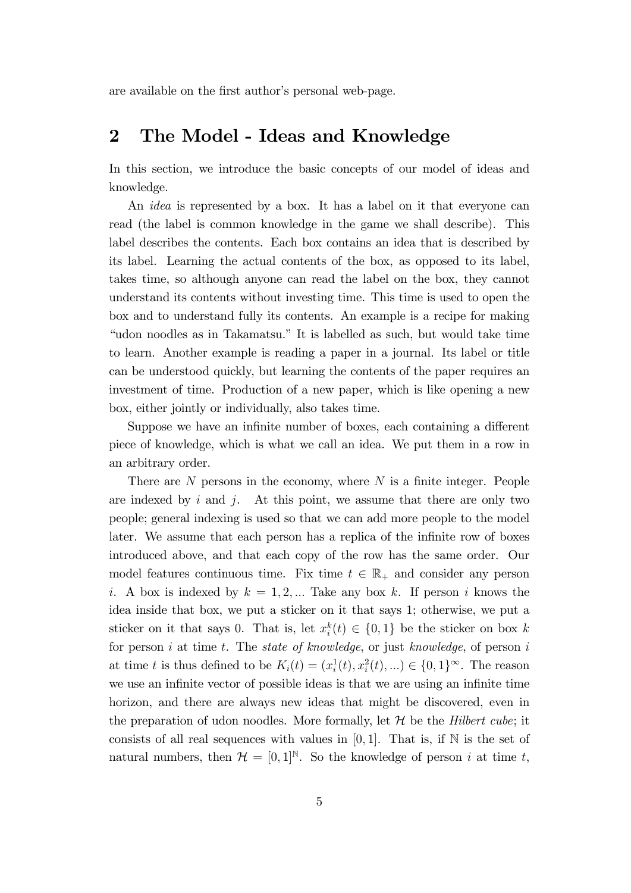are available on the first author's personal web-page.

## 2 The Model - Ideas and Knowledge

In this section, we introduce the basic concepts of our model of ideas and knowledge.

An *idea* is represented by a box. It has a label on it that everyone can read (the label is common knowledge in the game we shall describe). This label describes the contents. Each box contains an idea that is described by its label. Learning the actual contents of the box, as opposed to its label, takes time, so although anyone can read the label on the box, they cannot understand its contents without investing time. This time is used to open the box and to understand fully its contents. An example is a recipe for making "udon noodles as in Takamatsu." It is labelled as such, but would take time to learn. Another example is reading a paper in a journal. Its label or title can be understood quickly, but learning the contents of the paper requires an investment of time. Production of a new paper, which is like opening a new box, either jointly or individually, also takes time.

Suppose we have an infinite number of boxes, each containing a different piece of knowledge, which is what we call an idea. We put them in a row in an arbitrary order.

There are $N$ persons in the economy, where $N$ is a finite integer. People are indexed by $i$ and $j$. At this point, we assume that there are only two people; general indexing is used so that we can add more people to the model later. We assume that each person has a replica of the infinite row of boxes introduced above, and that each copy of the row has the same order. Our model features continuous time. Fix time $t \in \mathbb{R}_+$ and consider any person $i$. A box is indexed by $k = 1, 2, ...$ Take any box $k$. If person $i$ knows the idea inside that box, we put a sticker on it that says 1; otherwise, we put a sticker on it that says 0. That is, let $x_i^k(t) \in \{0, 1\}$ be the sticker on box $k$ for person $i$ at time $t$. The *state of knowledge*, or just *knowledge*, of person $i$ at time $t$ is thus defined to be $K_i(t) = (x_i^1(t), x_i^2(t), ...) \in \{0, 1\}^\infty$. The reason we use an infinite vector of possible ideas is that we are using an infinite time horizon, and there are always new ideas that might be discovered, even in the preparation of udon noodles. More formally, let $\mathcal{H}$ be the *Hilbert cube*; it consists of all real sequences with values in $[0, 1]$. That is, if $\mathbb{N}$ is the set of natural numbers, then $\mathcal{H} = [0, 1]^{\mathbb{N}}$. So the knowledge of person $i$ at time $t$,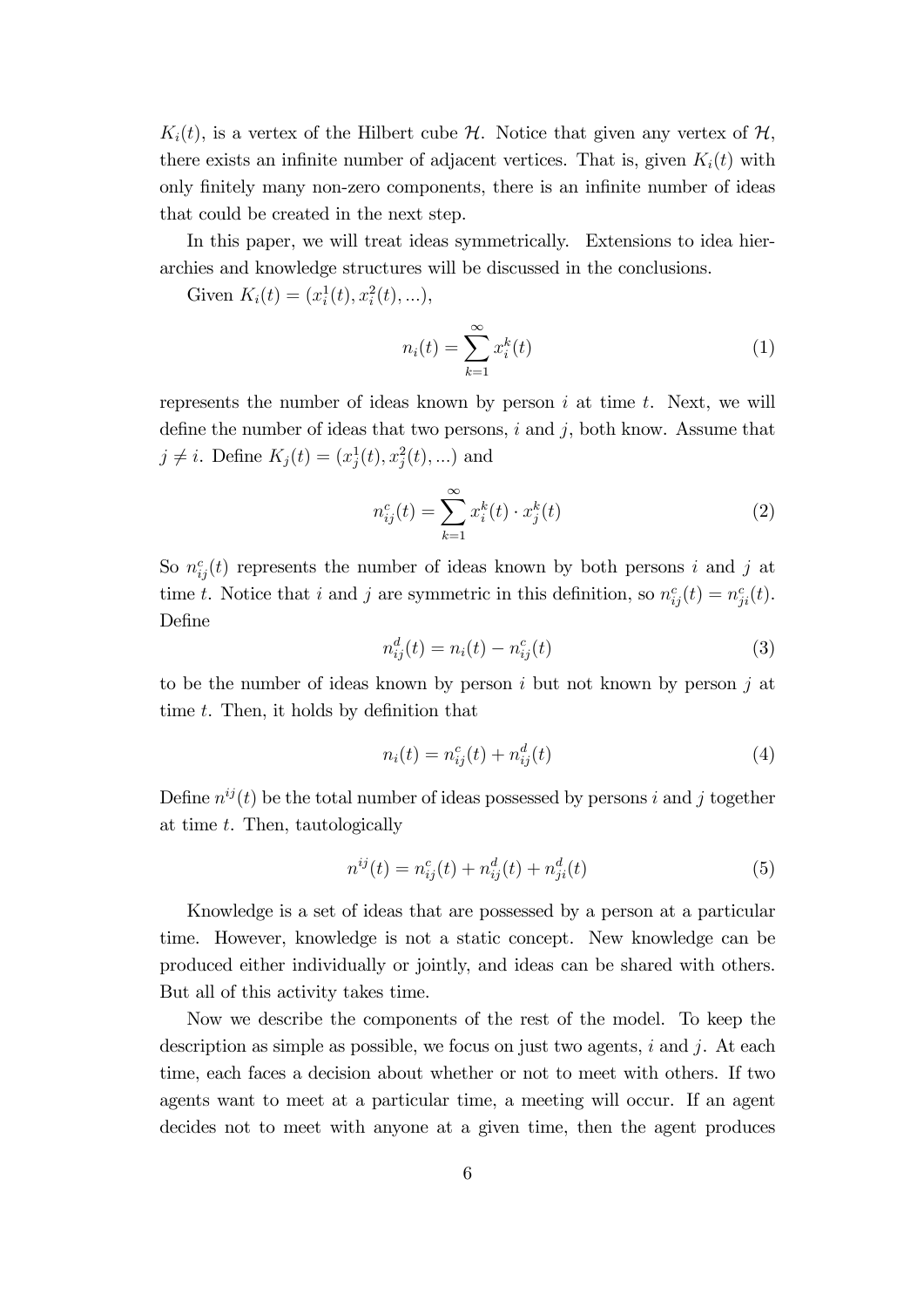$K_i(t)$, is a vertex of the Hilbert cube $\mathcal{H}$. Notice that given any vertex of $\mathcal{H}$, there exists an infinite number of adjacent vertices. That is, given $K_i(t)$ with only finitely many non-zero components, there is an infinite number of ideas that could be created in the next step.

In this paper, we will treat ideas symmetrically. Extensions to idea hierarchies and knowledge structures will be discussed in the conclusions.

Given $K_i(t) = (x_i^1(t), x_i^2(t), ...)$,

$$n_i(t) = \sum_{k=1}^{\infty} x_i^k(t) \tag{1}$$

represents the number of ideas known by person $i$ at time $t$. Next, we will define the number of ideas that two persons, $i$ and $j$, both know. Assume that $j \neq i$. Define $K_j(t) = (x_j^1(t), x_j^2(t), ...)$ and

$$n_{ij}^c(t) = \sum_{k=1}^{\infty} x_i^k(t) \cdot x_j^k(t) \tag{2}$$

So $n_{ij}^c(t)$ represents the number of ideas known by both persons $i$ and $j$ at time $t$. Notice that $i$ and $j$ are symmetric in this definition, so $n_{ij}^c(t) = n_{ji}^c(t)$. Define

$$n_{ij}^d(t) = n_i(t) - n_{ij}^c(t) \tag{3}$$

to be the number of ideas known by person $i$ but not known by person $j$ at time $t$. Then, it holds by definition that

$$n_i(t) = n_{ij}^c(t) + n_{ij}^d(t) \tag{4}$$

Define $n^{ij}(t)$ be the total number of ideas possessed by persons $i$ and $j$ together at time $t$. Then, tautologically

$$n^{ij}(t) = n_{ij}^c(t) + n_{ij}^d(t) + n_{ji}^d(t) \tag{5}$$

Knowledge is a set of ideas that are possessed by a person at a particular time. However, knowledge is not a static concept. New knowledge can be produced either individually or jointly, and ideas can be shared with others. But all of this activity takes time.

Now we describe the components of the rest of the model. To keep the description as simple as possible, we focus on just two agents, $i$ and $j$. At each time, each faces a decision about whether or not to meet with others. If two agents want to meet at a particular time, a meeting will occur. If an agent decides not to meet with anyone at a given time, then the agent produces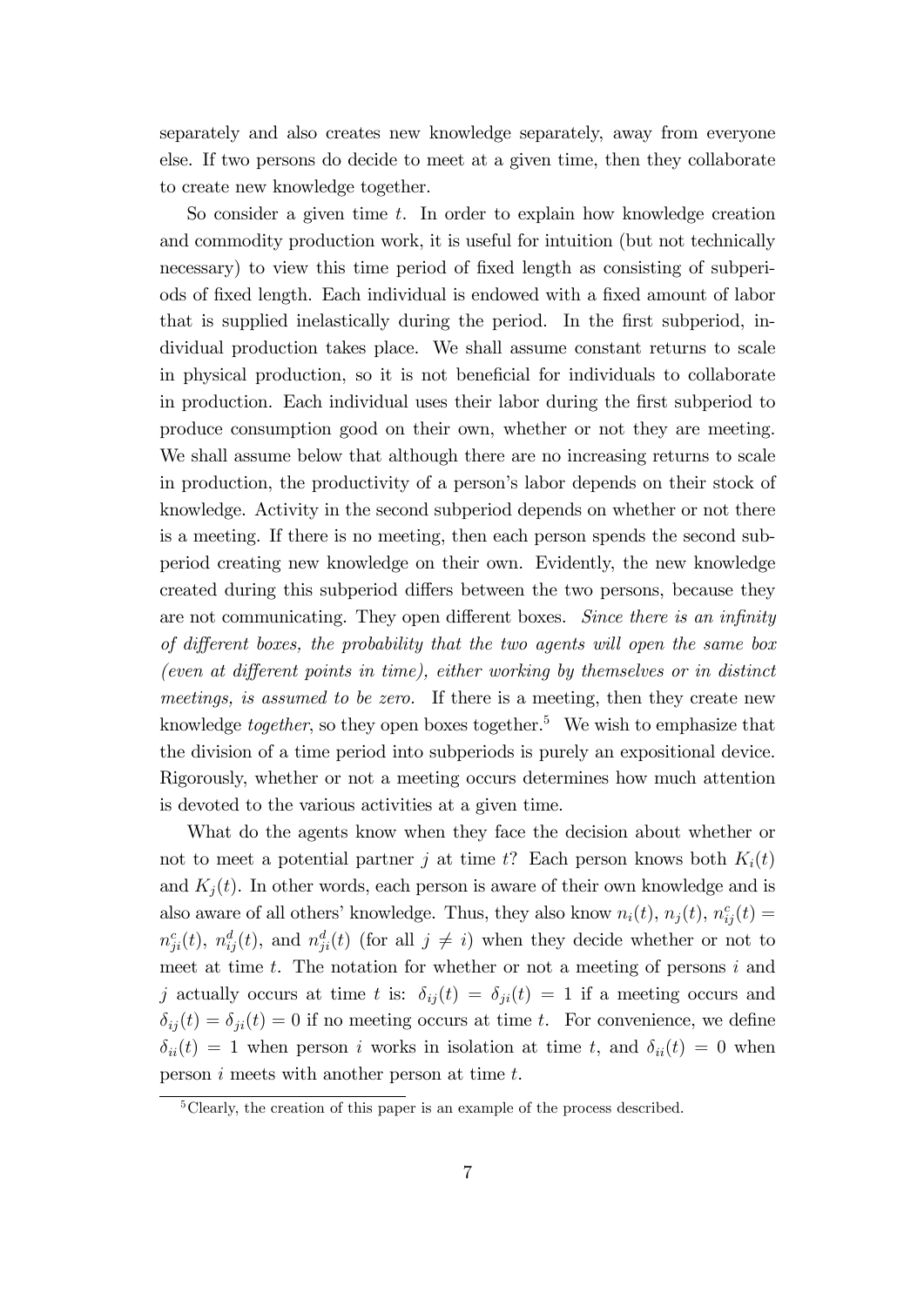separately and also creates new knowledge separately, away from everyone else. If two persons do decide to meet at a given time, then they collaborate to create new knowledge together.

So consider a given time $t$. In order to explain how knowledge creation and commodity production work, it is useful for intuition (but not technically necessary) to view this time period of fixed length as consisting of subperiods of fixed length. Each individual is endowed with a fixed amount of labor that is supplied inelastically during the period. In the first subperiod, individual production takes place. We shall assume constant returns to scale in physical production, so it is not beneficial for individuals to collaborate in production. Each individual uses their labor during the first subperiod to produce consumption good on their own, whether or not they are meeting. We shall assume below that although there are no increasing returns to scale in production, the productivity of a person's labor depends on their stock of knowledge. Activity in the second subperiod depends on whether or not there is a meeting. If there is no meeting, then each person spends the second subperiod creating new knowledge on their own. Evidently, the new knowledge created during this subperiod differs between the two persons, because they are not communicating. They open different boxes. *Since there is an infinity of different boxes, the probability that the two agents will open the same box (even at different points in time), either working by themselves or in distinct meetings, is assumed to be zero.* If there is a meeting, then they create new knowledge *together*, so they open boxes together.[5] We wish to emphasize that the division of a time period into subperiods is purely an expositional device. Rigorously, whether or not a meeting occurs determines how much attention is devoted to the various activities at a given time.

What do the agents know when they face the decision about whether or not to meet a potential partner $j$ at time $t$? Each person knows both $K_i(t)$ and $K_j(t)$. In other words, each person is aware of their own knowledge and is also aware of all others' knowledge. Thus, they also know $n_i(t)$, $n_j(t)$, $n_{ij}^c(t) = n_{ji}^c(t)$, $n_{ij}^d(t)$, and $n_{ji}^d(t)$ (for all $j \neq i$) when they decide whether or not to meet at time $t$. The notation for whether or not a meeting of persons $i$ and $j$ actually occurs at time $t$ is: $\delta_{ij}(t) = \delta_{ji}(t) = 1$ if a meeting occurs and $\delta_{ij}(t) = \delta_{ji}(t) = 0$ if no meeting occurs at time $t$. For convenience, we define $\delta_{ii}(t) = 1$ when person $i$ works in isolation at time $t$, and $\delta_{ii}(t) = 0$ when person $i$ meets with another person at time $t$.

[5] Clearly, the creation of this paper is an example of the process described.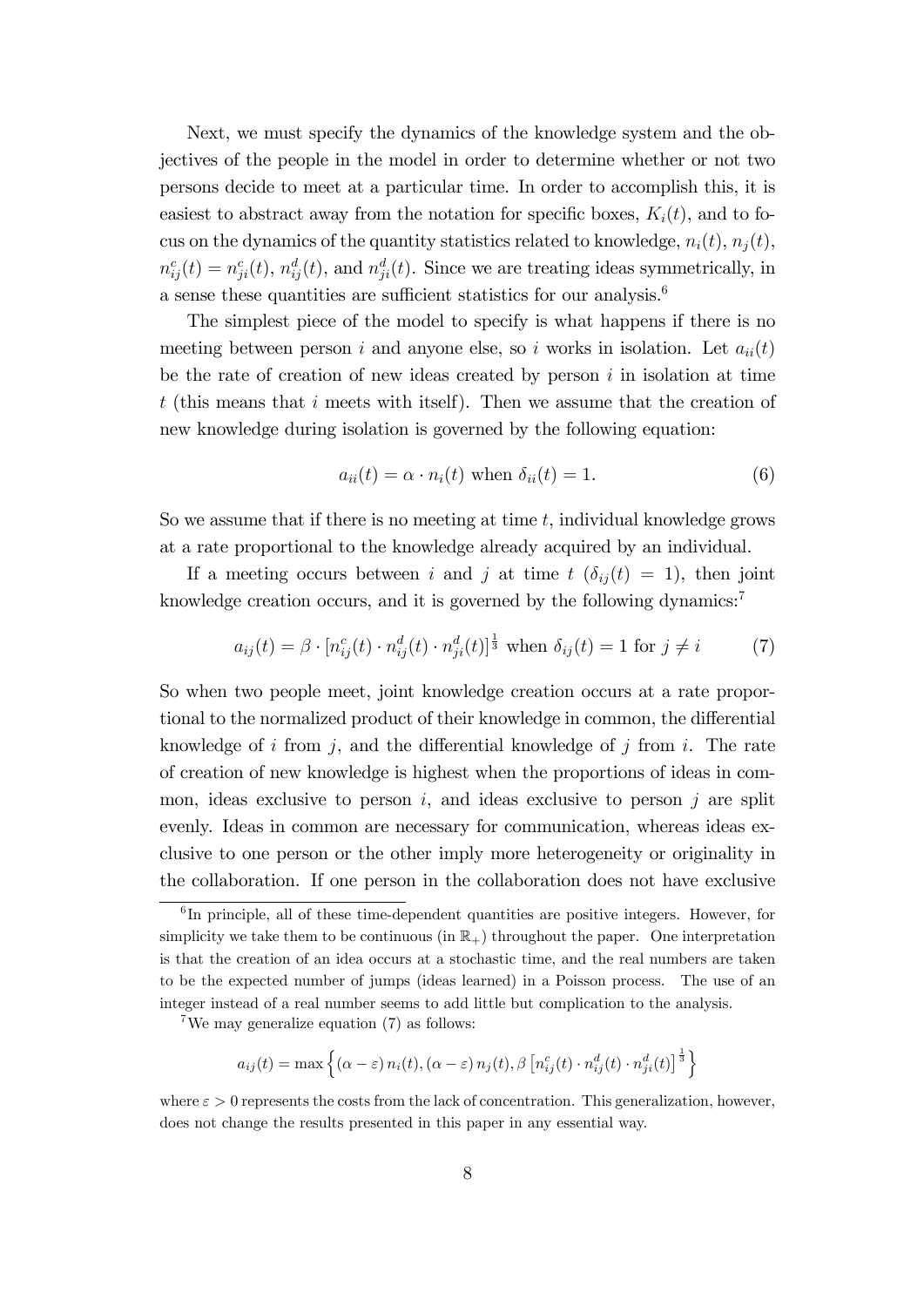Next, we must specify the dynamics of the knowledge system and the objectives of the people in the model in order to determine whether or not two persons decide to meet at a particular time. In order to accomplish this, it is easiest to abstract away from the notation for specific boxes, $K_i(t)$, and to focus on the dynamics of the quantity statistics related to knowledge, $n_i(t)$, $n_j(t)$, $n_{ij}^c(t) = n_{ji}^c(t)$, $n_{ij}^d(t)$, and $n_{ji}^d(t)$. Since we are treating ideas symmetrically, in a sense these quantities are sufficient statistics for our analysis.[6]

The simplest piece of the model to specify is what happens if there is no meeting between person $i$ and anyone else, so $i$ works in isolation. Let $a_{ii}(t)$ be the rate of creation of new ideas created by person $i$ in isolation at time $t$ (this means that $i$ meets with itself). Then we assume that the creation of new knowledge during isolation is governed by the following equation:

$$a_{ii}(t) = \alpha \cdot n_i(t) \text{ when } \delta_{ii}(t) = 1. \tag{6}$$

So we assume that if there is no meeting at time $t$, individual knowledge grows at a rate proportional to the knowledge already acquired by an individual.

If a meeting occurs between $i$ and $j$ at time $t$ ($\delta_{ij}(t) = 1$), then joint knowledge creation occurs, and it is governed by the following dynamics:[7]

$$a_{ij}(t) = \beta \cdot [n_{ij}^c(t) \cdot n_{ij}^d(t) \cdot n_{ji}^d(t)]^{\frac{1}{3}} \text{ when } \delta_{ij}(t) = 1 \text{ for } j \neq i \tag{7}$$

So when two people meet, joint knowledge creation occurs at a rate proportional to the normalized product of their knowledge in common, the differential knowledge of $i$ from $j$, and the differential knowledge of $j$ from $i$. The rate of creation of new knowledge is highest when the proportions of ideas in common, ideas exclusive to person $i$, and ideas exclusive to person $j$ are split evenly. Ideas in common are necessary for communication, whereas ideas exclusive to one person or the other imply more heterogeneity or originality in the collaboration. If one person in the collaboration does not have exclusive

[6] In principle, all of these time-dependent quantities are positive integers. However, for simplicity we take them to be continuous (in $\mathbb{R}_+$) throughout the paper. One interpretation is that the creation of an idea occurs at a stochastic time, and the real numbers are taken to be the expected number of jumps (ideas learned) in a Poisson process. The use of an integer instead of a real number seems to add little but complication to the analysis.

[7] We may generalize equation (7) as follows:

$$a_{ij}(t) = \max\left\{ (\alpha - \varepsilon)\, n_i(t), (\alpha - \varepsilon)\, n_j(t), \beta \left[ n_{ij}^c(t) \cdot n_{ij}^d(t) \cdot n_{ji}^d(t) \right]^{\frac{1}{3}} \right\}$$

where $\varepsilon > 0$ represents the costs from the lack of concentration. This generalization, however, does not change the results presented in this paper in any essential way.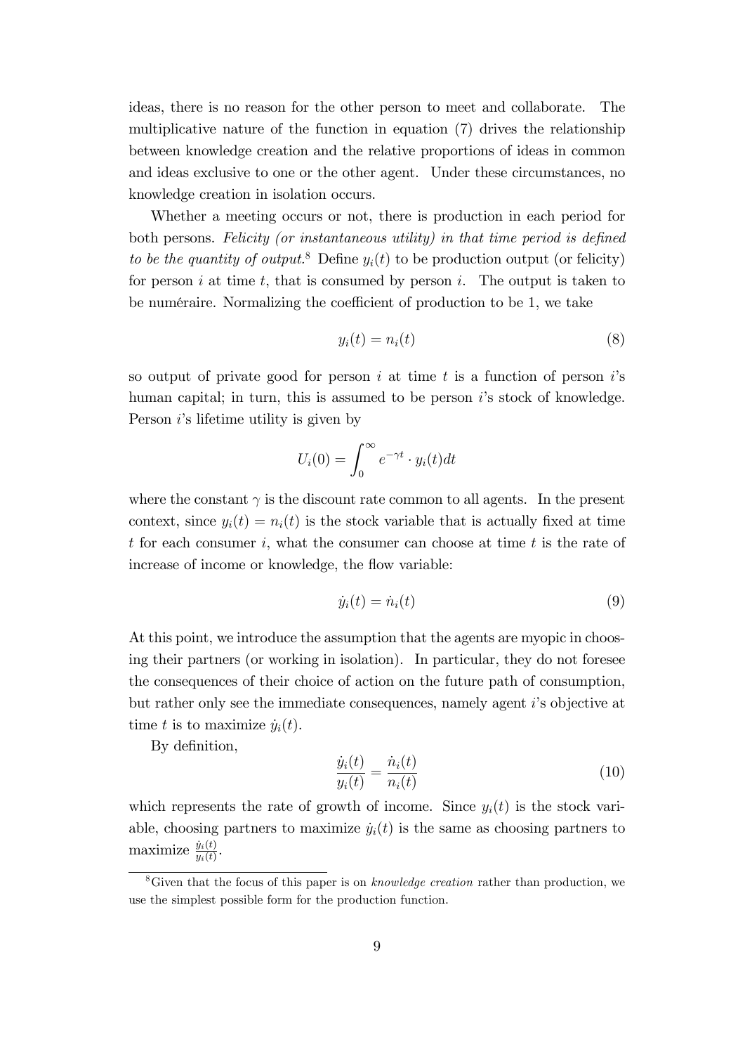ideas, there is no reason for the other person to meet and collaborate. The multiplicative nature of the function in equation (7) drives the relationship between knowledge creation and the relative proportions of ideas in common and ideas exclusive to one or the other agent. Under these circumstances, no knowledge creation in isolation occurs.

Whether a meeting occurs or not, there is production in each period for both persons. *Felicity (or instantaneous utility) in that time period is defined to be the quantity of output.*[8] Define $y_i(t)$ to be production output (or felicity) for person $i$ at time $t$, that is consumed by person $i$. The output is taken to be numéraire. Normalizing the coefficient of production to be 1, we take

$$y_i(t) = n_i(t) \tag{8}$$

so output of private good for person $i$ at time $t$ is a function of person $i$'s human capital; in turn, this is assumed to be person $i$'s stock of knowledge. Person $i$'s lifetime utility is given by

$$U_i(0) = \int_0^\infty e^{-\gamma t} \cdot y_i(t) dt$$

where the constant $\gamma$ is the discount rate common to all agents. In the present context, since $y_i(t) = n_i(t)$ is the stock variable that is actually fixed at time $t$ for each consumer $i$, what the consumer can choose at time $t$ is the rate of increase of income or knowledge, the flow variable:

$$\dot{y}_i(t) = \dot{n}_i(t) \tag{9}$$

At this point, we introduce the assumption that the agents are myopic in choosing their partners (or working in isolation). In particular, they do not foresee the consequences of their choice of action on the future path of consumption, but rather only see the immediate consequences, namely agent $i$'s objective at time $t$ is to maximize $\dot{y}_i(t)$.

By definition,

$$\frac{\dot{y}_i(t)}{y_i(t)} = \frac{\dot{n}_i(t)}{n_i(t)} \tag{10}$$

which represents the rate of growth of income. Since $y_i(t)$ is the stock variable, choosing partners to maximize $\dot{y}_i(t)$ is the same as choosing partners to maximize $\frac{\dot{y}_i(t)}{y_i(t)}$.

[8] Given that the focus of this paper is on *knowledge creation* rather than production, we use the simplest possible form for the production function.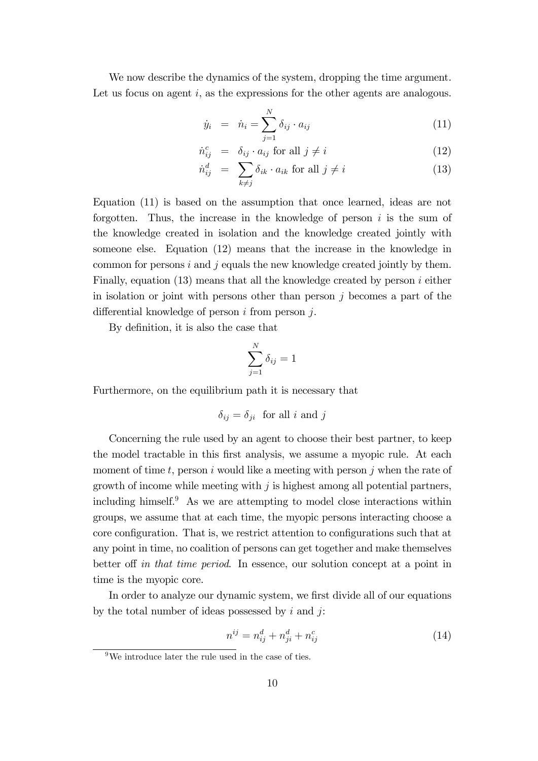We now describe the dynamics of the system, dropping the time argument. Let us focus on agent $i$, as the expressions for the other agents are analogous.

$$\dot{y}_i = \dot{n}_i = \sum_{j=1}^{N} \delta_{ij} \cdot a_{ij} \tag{11}$$

$$\dot{n}_{ij}^c = \delta_{ij} \cdot a_{ij} \text{ for all } j \neq i \tag{12}$$

$$\dot{n}_{ij}^d = \sum_{k \neq j} \delta_{ik} \cdot a_{ik} \text{ for all } j \neq i \tag{13}$$

Equation (11) is based on the assumption that once learned, ideas are not forgotten. Thus, the increase in the knowledge of person $i$ is the sum of the knowledge created in isolation and the knowledge created jointly with someone else. Equation (12) means that the increase in the knowledge in common for persons $i$ and $j$ equals the new knowledge created jointly by them. Finally, equation (13) means that all the knowledge created by person $i$ either in isolation or joint with persons other than person $j$ becomes a part of the differential knowledge of person $i$ from person $j$.

By definition, it is also the case that

$$\sum_{j=1}^{N} \delta_{ij} = 1$$

Furthermore, on the equilibrium path it is necessary that

$$\delta_{ij} = \delta_{ji} \text{ for all } i \text{ and } j$$

Concerning the rule used by an agent to choose their best partner, to keep the model tractable in this first analysis, we assume a myopic rule. At each moment of time $t$, person $i$ would like a meeting with person $j$ when the rate of growth of income while meeting with $j$ is highest among all potential partners, including himself.[9] As we are attempting to model close interactions within groups, we assume that at each time, the myopic persons interacting choose a core configuration. That is, we restrict attention to configurations such that at any point in time, no coalition of persons can get together and make themselves better off *in that time period*. In essence, our solution concept at a point in time is the myopic core.

In order to analyze our dynamic system, we first divide all of our equations by the total number of ideas possessed by $i$ and $j$:

$$n^{ij} = n_{ij}^d + n_{ji}^d + n_{ij}^c \tag{14}$$

[9] We introduce later the rule used in the case of ties.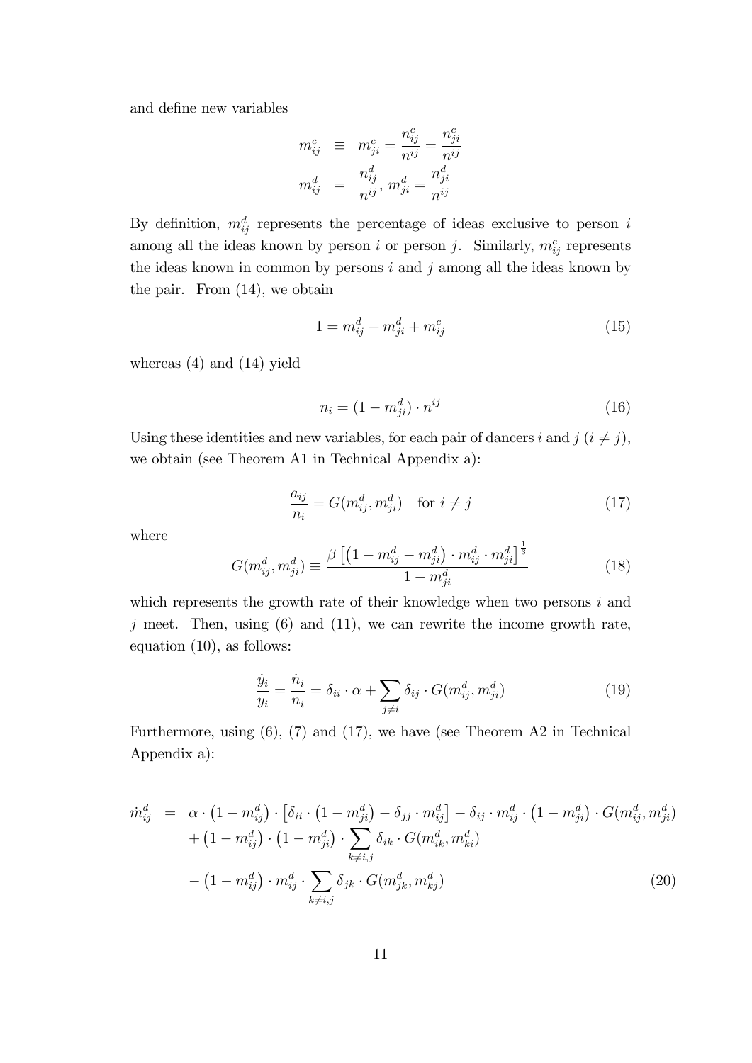and define new variables

$$
\begin{aligned}
m_{ij}^{c} &\equiv m_{ji}^{c} = \frac{n_{ij}^{c}}{n^{ij}} = \frac{n_{ji}^{c}}{n^{ij}} \\
m_{ij}^{d} &= \frac{n_{ij}^{d}}{n^{ij}},\ m_{ji}^{d} = \frac{n_{ji}^{d}}{n^{ij}}
\end{aligned}
$$

By definition, $m_{ij}^{d}$ represents the percentage of ideas exclusive to person $i$ among all the ideas known by person $i$ or person $j$. Similarly, $m_{ij}^{c}$ represents the ideas known in common by persons $i$ and $j$ among all the ideas known by the pair. From (14), we obtain

$$
1 = m_{ij}^{d} + m_{ji}^{d} + m_{ij}^{c} \tag{15}
$$

whereas (4) and (14) yield

$$
n_i = (1 - m_{ji}^{d}) \cdot n^{ij} \tag{16}
$$

Using these identities and new variables, for each pair of dancers $i$ and $j$ ($i \neq j$), we obtain (see Theorem A1 in Technical Appendix a):

$$
\frac{a_{ij}}{n_i} = G(m_{ij}^{d}, m_{ji}^{d}) \quad \text{for } i \neq j \tag{17}
$$

where

$$
G(m_{ij}^{d}, m_{ji}^{d}) \equiv \frac{\beta \left[ \left(1 - m_{ij}^{d} - m_{ji}^{d}\right) \cdot m_{ij}^{d} \cdot m_{ji}^{d} \right]^{\frac{1}{3}}}{1 - m_{ji}^{d}} \tag{18}
$$

which represents the growth rate of their knowledge when two persons $i$ and $j$ meet. Then, using (6) and (11), we can rewrite the income growth rate, equation (10), as follows:

$$
\frac{\dot{y}_i}{y_i} = \frac{\dot{n}_i}{n_i} = \delta_{ii} \cdot \alpha + \sum_{j \neq i} \delta_{ij} \cdot G(m_{ij}^{d}, m_{ji}^{d}) \tag{19}
$$

Furthermore, using (6), (7) and (17), we have (see Theorem A2 in Technical Appendix a):

$$
\begin{aligned}
\dot{m}_{ij}^{d} &= \alpha \cdot \left(1 - m_{ij}^{d}\right) \cdot \left[\delta_{ii} \cdot \left(1 - m_{ji}^{d}\right) - \delta_{jj} \cdot m_{ij}^{d}\right] - \delta_{ij} \cdot m_{ij}^{d} \cdot \left(1 - m_{ji}^{d}\right) \cdot G(m_{ij}^{d}, m_{ji}^{d}) \\
&\quad + \left(1 - m_{ij}^{d}\right) \cdot \left(1 - m_{ji}^{d}\right) \cdot \sum_{k \neq i,j} \delta_{ik} \cdot G(m_{ik}^{d}, m_{ki}^{d}) \\
&\quad - \left(1 - m_{ij}^{d}\right) \cdot m_{ij}^{d} \cdot \sum_{k \neq i,j} \delta_{jk} \cdot G(m_{jk}^{d}, m_{kj}^{d})
\end{aligned} \tag{20}
$$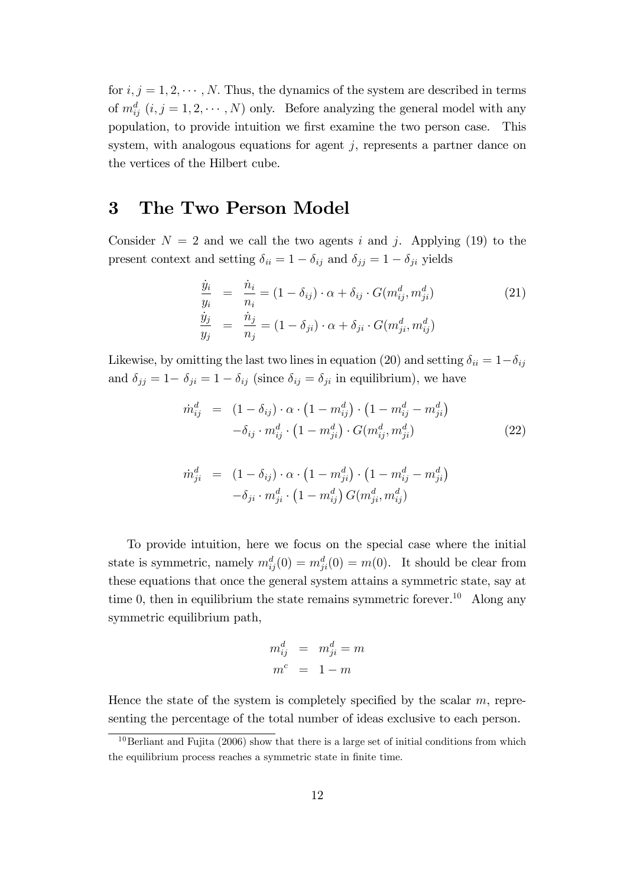for $i, j = 1, 2, \cdots, N$. Thus, the dynamics of the system are described in terms of $m_{ij}^d$ $(i, j = 1, 2, \cdots, N)$ only. Before analyzing the general model with any population, to provide intuition we first examine the two person case. This system, with analogous equations for agent $j$, represents a partner dance on the vertices of the Hilbert cube.

# 3 The Two Person Model

Consider $N = 2$ and we call the two agents $i$ and $j$. Applying (19) to the present context and setting $\delta_{ii} = 1 - \delta_{ij}$ and $\delta_{jj} = 1 - \delta_{ji}$ yields

$$
\begin{aligned}
\frac{\dot{y}_i}{y_i} &= \frac{\dot{n}_i}{n_i} = (1 - \delta_{ij}) \cdot \alpha + \delta_{ij} \cdot G(m_{ij}^d, m_{ji}^d) \\
\frac{\dot{y}_j}{y_j} &= \frac{\dot{n}_j}{n_j} = (1 - \delta_{ji}) \cdot \alpha + \delta_{ji} \cdot G(m_{ji}^d, m_{ij}^d)
\end{aligned}
\tag{21}
$$

Likewise, by omitting the last two lines in equation (20) and setting $\delta_{ii} = 1 - \delta_{ij}$ and $\delta_{jj} = 1 - \delta_{ji} = 1 - \delta_{ij}$ (since $\delta_{ij} = \delta_{ji}$ in equilibrium), we have

$$
\begin{aligned}
\dot{m}_{ij}^d &= (1 - \delta_{ij}) \cdot \alpha \cdot \left(1 - m_{ij}^d\right) \cdot \left(1 - m_{ij}^d - m_{ji}^d\right) \\
&\quad - \delta_{ij} \cdot m_{ij}^d \cdot \left(1 - m_{ji}^d\right) \cdot G(m_{ij}^d, m_{ji}^d)
\end{aligned}
\tag{22}
$$

$$
\begin{aligned}
\dot{m}_{ji}^d &= (1 - \delta_{ij}) \cdot \alpha \cdot \left(1 - m_{ji}^d\right) \cdot \left(1 - m_{ij}^d - m_{ji}^d\right) \\
&\quad - \delta_{ji} \cdot m_{ji}^d \cdot \left(1 - m_{ij}^d\right) G(m_{ji}^d, m_{ij}^d)
\end{aligned}
$$

To provide intuition, here we focus on the special case where the initial state is symmetric, namely $m_{ij}^d(0) = m_{ji}^d(0) = m(0)$. It should be clear from these equations that once the general system attains a symmetric state, say at time 0, then in equilibrium the state remains symmetric forever.[10] Along any symmetric equilibrium path,

$$
\begin{aligned}
m_{ij}^d &= m_{ji}^d = m \\
m^c &= 1 - m
\end{aligned}
$$

Hence the state of the system is completely specified by the scalar $m$, representing the percentage of the total number of ideas exclusive to each person.

[10] Berliant and Fujita (2006) show that there is a large set of initial conditions from which the equilibrium process reaches a symmetric state in finite time.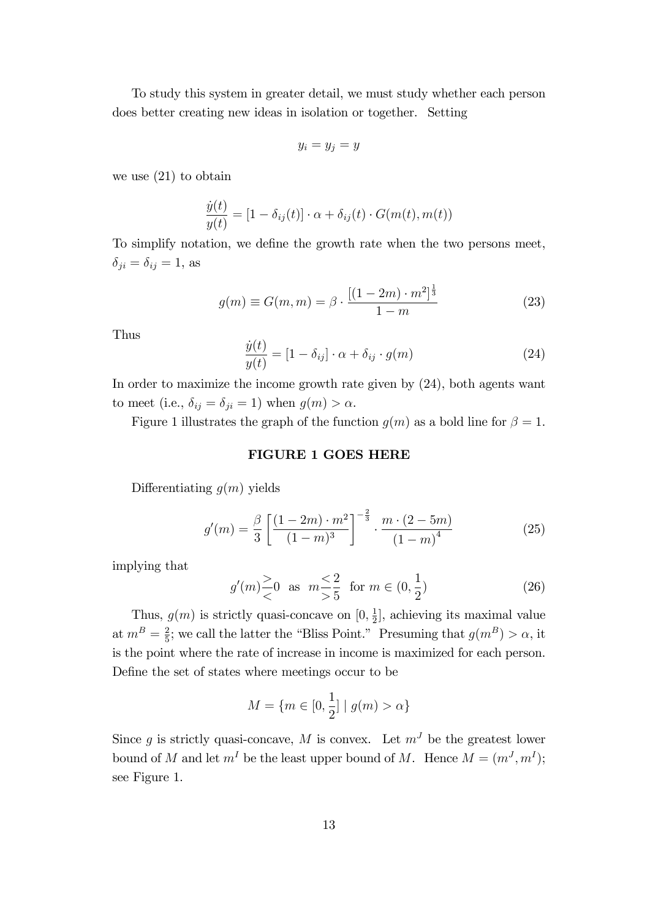To study this system in greater detail, we must study whether each person does better creating new ideas in isolation or together. Setting

$$y_i = y_j = y$$

we use (21) to obtain

$$\frac{\dot{y}(t)}{y(t)} = [1 - \delta_{ij}(t)] \cdot \alpha + \delta_{ij}(t) \cdot G(m(t), m(t))$$

To simplify notation, we define the growth rate when the two persons meet, $\delta_{ji} = \delta_{ij} = 1$, as

$$g(m) \equiv G(m, m) = \beta \cdot \frac{[(1 - 2m) \cdot m^2]^{\frac{1}{3}}}{1 - m} \tag{23}$$

Thus

$$\frac{\dot{y}(t)}{y(t)} = [1 - \delta_{ij}] \cdot \alpha + \delta_{ij} \cdot g(m) \tag{24}$$

In order to maximize the income growth rate given by (24), both agents want to meet (i.e., $\delta_{ij} = \delta_{ji} = 1$) when $g(m) > \alpha$.

Figure 1 illustrates the graph of the function $g(m)$ as a bold line for $\beta = 1$.

**FIGURE 1 GOES HERE**

Differentiating $g(m)$ yields

$$g'(m) = \frac{\beta}{3} \left[ \frac{(1 - 2m) \cdot m^2}{(1 - m)^3} \right]^{-\frac{2}{3}} \cdot \frac{m \cdot (2 - 5m)}{(1 - m)^4} \tag{25}$$

implying that

$$g'(m) \underset{<}{\overset{>}{}} 0 \quad \text{as} \quad m \underset{>}{\overset{<}{}} \frac{2}{5} \quad \text{for } m \in (0, \frac{1}{2}) \tag{26}$$

Thus, $g(m)$ is strictly quasi-concave on $[0, \frac{1}{2}]$, achieving its maximal value at $m^B = \frac{2}{5}$; we call the latter the "Bliss Point." Presuming that $g(m^B) > \alpha$, it is the point where the rate of increase in income is maximized for each person. Define the set of states where meetings occur to be

$$M = \{m \in [0, \frac{1}{2}] \mid g(m) > \alpha\}$$

Since $g$ is strictly quasi-concave, $M$ is convex. Let $m^J$ be the greatest lower bound of $M$ and let $m^I$ be the least upper bound of $M$. Hence $M = (m^J, m^I)$; see Figure 1.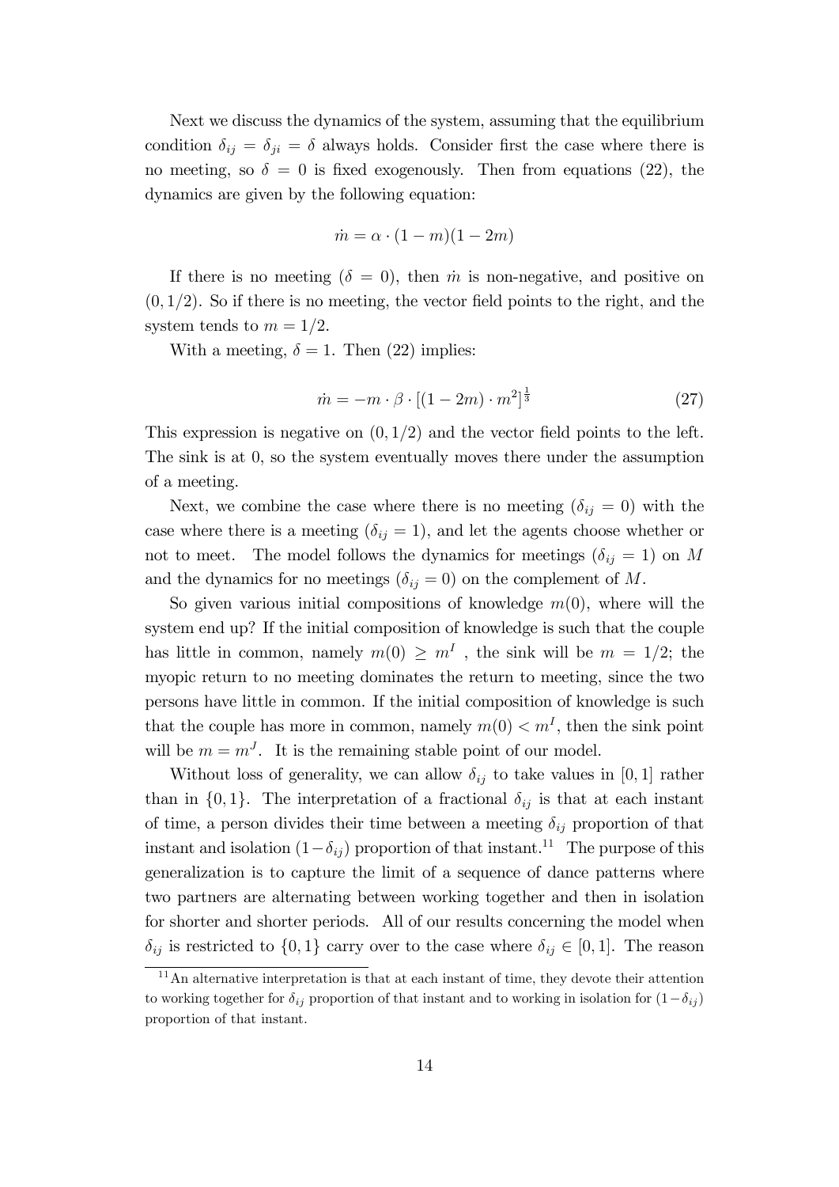Next we discuss the dynamics of the system, assuming that the equilibrium condition $\delta_{ij} = \delta_{ji} = \delta$ always holds. Consider first the case where there is no meeting, so $\delta = 0$ is fixed exogenously. Then from equations (22), the dynamics are given by the following equation:

$$\dot{m} = \alpha \cdot (1 - m)(1 - 2m)$$

If there is no meeting ($\delta = 0$), then $\dot{m}$ is non-negative, and positive on $(0, 1/2)$. So if there is no meeting, the vector field points to the right, and the system tends to $m = 1/2$.

With a meeting, $\delta = 1$. Then (22) implies:

$$\dot{m} = -m \cdot \beta \cdot [(1 - 2m) \cdot m^2]^{\frac{1}{3}} \tag{27}$$

This expression is negative on $(0, 1/2)$ and the vector field points to the left. The sink is at 0, so the system eventually moves there under the assumption of a meeting.

Next, we combine the case where there is no meeting ($\delta_{ij} = 0$) with the case where there is a meeting ($\delta_{ij} = 1$), and let the agents choose whether or not to meet. The model follows the dynamics for meetings ($\delta_{ij} = 1$) on $M$ and the dynamics for no meetings ($\delta_{ij} = 0$) on the complement of $M$.

So given various initial compositions of knowledge $m(0)$, where will the system end up? If the initial composition of knowledge is such that the couple has little in common, namely $m(0) \geq m^I$ , the sink will be $m = 1/2$; the myopic return to no meeting dominates the return to meeting, since the two persons have little in common. If the initial composition of knowledge is such that the couple has more in common, namely $m(0) < m^I$, then the sink point will be $m = m^J$. It is the remaining stable point of our model.

Without loss of generality, we can allow $\delta_{ij}$ to take values in $[0, 1]$ rather than in $\{0, 1\}$. The interpretation of a fractional $\delta_{ij}$ is that at each instant of time, a person divides their time between a meeting $\delta_{ij}$ proportion of that instant and isolation $(1-\delta_{ij})$ proportion of that instant.[11] The purpose of this generalization is to capture the limit of a sequence of dance patterns where two partners are alternating between working together and then in isolation for shorter and shorter periods. All of our results concerning the model when $\delta_{ij}$ is restricted to $\{0, 1\}$ carry over to the case where $\delta_{ij} \in [0, 1]$. The reason

[11] An alternative interpretation is that at each instant of time, they devote their attention to working together for $\delta_{ij}$ proportion of that instant and to working in isolation for $(1-\delta_{ij})$ proportion of that instant.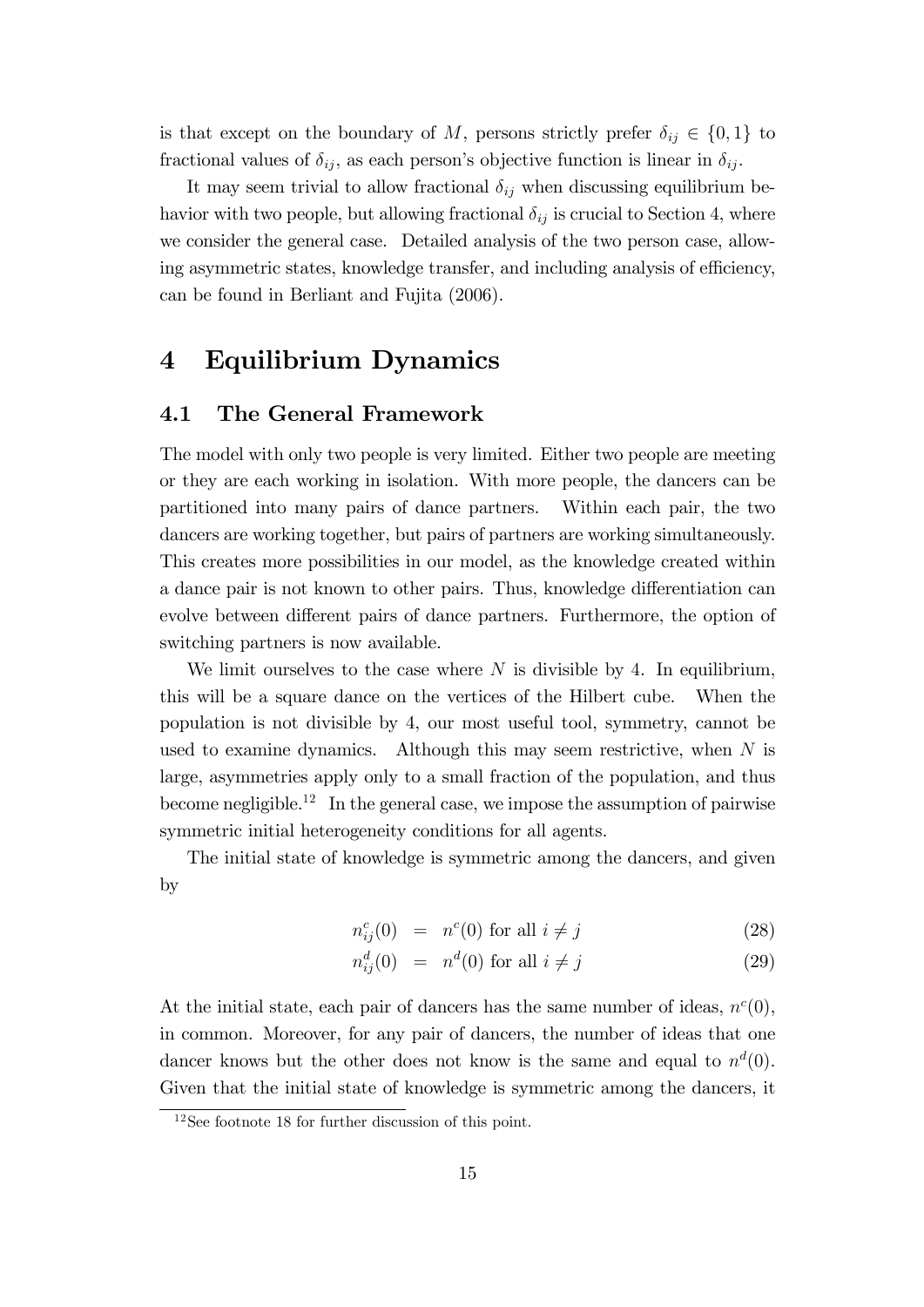is that except on the boundary of $M$, persons strictly prefer $\delta_{ij} \in \{0, 1\}$ to fractional values of $\delta_{ij}$, as each person's objective function is linear in $\delta_{ij}$.

It may seem trivial to allow fractional $\delta_{ij}$ when discussing equilibrium behavior with two people, but allowing fractional $\delta_{ij}$ is crucial to Section 4, where we consider the general case. Detailed analysis of the two person case, allowing asymmetric states, knowledge transfer, and including analysis of efficiency, can be found in Berliant and Fujita (2006).

# 4 Equilibrium Dynamics

## 4.1 The General Framework

The model with only two people is very limited. Either two people are meeting or they are each working in isolation. With more people, the dancers can be partitioned into many pairs of dance partners. Within each pair, the two dancers are working together, but pairs of partners are working simultaneously. This creates more possibilities in our model, as the knowledge created within a dance pair is not known to other pairs. Thus, knowledge differentiation can evolve between different pairs of dance partners. Furthermore, the option of switching partners is now available.

We limit ourselves to the case where $N$ is divisible by 4. In equilibrium, this will be a square dance on the vertices of the Hilbert cube. When the population is not divisible by 4, our most useful tool, symmetry, cannot be used to examine dynamics. Although this may seem restrictive, when $N$ is large, asymmetries apply only to a small fraction of the population, and thus become negligible.[12] In the general case, we impose the assumption of pairwise symmetric initial heterogeneity conditions for all agents.

The initial state of knowledge is symmetric among the dancers, and given by

$$n_{ij}^c(0) = n^c(0) \text{ for all } i \neq j \tag{28}$$

$$n_{ij}^d(0) = n^d(0) \text{ for all } i \neq j \tag{29}$$

At the initial state, each pair of dancers has the same number of ideas, $n^c(0)$, in common. Moreover, for any pair of dancers, the number of ideas that one dancer knows but the other does not know is the same and equal to $n^d(0)$. Given that the initial state of knowledge is symmetric among the dancers, it

[12] See footnote 18 for further discussion of this point.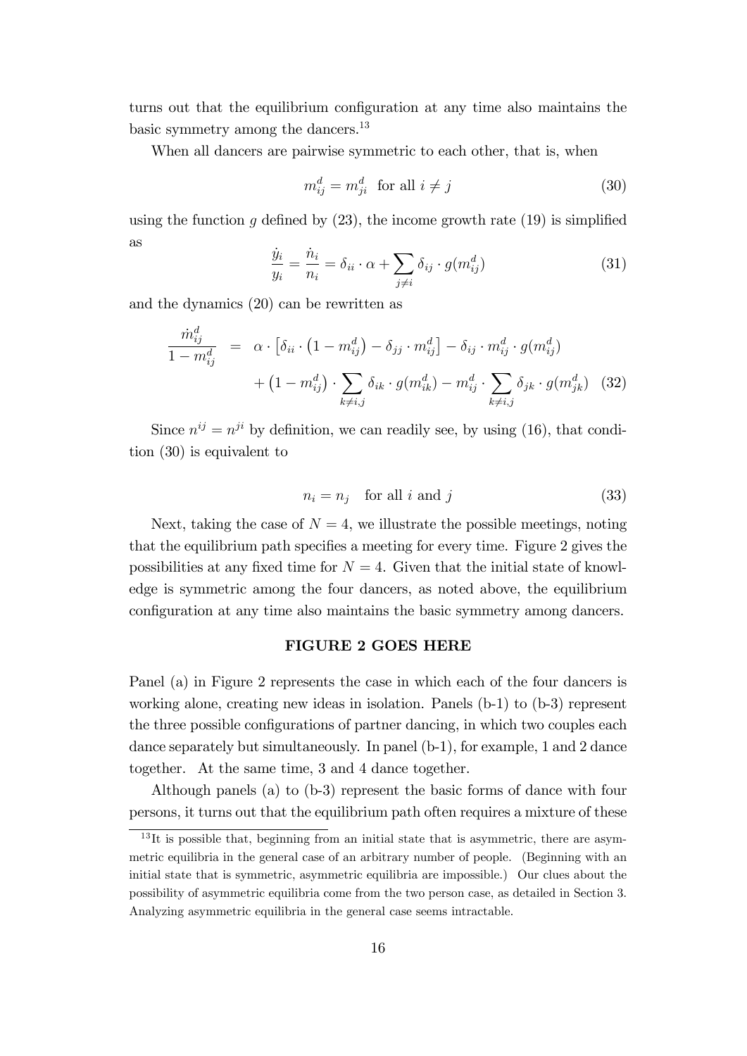turns out that the equilibrium configuration at any time also maintains the basic symmetry among the dancers.[13]

When all dancers are pairwise symmetric to each other, that is, when

$$m_{ij}^d = m_{ji}^d \quad \text{for all } i \neq j \tag{30}$$

using the function $g$ defined by (23), the income growth rate (19) is simplified as

$$\frac{\dot{y}_i}{y_i} = \frac{\dot{n}_i}{n_i} = \delta_{ii} \cdot \alpha + \sum_{j \neq i} \delta_{ij} \cdot g(m_{ij}^d) \tag{31}$$

and the dynamics (20) can be rewritten as

$$\begin{aligned} \frac{\dot{m}_{ij}^d}{1 - m_{ij}^d} &= \alpha \cdot \left[ \delta_{ii} \cdot \left(1 - m_{ij}^d\right) - \delta_{jj} \cdot m_{ij}^d \right] - \delta_{ij} \cdot m_{ij}^d \cdot g(m_{ij}^d) \\ &\quad + \left(1 - m_{ij}^d\right) \cdot \sum_{k \neq i,j} \delta_{ik} \cdot g(m_{ik}^d) - m_{ij}^d \cdot \sum_{k \neq i,j} \delta_{jk} \cdot g(m_{jk}^d) \end{aligned} \tag{32}$$

Since $n^{ij} = n^{ji}$ by definition, we can readily see, by using (16), that condition (30) is equivalent to

$$n_i = n_j \quad \text{for all } i \text{ and } j \tag{33}$$

Next, taking the case of $N = 4$, we illustrate the possible meetings, noting that the equilibrium path specifies a meeting for every time. Figure 2 gives the possibilities at any fixed time for $N = 4$. Given that the initial state of knowledge is symmetric among the four dancers, as noted above, the equilibrium configuration at any time also maintains the basic symmetry among dancers.

**FIGURE 2 GOES HERE**

Panel (a) in Figure 2 represents the case in which each of the four dancers is working alone, creating new ideas in isolation. Panels (b-1) to (b-3) represent the three possible configurations of partner dancing, in which two couples each dance separately but simultaneously. In panel (b-1), for example, 1 and 2 dance together. At the same time, 3 and 4 dance together.

Although panels (a) to (b-3) represent the basic forms of dance with four persons, it turns out that the equilibrium path often requires a mixture of these

[13] It is possible that, beginning from an initial state that is asymmetric, there are asymmetric equilibria in the general case of an arbitrary number of people. (Beginning with an initial state that is symmetric, asymmetric equilibria are impossible.) Our clues about the possibility of asymmetric equilibria come from the two person case, as detailed in Section 3. Analyzing asymmetric equilibria in the general case seems intractable.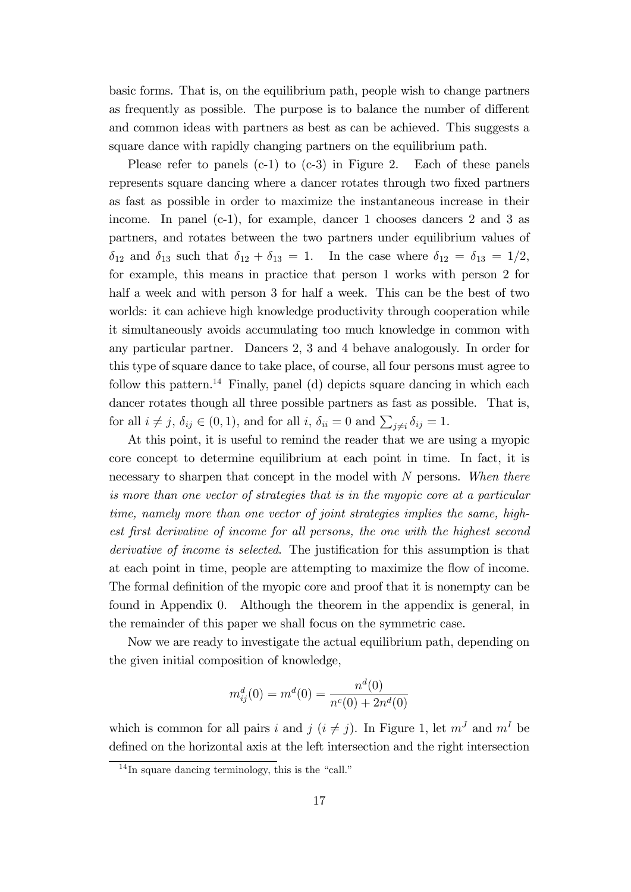basic forms. That is, on the equilibrium path, people wish to change partners as frequently as possible. The purpose is to balance the number of different and common ideas with partners as best as can be achieved. This suggests a square dance with rapidly changing partners on the equilibrium path.

Please refer to panels (c-1) to (c-3) in Figure 2. Each of these panels represents square dancing where a dancer rotates through two fixed partners as fast as possible in order to maximize the instantaneous increase in their income. In panel (c-1), for example, dancer 1 chooses dancers 2 and 3 as partners, and rotates between the two partners under equilibrium values of $\delta_{12}$ and $\delta_{13}$ such that $\delta_{12} + \delta_{13} = 1$. In the case where $\delta_{12} = \delta_{13} = 1/2$, for example, this means in practice that person 1 works with person 2 for half a week and with person 3 for half a week. This can be the best of two worlds: it can achieve high knowledge productivity through cooperation while it simultaneously avoids accumulating too much knowledge in common with any particular partner. Dancers 2, 3 and 4 behave analogously. In order for this type of square dance to take place, of course, all four persons must agree to follow this pattern.[14] Finally, panel (d) depicts square dancing in which each dancer rotates though all three possible partners as fast as possible. That is, for all $i \neq j$, $\delta_{ij} \in (0,1)$, and for all $i$, $\delta_{ii} = 0$ and $\sum_{j \neq i} \delta_{ij} = 1$.

At this point, it is useful to remind the reader that we are using a myopic core concept to determine equilibrium at each point in time. In fact, it is necessary to sharpen that concept in the model with $N$ persons. *When there is more than one vector of strategies that is in the myopic core at a particular time, namely more than one vector of joint strategies implies the same, highest first derivative of income for all persons, the one with the highest second derivative of income is selected*. The justification for this assumption is that at each point in time, people are attempting to maximize the flow of income. The formal definition of the myopic core and proof that it is nonempty can be found in Appendix 0. Although the theorem in the appendix is general, in the remainder of this paper we shall focus on the symmetric case.

Now we are ready to investigate the actual equilibrium path, depending on the given initial composition of knowledge,

$$m_{ij}^d(0) = m^d(0) = \frac{n^d(0)}{n^c(0) + 2n^d(0)}$$

which is common for all pairs $i$ and $j$ ($i \neq j$). In Figure 1, let $m^J$ and $m^I$ be defined on the horizontal axis at the left intersection and the right intersection

[14] In square dancing terminology, this is the "call."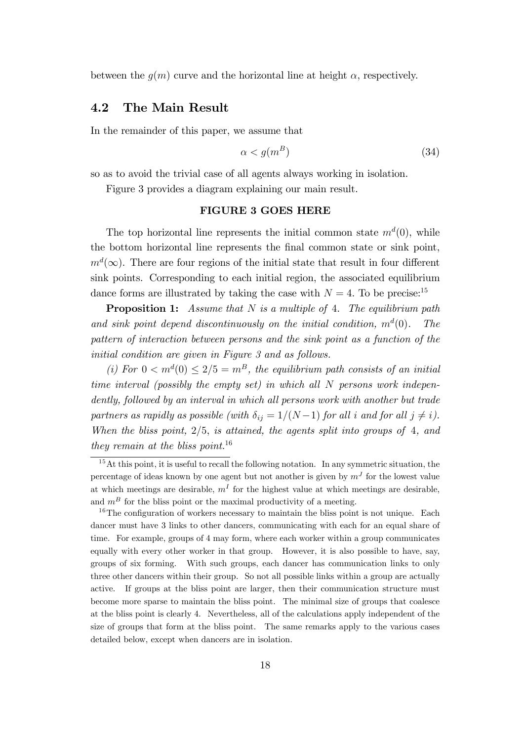between the $g(m)$ curve and the horizontal line at height $\alpha$, respectively.

## 4.2 The Main Result

In the remainder of this paper, we assume that

$$\alpha < g(m^B) \tag{34}$$

so as to avoid the trivial case of all agents always working in isolation.

Figure 3 provides a diagram explaining our main result.

**FIGURE 3 GOES HERE**

The top horizontal line represents the initial common state $m^d(0)$, while the bottom horizontal line represents the final common state or sink point, $m^d(\infty)$. There are four regions of the initial state that result in four different sink points. Corresponding to each initial region, the associated equilibrium dance forms are illustrated by taking the case with $N = 4$. To be precise:[15]

**Proposition 1:** *Assume that $N$ is a multiple of 4. The equilibrium path and sink point depend discontinuously on the initial condition, $m^d(0)$. The pattern of interaction between persons and the sink point as a function of the initial condition are given in Figure 3 and as follows.*

*(i) For $0 < m^d(0) \leq 2/5 = m^B$, the equilibrium path consists of an initial time interval (possibly the empty set) in which all $N$ persons work independently, followed by an interval in which all persons work with another but trade partners as rapidly as possible (with $\delta_{ij} = 1/(N-1)$ for all $i$ and for all $j \neq i$). When the bliss point, $2/5$, is attained, the agents split into groups of 4, and they remain at the bliss point.*[16]

[15] At this point, it is useful to recall the following notation. In any symmetric situation, the percentage of ideas known by one agent but not another is given by $m^J$ for the lowest value at which meetings are desirable, $m^I$ for the highest value at which meetings are desirable, and $m^B$ for the bliss point or the maximal productivity of a meeting.

[16] The configuration of workers necessary to maintain the bliss point is not unique. Each dancer must have 3 links to other dancers, communicating with each for an equal share of time. For example, groups of 4 may form, where each worker within a group communicates equally with every other worker in that group. However, it is also possible to have, say, groups of six forming. With such groups, each dancer has communication links to only three other dancers within their group. So not all possible links within a group are actually active. If groups at the bliss point are larger, then their communication structure must become more sparse to maintain the bliss point. The minimal size of groups that coalesce at the bliss point is clearly 4. Nevertheless, all of the calculations apply independent of the size of groups that form at the bliss point. The same remarks apply to the various cases detailed below, except when dancers are in isolation.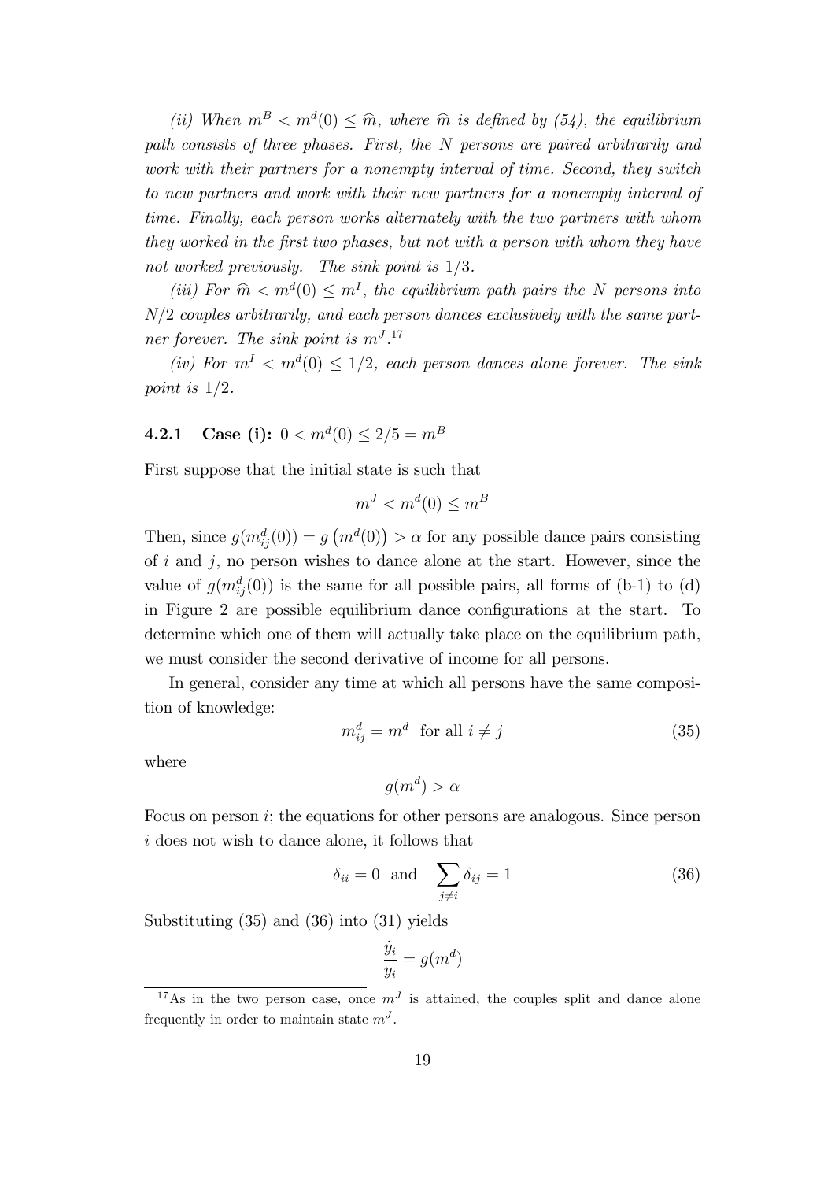*(ii) When $m^B < m^d(0) \leq \widehat{m}$, where $\widehat{m}$ is defined by (54), the equilibrium path consists of three phases. First, the $N$ persons are paired arbitrarily and work with their partners for a nonempty interval of time. Second, they switch to new partners and work with their new partners for a nonempty interval of time. Finally, each person works alternately with the two partners with whom they worked in the first two phases, but not with a person with whom they have not worked previously. The sink point is $1/3$.*

*(iii) For $\widehat{m} < m^d(0) \leq m^I$, the equilibrium path pairs the $N$ persons into $N/2$ couples arbitrarily, and each person dances exclusively with the same partner forever. The sink point is $m^J$.*[17]

*(iv) For $m^I < m^d(0) \leq 1/2$, each person dances alone forever. The sink point is $1/2$.*

### 4.2.1 Case (i): $0 < m^d(0) \leq 2/5 = m^B$

First suppose that the initial state is such that

$$m^J < m^d(0) \leq m^B$$

Then, since $g(m_{ij}^d(0)) = g\left(m^d(0)\right) > \alpha$ for any possible dance pairs consisting of $i$ and $j$, no person wishes to dance alone at the start. However, since the value of $g(m_{ij}^d(0))$ is the same for all possible pairs, all forms of (b-1) to (d) in Figure 2 are possible equilibrium dance configurations at the start. To determine which one of them will actually take place on the equilibrium path, we must consider the second derivative of income for all persons.

In general, consider any time at which all persons have the same composition of knowledge:

$$m_{ij}^d = m^d \text{ for all } i \neq j \tag{35}$$

where

$$g(m^d) > \alpha$$

Focus on person $i$; the equations for other persons are analogous. Since person $i$ does not wish to dance alone, it follows that

$$\delta_{ii} = 0 \text{ and } \sum_{j \neq i} \delta_{ij} = 1 \tag{36}$$

Substituting (35) and (36) into (31) yields

$$\frac{\dot{y}_i}{y_i} = g(m^d)$$

[17] As in the two person case, once $m^J$ is attained, the couples split and dance alone frequently in order to maintain state $m^J$.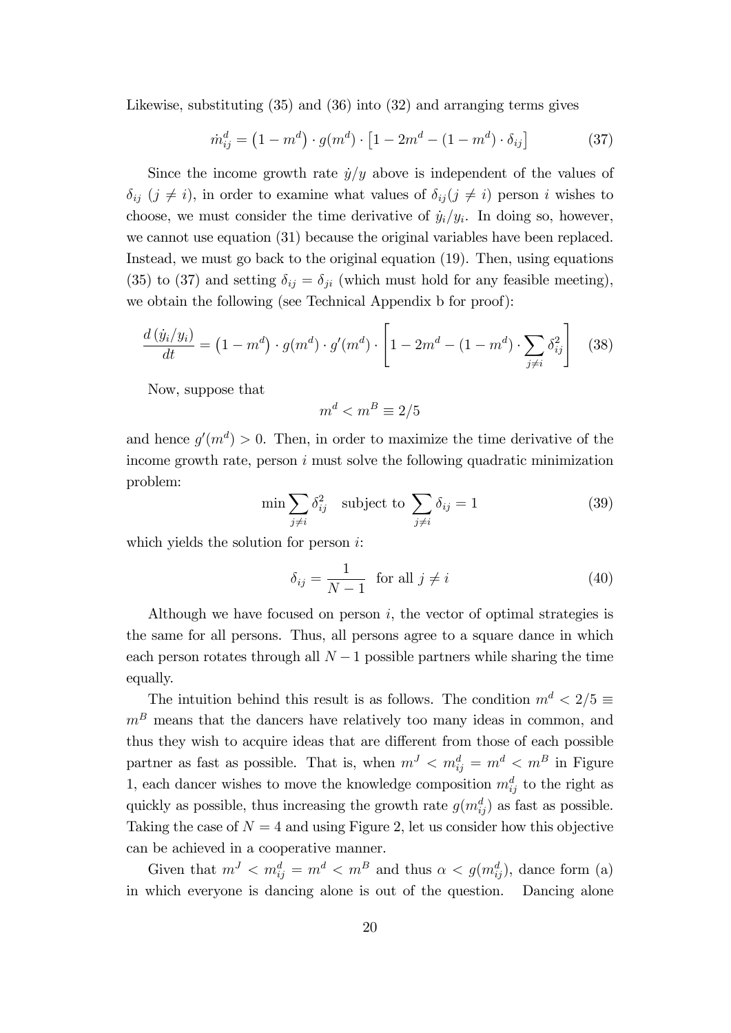Likewise, substituting (35) and (36) into (32) and arranging terms gives

$$\dot{m}_{ij}^{d} = \left(1 - m^{d}\right) \cdot g(m^{d}) \cdot \left[1 - 2m^{d} - (1 - m^{d}) \cdot \delta_{ij}\right] \tag{37}$$

Since the income growth rate $\dot{y}/y$ above is independent of the values of $\delta_{ij}$ $(j \neq i)$, in order to examine what values of $\delta_{ij} (j \neq i)$ person $i$ wishes to choose, we must consider the time derivative of $\dot{y}_i/y_i$. In doing so, however, we cannot use equation (31) because the original variables have been replaced. Instead, we must go back to the original equation (19). Then, using equations (35) to (37) and setting $\delta_{ij} = \delta_{ji}$ (which must hold for any feasible meeting), we obtain the following (see Technical Appendix b for proof):

$$\frac{d\left(\dot{y}_i/y_i\right)}{dt} = \left(1 - m^{d}\right) \cdot g(m^{d}) \cdot g'(m^{d}) \cdot \left[1 - 2m^{d} - (1 - m^{d}) \cdot \sum_{j \neq i} \delta_{ij}^{2}\right] \tag{38}$$

Now, suppose that

$$m^{d} < m^{B} \equiv 2/5$$

and hence $g'(m^{d}) > 0$. Then, in order to maximize the time derivative of the income growth rate, person $i$ must solve the following quadratic minimization problem:

$$\min \sum_{j \neq i} \delta_{ij}^{2} \quad \text{subject to } \sum_{j \neq i} \delta_{ij} = 1 \tag{39}$$

which yields the solution for person $i$:

$$\delta_{ij} = \frac{1}{N-1} \quad \text{for all } j \neq i \tag{40}$$

Although we have focused on person $i$, the vector of optimal strategies is the same for all persons. Thus, all persons agree to a square dance in which each person rotates through all $N-1$ possible partners while sharing the time equally.

The intuition behind this result is as follows. The condition $m^{d} < 2/5 \equiv m^{B}$ means that the dancers have relatively too many ideas in common, and thus they wish to acquire ideas that are different from those of each possible partner as fast as possible. That is, when $m^{J} < m_{ij}^{d} = m^{d} < m^{B}$ in Figure 1, each dancer wishes to move the knowledge composition $m_{ij}^{d}$ to the right as quickly as possible, thus increasing the growth rate $g(m_{ij}^{d})$ as fast as possible. Taking the case of $N = 4$ and using Figure 2, let us consider how this objective can be achieved in a cooperative manner.

Given that $m^{J} < m_{ij}^{d} = m^{d} < m^{B}$ and thus $\alpha < g(m_{ij}^{d})$, dance form (a) in which everyone is dancing alone is out of the question. Dancing alone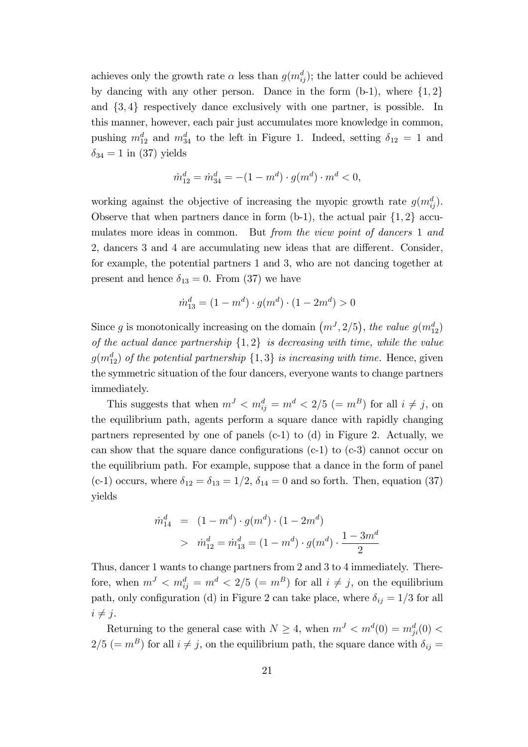achieves only the growth rate $\alpha$ less than $g(m^d_{ij})$; the latter could be achieved by dancing with any other person. Dance in the form (b-1), where $\{1, 2\}$ and $\{3, 4\}$ respectively dance exclusively with one partner, is possible. In this manner, however, each pair just accumulates more knowledge in common, pushing $m^d_{12}$ and $m^d_{34}$ to the left in Figure 1. Indeed, setting $\delta_{12} = 1$ and $\delta_{34} = 1$ in (37) yields

$$\dot{m}^d_{12} = \dot{m}^d_{34} = -(1 - m^d) \cdot g(m^d) \cdot m^d < 0,$$

working against the objective of increasing the myopic growth rate $g(m^d_{ij})$. Observe that when partners dance in form (b-1), the actual pair $\{1, 2\}$ accumulates more ideas in common. But *from the view point of dancers* 1 *and* 2, dancers 3 and 4 are accumulating new ideas that are different. Consider, for example, the potential partners 1 and 3, who are not dancing together at present and hence $\delta_{13} = 0$. From (37) we have

$$\dot{m}^d_{13} = (1 - m^d) \cdot g(m^d) \cdot (1 - 2m^d) > 0$$

Since $g$ is monotonically increasing on the domain $\left(m^J, 2/5\right)$, *the value* $g(m^d_{12})$ *of the actual dance partnership* $\{1, 2\}$ *is decreasing with time, while the value* $g(m^d_{12})$ *of the potential partnership* $\{1, 3\}$ *is increasing with time.* Hence, given the symmetric situation of the four dancers, everyone wants to change partners immediately.

This suggests that when $m^J < m^d_{ij} = m^d < 2/5$ $(= m^B)$ for all $i \neq j$, on the equilibrium path, agents perform a square dance with rapidly changing partners represented by one of panels (c-1) to (d) in Figure 2. Actually, we can show that the square dance configurations (c-1) to (c-3) cannot occur on the equilibrium path. For example, suppose that a dance in the form of panel (c-1) occurs, where $\delta_{12} = \delta_{13} = 1/2$, $\delta_{14} = 0$ and so forth. Then, equation (37) yields

$$\begin{aligned} \dot{m}^d_{14} &= (1 - m^d) \cdot g(m^d) \cdot (1 - 2m^d) \\ &> \dot{m}^d_{12} = \dot{m}^d_{13} = (1 - m^d) \cdot g(m^d) \cdot \frac{1 - 3m^d}{2} \end{aligned}$$

Thus, dancer 1 wants to change partners from 2 and 3 to 4 immediately. Therefore, when $m^J < m^d_{ij} = m^d < 2/5$ $(= m^B)$ for all $i \neq j$, on the equilibrium path, only configuration (d) in Figure 2 can take place, where $\delta_{ij} = 1/3$ for all $i \neq j$.

Returning to the general case with $N \geq 4$, when $m^J < m^d(0) = m^d_{ji}(0) < 2/5$ $(= m^B)$ for all $i \neq j$, on the equilibrium path, the square dance with $\delta_{ij} =$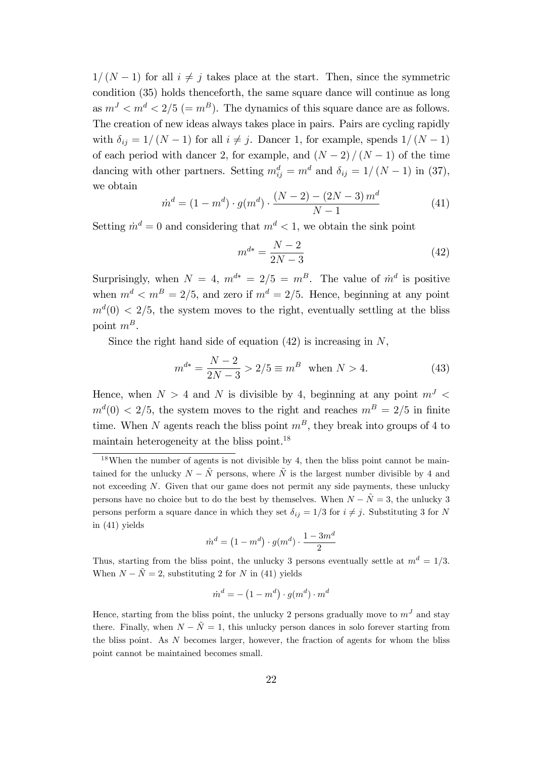$1/(N-1)$ for all $i \neq j$ takes place at the start. Then, since the symmetric condition (35) holds thenceforth, the same square dance will continue as long as $m^J < m^d < 2/5$ $(= m^B)$. The dynamics of this square dance are as follows. The creation of new ideas always takes place in pairs. Pairs are cycling rapidly with $\delta_{ij} = 1/(N-1)$ for all $i \neq j$. Dancer 1, for example, spends $1/(N-1)$ of each period with dancer 2, for example, and $(N-2)/(N-1)$ of the time dancing with other partners. Setting $m_{ij}^d = m^d$ and $\delta_{ij} = 1/(N-1)$ in (37), we obtain

$$\dot{m}^d = (1 - m^d) \cdot g(m^d) \cdot \frac{(N-2) - (2N-3)\, m^d}{N-1} \tag{41}$$

Setting $\dot{m}^d = 0$ and considering that $m^d < 1$, we obtain the sink point

$$m^{d*} = \frac{N-2}{2N-3} \tag{42}$$

Surprisingly, when $N = 4$, $m^{d*} = 2/5 = m^B$. The value of $\dot{m}^d$ is positive when $m^d < m^B = 2/5$, and zero if $m^d = 2/5$. Hence, beginning at any point $m^d(0) < 2/5$, the system moves to the right, eventually settling at the bliss point $m^B$.

Since the right hand side of equation (42) is increasing in $N$,

$$m^{d*} = \frac{N-2}{2N-3} > 2/5 \equiv m^B \quad \text{when } N > 4. \tag{43}$$

Hence, when $N > 4$ and $N$ is divisible by 4, beginning at any point $m^J < m^d(0) < 2/5$, the system moves to the right and reaches $m^B = 2/5$ in finite time. When $N$ agents reach the bliss point $m^B$, they break into groups of 4 to maintain heterogeneity at the bliss point.[18]

[18] When the number of agents is not divisible by 4, then the bliss point cannot be maintained for the unlucky $N - \tilde{N}$ persons, where $\tilde{N}$ is the largest number divisible by 4 and not exceeding $N$. Given that our game does not permit any side payments, these unlucky persons have no choice but to do the best by themselves. When $N - \tilde{N} = 3$, the unlucky 3 persons perform a square dance in which they set $\delta_{ij} = 1/3$ for $i \neq j$. Substituting 3 for $N$ in (41) yields

$$\dot{m}^d = \left(1 - m^d\right) \cdot g(m^d) \cdot \frac{1 - 3m^d}{2}$$

Thus, starting from the bliss point, the unlucky 3 persons eventually settle at $m^d = 1/3$. When $N - \tilde{N} = 2$, substituting 2 for $N$ in (41) yields

$$\dot{m}^d = -\left(1 - m^d\right) \cdot g(m^d) \cdot m^d$$

Hence, starting from the bliss point, the unlucky 2 persons gradually move to $m^J$ and stay there. Finally, when $N - \tilde{N} = 1$, this unlucky person dances in solo forever starting from the bliss point. As $N$ becomes larger, however, the fraction of agents for whom the bliss point cannot be maintained becomes small.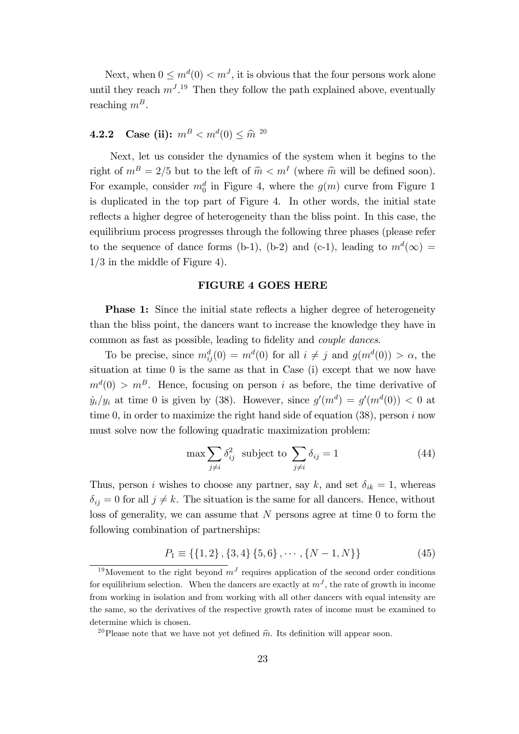Next, when $0 \leq m^d(0) < m^J$, it is obvious that the four persons work alone until they reach $m^J$.[19] Then they follow the path explained above, eventually reaching $m^B$.

### 4.2.2 Case (ii): $m^B < m^d(0) \leq \widehat{m}$ [20]

Next, let us consider the dynamics of the system when it begins to the right of $m^B = 2/5$ but to the left of $\widehat{m} < m^I$ (where $\widehat{m}$ will be defined soon). For example, consider $m_0^d$ in Figure 4, where the $g(m)$ curve from Figure 1 is duplicated in the top part of Figure 4. In other words, the initial state reflects a higher degree of heterogeneity than the bliss point. In this case, the equilibrium process progresses through the following three phases (please refer to the sequence of dance forms (b-1), (b-2) and (c-1), leading to $m^d(\infty) = 1/3$ in the middle of Figure 4).

**FIGURE 4 GOES HERE**

**Phase 1:** Since the initial state reflects a higher degree of heterogeneity than the bliss point, the dancers want to increase the knowledge they have in common as fast as possible, leading to fidelity and *couple dances*.

To be precise, since $m_{ij}^d(0) = m^d(0)$ for all $i \neq j$ and $g(m^d(0)) > \alpha$, the situation at time 0 is the same as that in Case (i) except that we now have $m^d(0) > m^B$. Hence, focusing on person $i$ as before, the time derivative of $\dot{y}_i/y_i$ at time 0 is given by (38). However, since $g'(m^d) = g'(m^d(0)) < 0$ at time 0, in order to maximize the right hand side of equation (38), person $i$ now must solve now the following quadratic maximization problem:

$$\max \sum_{j \neq i} \delta_{ij}^2 \quad \text{subject to} \quad \sum_{j \neq i} \delta_{ij} = 1 \tag{44}$$

Thus, person $i$ wishes to choose any partner, say $k$, and set $\delta_{ik} = 1$, whereas $\delta_{ij} = 0$ for all $j \neq k$. The situation is the same for all dancers. Hence, without loss of generality, we can assume that $N$ persons agree at time 0 to form the following combination of partnerships:

$$P_1 \equiv \{\{1, 2\}, \{3, 4\} \{5, 6\}, \cdots, \{N-1, N\}\} \tag{45}$$

[19] Movement to the right beyond $m^J$ requires application of the second order conditions for equilibrium selection. When the dancers are exactly at $m^J$, the rate of growth in income from working in isolation and from working with all other dancers with equal intensity are the same, so the derivatives of the respective growth rates of income must be examined to determine which is chosen.

[20] Please note that we have not yet defined $\widehat{m}$. Its definition will appear soon.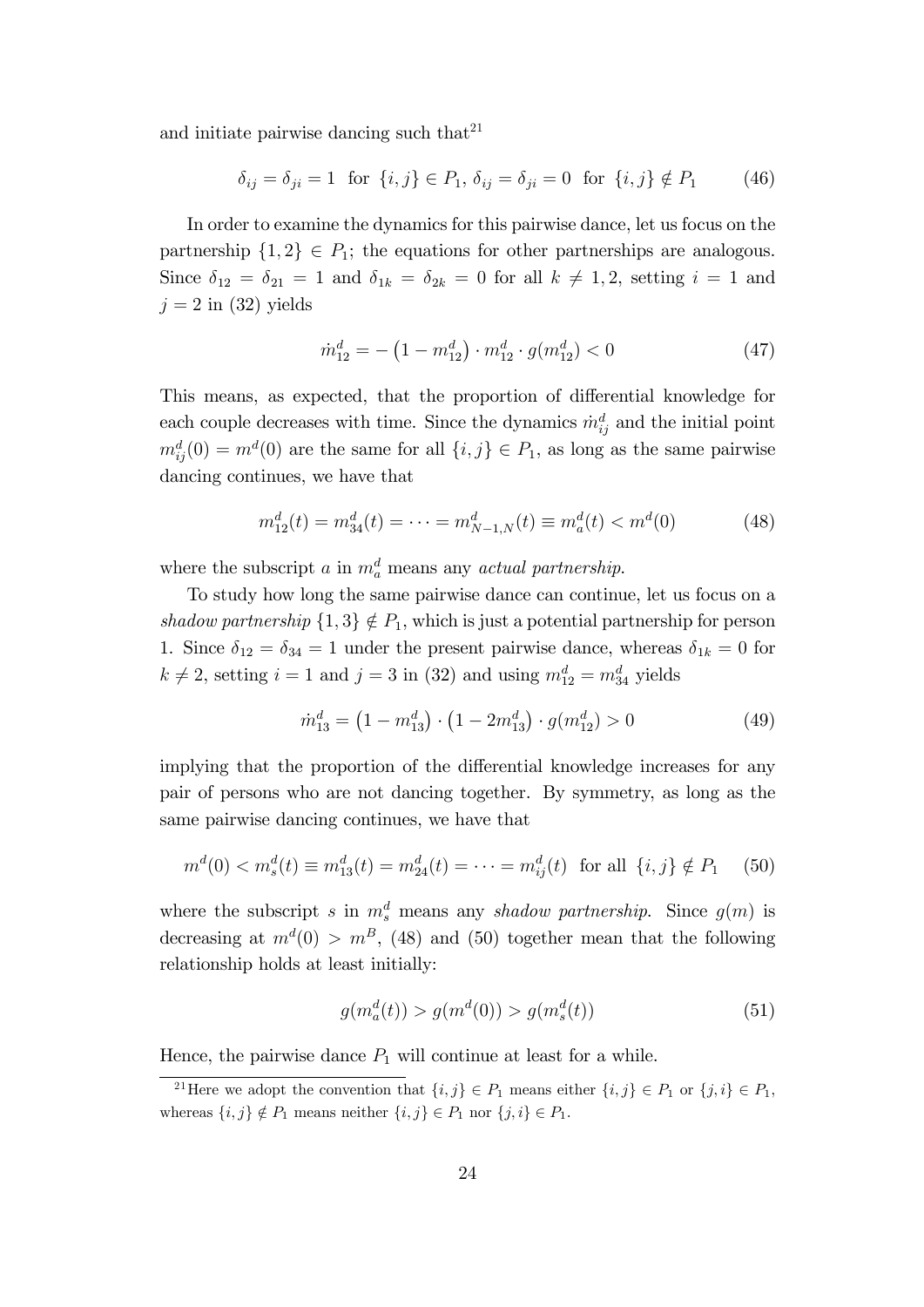and initiate pairwise dancing such that[21]

$$\delta_{ij} = \delta_{ji} = 1 \text{ for } \{i,j\} \in P_1,\ \delta_{ij} = \delta_{ji} = 0 \text{ for } \{i,j\} \notin P_1 \tag{46}$$

In order to examine the dynamics for this pairwise dance, let us focus on the partnership $\{1,2\} \in P_1$; the equations for other partnerships are analogous. Since $\delta_{12} = \delta_{21} = 1$ and $\delta_{1k} = \delta_{2k} = 0$ for all $k \neq 1,2$, setting $i = 1$ and $j = 2$ in (32) yields

$$\dot{m}_{12}^d = -\left(1 - m_{12}^d\right) \cdot m_{12}^d \cdot g(m_{12}^d) < 0 \tag{47}$$

This means, as expected, that the proportion of differential knowledge for each couple decreases with time. Since the dynamics $\dot{m}_{ij}^d$ and the initial point $m_{ij}^d(0) = m^d(0)$ are the same for all $\{i,j\} \in P_1$, as long as the same pairwise dancing continues, we have that

$$m_{12}^d(t) = m_{34}^d(t) = \cdots = m_{N-1,N}^d(t) \equiv m_a^d(t) < m^d(0) \tag{48}$$

where the subscript $a$ in $m_a^d$ means any *actual partnership*.

To study how long the same pairwise dance can continue, let us focus on a *shadow partnership* $\{1,3\} \notin P_1$, which is just a potential partnership for person 1. Since $\delta_{12} = \delta_{34} = 1$ under the present pairwise dance, whereas $\delta_{1k} = 0$ for $k \neq 2$, setting $i = 1$ and $j = 3$ in (32) and using $m_{12}^d = m_{34}^d$ yields

$$\dot{m}_{13}^d = \left(1 - m_{13}^d\right) \cdot \left(1 - 2m_{13}^d\right) \cdot g(m_{12}^d) > 0 \tag{49}$$

implying that the proportion of the differential knowledge increases for any pair of persons who are not dancing together. By symmetry, as long as the same pairwise dancing continues, we have that

$$m^d(0) < m_s^d(t) \equiv m_{13}^d(t) = m_{24}^d(t) = \cdots = m_{ij}^d(t) \text{ for all } \{i,j\} \notin P_1 \tag{50}$$

where the subscript $s$ in $m_s^d$ means any *shadow partnership*. Since $g(m)$ is decreasing at $m^d(0) > m^B$, (48) and (50) together mean that the following relationship holds at least initially:

$$g(m_a^d(t)) > g(m^d(0)) > g(m_s^d(t)) \tag{51}$$

Hence, the pairwise dance $P_1$ will continue at least for a while.

[21] Here we adopt the convention that $\{i,j\} \in P_1$ means either $\{i,j\} \in P_1$ or $\{j,i\} \in P_1$, whereas $\{i,j\} \notin P_1$ means neither $\{i,j\} \in P_1$ nor $\{j,i\} \in P_1$.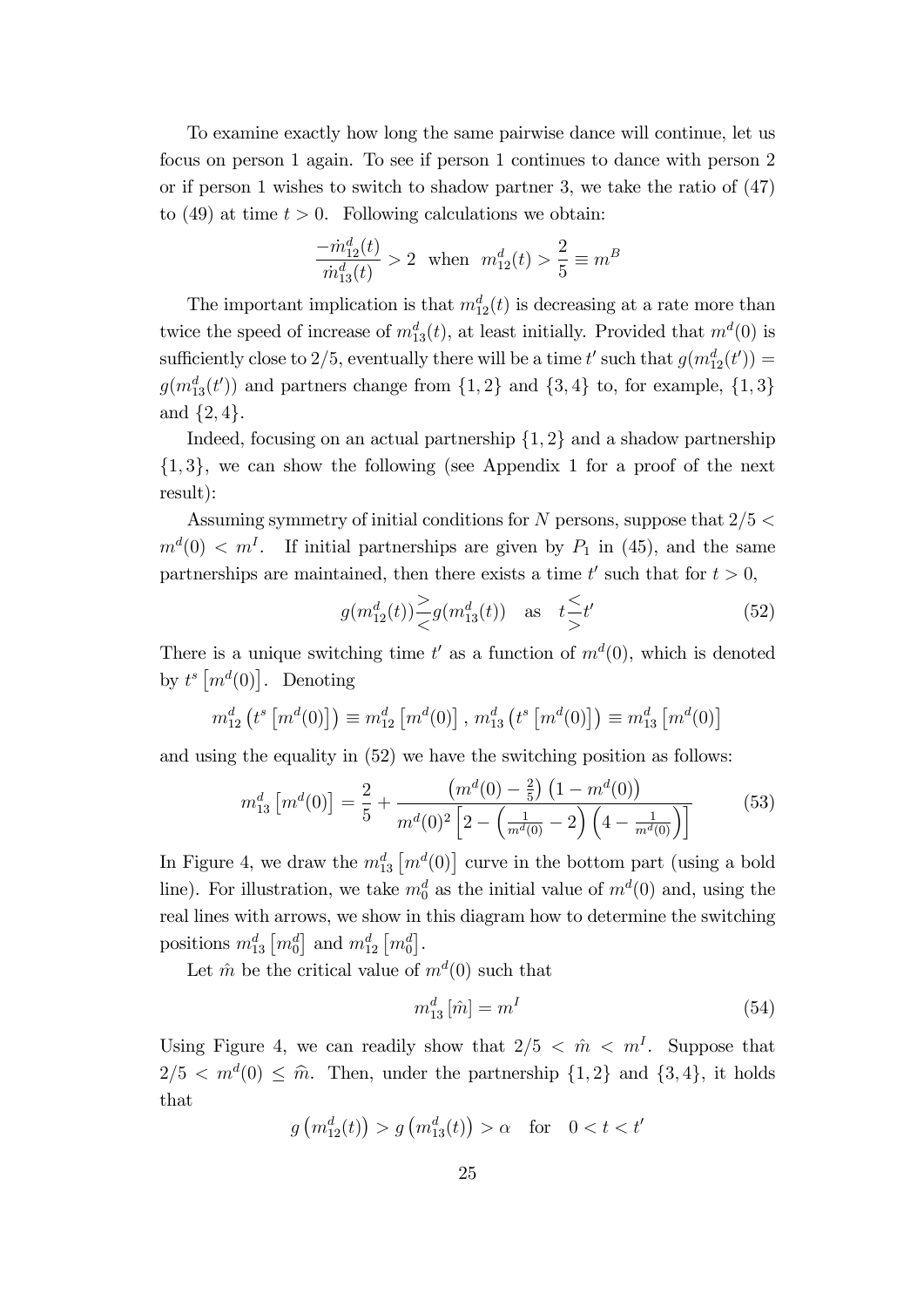To examine exactly how long the same pairwise dance will continue, let us focus on person 1 again. To see if person 1 continues to dance with person 2 or if person 1 wishes to switch to shadow partner 3, we take the ratio of (47) to (49) at time $t > 0$. Following calculations we obtain:

$$\frac{-\dot{m}_{12}^d(t)}{\dot{m}_{13}^d(t)} > 2 \quad \text{when} \quad m_{12}^d(t) > \frac{2}{5} \equiv m^B$$

The important implication is that $m_{12}^d(t)$ is decreasing at a rate more than twice the speed of increase of $m_{13}^d(t)$, at least initially. Provided that $m^d(0)$ is sufficiently close to $2/5$, eventually there will be a time $t'$ such that $g(m_{12}^d(t')) = g(m_{13}^d(t'))$ and partners change from $\{1,2\}$ and $\{3,4\}$ to, for example, $\{1,3\}$ and $\{2,4\}$.

Indeed, focusing on an actual partnership $\{1,2\}$ and a shadow partnership $\{1,3\}$, we can show the following (see Appendix 1 for a proof of the next result):

Assuming symmetry of initial conditions for $N$ persons, suppose that $2/5 < m^d(0) < m^I$. If initial partnerships are given by $P_1$ in (45), and the same partnerships are maintained, then there exists a time $t'$ such that for $t > 0$,

$$g(m_{12}^d(t)) \underset{<}{\overset{>}{}} g(m_{13}^d(t)) \quad \text{as} \quad t \underset{>}{\overset{<}{}} t' \tag{52}$$

There is a unique switching time $t'$ as a function of $m^d(0)$, which is denoted by $t^s\left[m^d(0)\right]$. Denoting

$$m_{12}^d\left(t^s\left[m^d(0)\right]\right) \equiv m_{12}^d\left[m^d(0)\right],\; m_{13}^d\left(t^s\left[m^d(0)\right]\right) \equiv m_{13}^d\left[m^d(0)\right]$$

and using the equality in (52) we have the switching position as follows:

$$m_{13}^d\left[m^d(0)\right] = \frac{2}{5} + \frac{\left(m^d(0) - \frac{2}{5}\right)\left(1 - m^d(0)\right)}{m^d(0)^2\left[2 - \left(\frac{1}{m^d(0)} - 2\right)\left(4 - \frac{1}{m^d(0)}\right)\right]} \tag{53}$$

In Figure 4, we draw the $m_{13}^d\left[m^d(0)\right]$ curve in the bottom part (using a bold line). For illustration, we take $m_0^d$ as the initial value of $m^d(0)$ and, using the real lines with arrows, we show in this diagram how to determine the switching positions $m_{13}^d\left[m_0^d\right]$ and $m_{12}^d\left[m_0^d\right]$.

Let $\hat{m}$ be the critical value of $m^d(0)$ such that

$$m_{13}^d\left[\hat{m}\right] = m^I \tag{54}$$

Using Figure 4, we can readily show that $2/5 < \hat{m} < m^I$. Suppose that $2/5 < m^d(0) \leq \widehat{m}$. Then, under the partnership $\{1,2\}$ and $\{3,4\}$, it holds that

$$g\left(m_{12}^d(t)\right) > g\left(m_{13}^d(t)\right) > \alpha \quad \text{for} \quad 0 < t < t'$$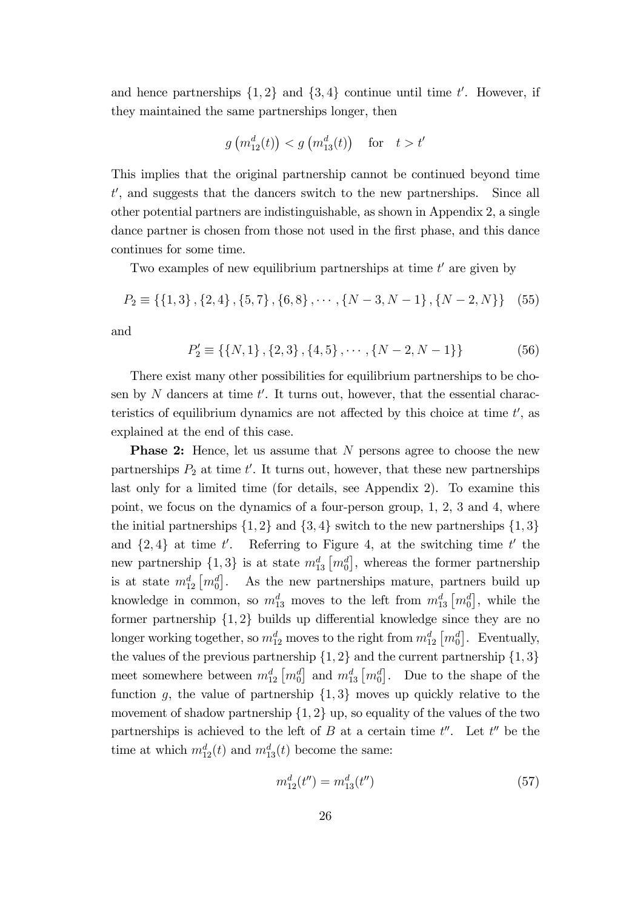and hence partnerships $\{1, 2\}$ and $\{3, 4\}$ continue until time $t'$. However, if they maintained the same partnerships longer, then

$$g\left(m_{12}^d(t)\right) < g\left(m_{13}^d(t)\right) \quad \text{for} \quad t > t'$$

This implies that the original partnership cannot be continued beyond time $t'$, and suggests that the dancers switch to the new partnerships. Since all other potential partners are indistinguishable, as shown in Appendix 2, a single dance partner is chosen from those not used in the first phase, and this dance continues for some time.

Two examples of new equilibrium partnerships at time $t'$ are given by

$$P_2 \equiv \{\{1,3\}, \{2,4\}, \{5,7\}, \{6,8\}, \cdots, \{N-3, N-1\}, \{N-2, N\}\} \quad (55)$$

and

$$P_2' \equiv \{\{N,1\}, \{2,3\}, \{4,5\}, \cdots, \{N-2, N-1\}\} \quad (56)$$

There exist many other possibilities for equilibrium partnerships to be chosen by $N$ dancers at time $t'$. It turns out, however, that the essential characteristics of equilibrium dynamics are not affected by this choice at time $t'$, as explained at the end of this case.

**Phase 2:** Hence, let us assume that $N$ persons agree to choose the new partnerships $P_2$ at time $t'$. It turns out, however, that these new partnerships last only for a limited time (for details, see Appendix 2). To examine this point, we focus on the dynamics of a four-person group, 1, 2, 3 and 4, where the initial partnerships $\{1, 2\}$ and $\{3, 4\}$ switch to the new partnerships $\{1, 3\}$ and $\{2, 4\}$ at time $t'$. Referring to Figure 4, at the switching time $t'$ the new partnership $\{1, 3\}$ is at state $m_{13}^d\left[m_0^d\right]$, whereas the former partnership is at state $m_{12}^d\left[m_0^d\right]$. As the new partnerships mature, partners build up knowledge in common, so $m_{13}^d$ moves to the left from $m_{13}^d\left[m_0^d\right]$, while the former partnership $\{1, 2\}$ builds up differential knowledge since they are no longer working together, so $m_{12}^d$ moves to the right from $m_{12}^d\left[m_0^d\right]$. Eventually, the values of the previous partnership $\{1, 2\}$ and the current partnership $\{1, 3\}$ meet somewhere between $m_{12}^d\left[m_0^d\right]$ and $m_{13}^d\left[m_0^d\right]$. Due to the shape of the function $g$, the value of partnership $\{1, 3\}$ moves up quickly relative to the movement of shadow partnership $\{1, 2\}$ up, so equality of the values of the two partnerships is achieved to the left of $B$ at a certain time $t''$. Let $t''$ be the time at which $m_{12}^d(t)$ and $m_{13}^d(t)$ become the same:

$$m_{12}^d(t'') = m_{13}^d(t'') \quad (57)$$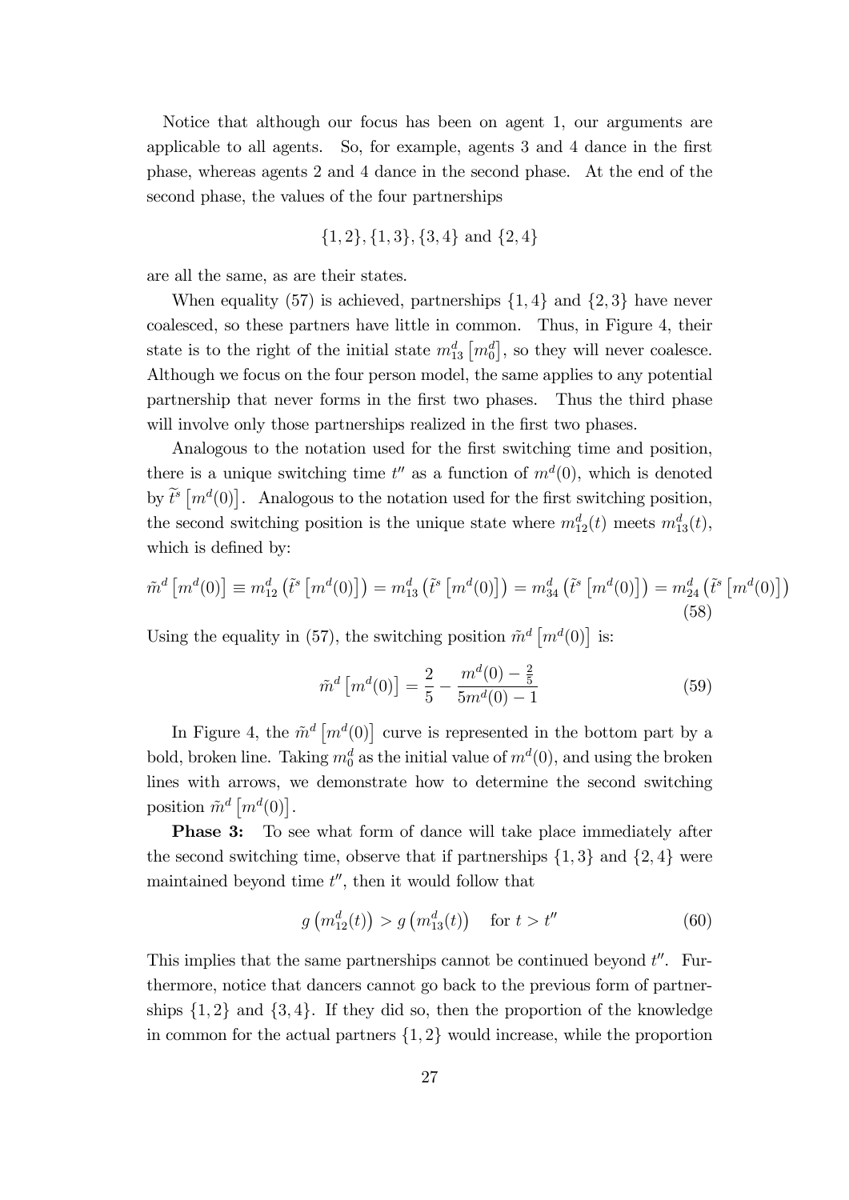Notice that although our focus has been on agent 1, our arguments are applicable to all agents. So, for example, agents 3 and 4 dance in the first phase, whereas agents 2 and 4 dance in the second phase. At the end of the second phase, the values of the four partnerships

$$\{1,2\}, \{1,3\}, \{3,4\} \text{ and } \{2,4\}$$

are all the same, as are their states.

When equality (57) is achieved, partnerships $\{1,4\}$ and $\{2,3\}$ have never coalesced, so these partners have little in common. Thus, in Figure 4, their state is to the right of the initial state $m_{13}^d \left[m_0^d\right]$, so they will never coalesce. Although we focus on the four person model, the same applies to any potential partnership that never forms in the first two phases. Thus the third phase will involve only those partnerships realized in the first two phases.

Analogous to the notation used for the first switching time and position, there is a unique switching time $t''$ as a function of $m^d(0)$, which is denoted by $\widetilde{t}^s\left[m^d(0)\right]$. Analogous to the notation used for the first switching position, the second switching position is the unique state where $m_{12}^d(t)$ meets $m_{13}^d(t)$, which is defined by:

$$\tilde{m}^d\left[m^d(0)\right] \equiv m_{12}^d\left(\tilde{t}^s\left[m^d(0)\right]\right) = m_{13}^d\left(\tilde{t}^s\left[m^d(0)\right]\right) = m_{34}^d\left(\tilde{t}^s\left[m^d(0)\right]\right) = m_{24}^d\left(\tilde{t}^s\left[m^d(0)\right]\right) \tag{58}$$

Using the equality in (57), the switching position $\tilde{m}^d\left[m^d(0)\right]$ is:

$$\tilde{m}^d\left[m^d(0)\right] = \frac{2}{5} - \frac{m^d(0) - \frac{2}{5}}{5m^d(0) - 1} \tag{59}$$

In Figure 4, the $\tilde{m}^d\left[m^d(0)\right]$ curve is represented in the bottom part by a bold, broken line. Taking $m_0^d$ as the initial value of $m^d(0)$, and using the broken lines with arrows, we demonstrate how to determine the second switching position $\tilde{m}^d\left[m^d(0)\right]$.

**Phase 3:** To see what form of dance will take place immediately after the second switching time, observe that if partnerships $\{1,3\}$ and $\{2,4\}$ were maintained beyond time $t''$, then it would follow that

$$g\left(m_{12}^d(t)\right) > g\left(m_{13}^d(t)\right) \quad \text{for } t > t'' \tag{60}$$

This implies that the same partnerships cannot be continued beyond $t''$. Furthermore, notice that dancers cannot go back to the previous form of partnerships $\{1,2\}$ and $\{3,4\}$. If they did so, then the proportion of the knowledge in common for the actual partners $\{1,2\}$ would increase, while the proportion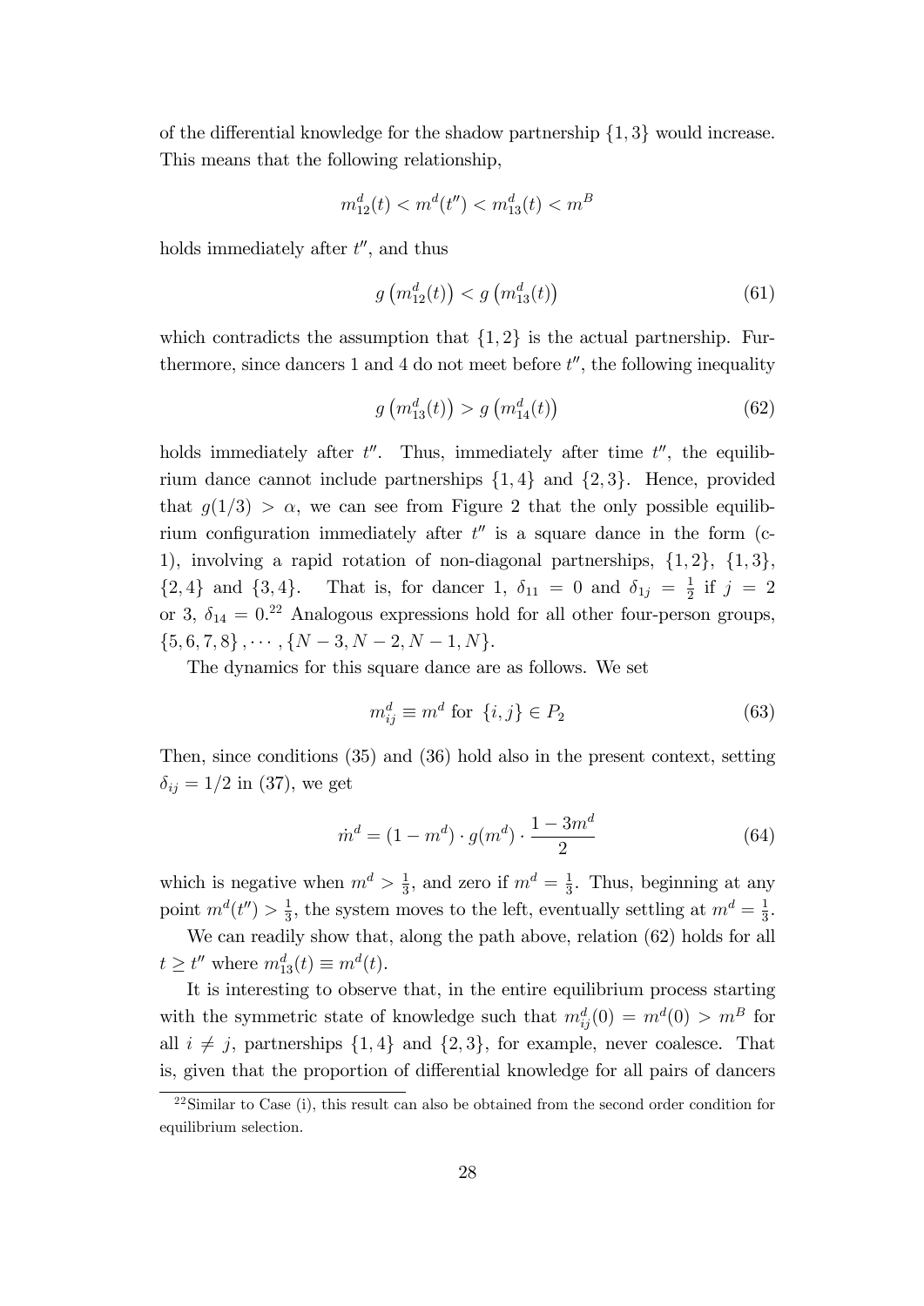of the differential knowledge for the shadow partnership $\{1, 3\}$ would increase. This means that the following relationship,

$$m_{12}^d(t) < m^d(t'') < m_{13}^d(t) < m^B$$

holds immediately after $t''$, and thus

$$g\left(m_{12}^d(t)\right) < g\left(m_{13}^d(t)\right) \tag{61}$$

which contradicts the assumption that $\{1, 2\}$ is the actual partnership. Furthermore, since dancers 1 and 4 do not meet before $t''$, the following inequality

$$g\left(m_{13}^d(t)\right) > g\left(m_{14}^d(t)\right) \tag{62}$$

holds immediately after $t''$. Thus, immediately after time $t''$, the equilibrium dance cannot include partnerships $\{1, 4\}$ and $\{2, 3\}$. Hence, provided that $g(1/3) > \alpha$, we can see from Figure 2 that the only possible equilibrium configuration immediately after $t''$ is a square dance in the form (c-1), involving a rapid rotation of non-diagonal partnerships, $\{1, 2\}$, $\{1, 3\}$, $\{2, 4\}$ and $\{3, 4\}$. That is, for dancer 1, $\delta_{11} = 0$ and $\delta_{1j} = \frac{1}{2}$ if $j = 2$ or 3, $\delta_{14} = 0$.[22] Analogous expressions hold for all other four-person groups, $\{5, 6, 7, 8\}, \cdots, \{N-3, N-2, N-1, N\}$.

The dynamics for this square dance are as follows. We set

$$m_{ij}^d \equiv m^d \text{ for } \{i, j\} \in P_2 \tag{63}$$

Then, since conditions (35) and (36) hold also in the present context, setting $\delta_{ij} = 1/2$ in (37), we get

$$\dot{m}^d = (1 - m^d) \cdot g(m^d) \cdot \frac{1 - 3m^d}{2} \tag{64}$$

which is negative when $m^d > \frac{1}{3}$, and zero if $m^d = \frac{1}{3}$. Thus, beginning at any point $m^d(t'') > \frac{1}{3}$, the system moves to the left, eventually settling at $m^d = \frac{1}{3}$.

We can readily show that, along the path above, relation (62) holds for all $t \geq t''$ where $m_{13}^d(t) \equiv m^d(t)$.

It is interesting to observe that, in the entire equilibrium process starting with the symmetric state of knowledge such that $m_{ij}^d(0) = m^d(0) > m^B$ for all $i \neq j$, partnerships $\{1, 4\}$ and $\{2, 3\}$, for example, never coalesce. That is, given that the proportion of differential knowledge for all pairs of dancers

[22] Similar to Case (i), this result can also be obtained from the second order condition for equilibrium selection.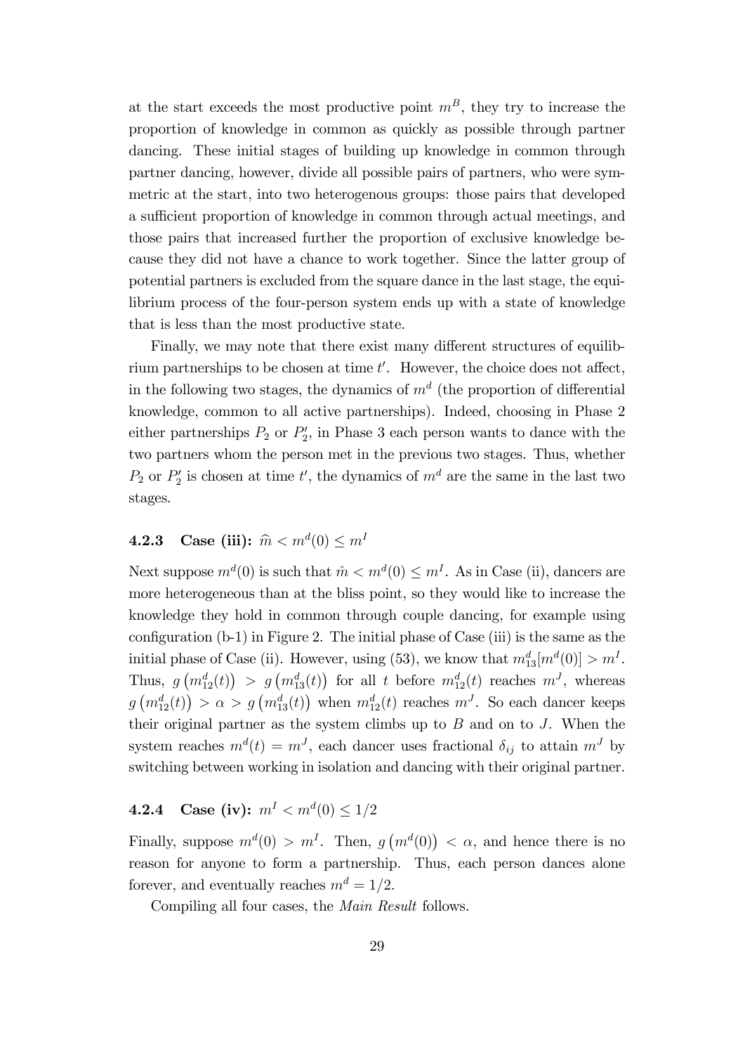at the start exceeds the most productive point $m^B$, they try to increase the proportion of knowledge in common as quickly as possible through partner dancing. These initial stages of building up knowledge in common through partner dancing, however, divide all possible pairs of partners, who were symmetric at the start, into two heterogenous groups: those pairs that developed a sufficient proportion of knowledge in common through actual meetings, and those pairs that increased further the proportion of exclusive knowledge because they did not have a chance to work together. Since the latter group of potential partners is excluded from the square dance in the last stage, the equilibrium process of the four-person system ends up with a state of knowledge that is less than the most productive state.

Finally, we may note that there exist many different structures of equilibrium partnerships to be chosen at time $t'$. However, the choice does not affect, in the following two stages, the dynamics of $m^d$ (the proportion of differential knowledge, common to all active partnerships). Indeed, choosing in Phase 2 either partnerships $P_2$ or $P_2'$, in Phase 3 each person wants to dance with the two partners whom the person met in the previous two stages. Thus, whether $P_2$ or $P_2'$ is chosen at time $t'$, the dynamics of $m^d$ are the same in the last two stages.

### 4.2.3 Case (iii): $\widehat{m} < m^d(0) \leq m^I$

Next suppose $m^d(0)$ is such that $\hat{m} < m^d(0) \leq m^I$. As in Case (ii), dancers are more heterogeneous than at the bliss point, so they would like to increase the knowledge they hold in common through couple dancing, for example using configuration (b-1) in Figure 2. The initial phase of Case (iii) is the same as the initial phase of Case (ii). However, using (53), we know that $m_{13}^d[m^d(0)] > m^I$. Thus, $g\left(m_{12}^d(t)\right) > g\left(m_{13}^d(t)\right)$ for all $t$ before $m_{12}^d(t)$ reaches $m^J$, whereas $g\left(m_{12}^d(t)\right) > \alpha > g\left(m_{13}^d(t)\right)$ when $m_{12}^d(t)$ reaches $m^J$. So each dancer keeps their original partner as the system climbs up to $B$ and on to $J$. When the system reaches $m^d(t) = m^J$, each dancer uses fractional $\delta_{ij}$ to attain $m^J$ by switching between working in isolation and dancing with their original partner.

### 4.2.4 Case (iv): $m^I < m^d(0) \leq 1/2$

Finally, suppose $m^d(0) > m^I$. Then, $g\left(m^d(0)\right) < \alpha$, and hence there is no reason for anyone to form a partnership. Thus, each person dances alone forever, and eventually reaches $m^d = 1/2$.

Compiling all four cases, the *Main Result* follows.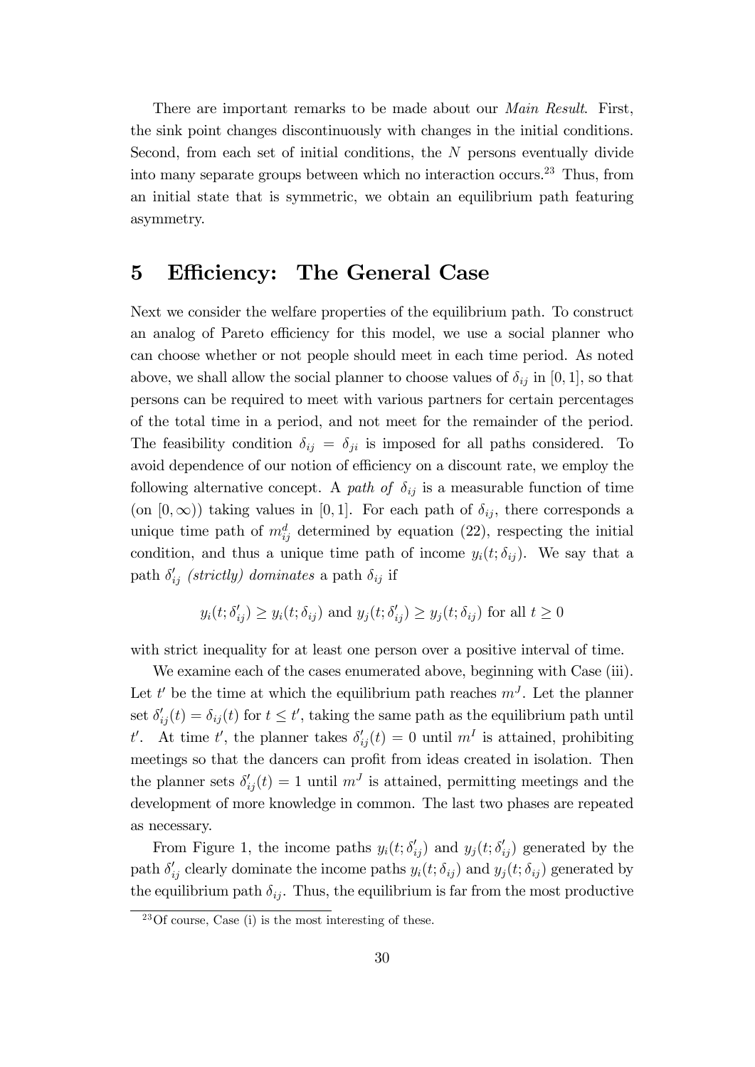There are important remarks to be made about our *Main Result*. First, the sink point changes discontinuously with changes in the initial conditions. Second, from each set of initial conditions, the $N$ persons eventually divide into many separate groups between which no interaction occurs.[23] Thus, from an initial state that is symmetric, we obtain an equilibrium path featuring asymmetry.

## 5 Efficiency: The General Case

Next we consider the welfare properties of the equilibrium path. To construct an analog of Pareto efficiency for this model, we use a social planner who can choose whether or not people should meet in each time period. As noted above, we shall allow the social planner to choose values of $\delta_{ij}$ in $[0, 1]$, so that persons can be required to meet with various partners for certain percentages of the total time in a period, and not meet for the remainder of the period. The feasibility condition $\delta_{ij} = \delta_{ji}$ is imposed for all paths considered. To avoid dependence of our notion of efficiency on a discount rate, we employ the following alternative concept. A *path of* $\delta_{ij}$ is a measurable function of time (on $[0, \infty)$) taking values in $[0, 1]$. For each path of $\delta_{ij}$, there corresponds a unique time path of $m^d_{ij}$ determined by equation (22), respecting the initial condition, and thus a unique time path of income $y_i(t; \delta_{ij})$. We say that a path $\delta'_{ij}$ *(strictly) dominates* a path $\delta_{ij}$ if

$$y_i(t; \delta'_{ij}) \geq y_i(t; \delta_{ij}) \text{ and } y_j(t; \delta'_{ij}) \geq y_j(t; \delta_{ij}) \text{ for all } t \geq 0$$

with strict inequality for at least one person over a positive interval of time.

We examine each of the cases enumerated above, beginning with Case (iii). Let $t'$ be the time at which the equilibrium path reaches $m^J$. Let the planner set $\delta'_{ij}(t) = \delta_{ij}(t)$ for $t \leq t'$, taking the same path as the equilibrium path until $t'$. At time $t'$, the planner takes $\delta'_{ij}(t) = 0$ until $m^I$ is attained, prohibiting meetings so that the dancers can profit from ideas created in isolation. Then the planner sets $\delta'_{ij}(t) = 1$ until $m^J$ is attained, permitting meetings and the development of more knowledge in common. The last two phases are repeated as necessary.

From Figure 1, the income paths $y_i(t; \delta'_{ij})$ and $y_j(t; \delta'_{ij})$ generated by the path $\delta'_{ij}$ clearly dominate the income paths $y_i(t; \delta_{ij})$ and $y_j(t; \delta_{ij})$ generated by the equilibrium path $\delta_{ij}$. Thus, the equilibrium is far from the most productive

[23] Of course, Case (i) is the most interesting of these.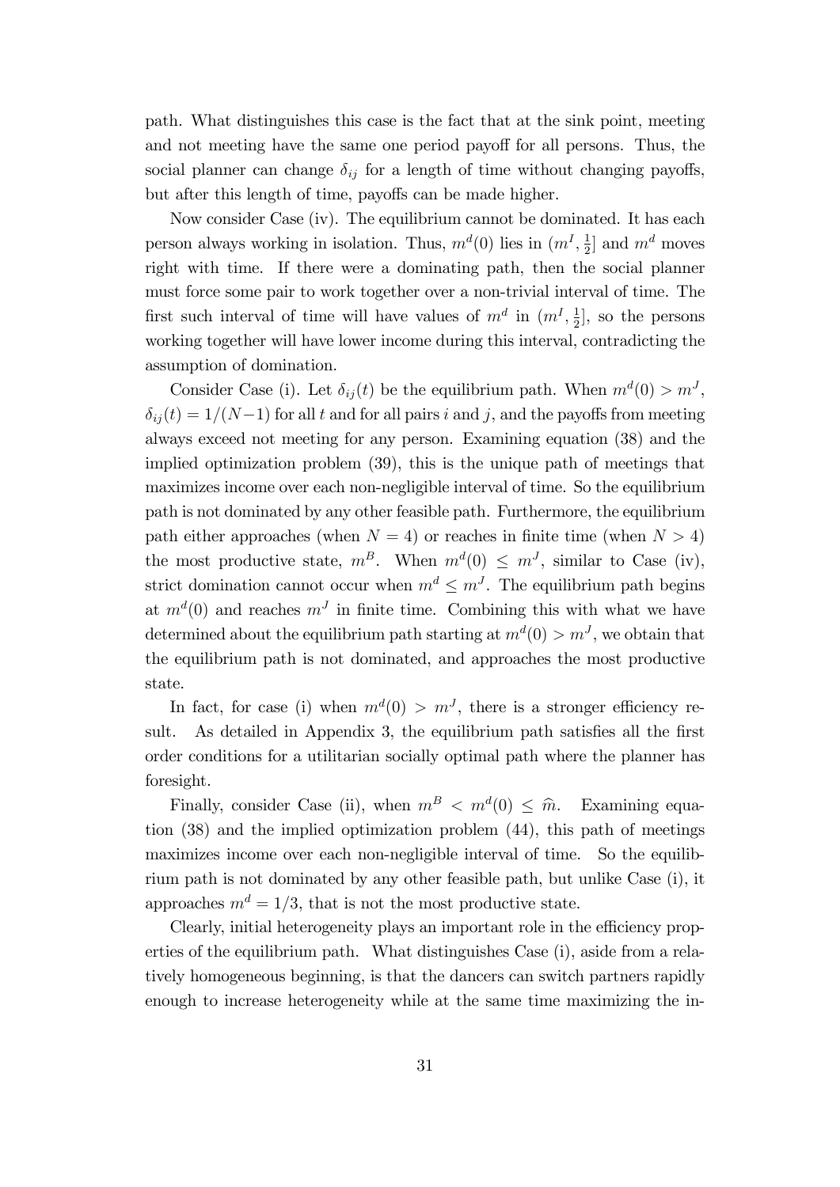path. What distinguishes this case is the fact that at the sink point, meeting and not meeting have the same one period payoff for all persons. Thus, the social planner can change $\delta_{ij}$ for a length of time without changing payoffs, but after this length of time, payoffs can be made higher.

Now consider Case (iv). The equilibrium cannot be dominated. It has each person always working in isolation. Thus, $m^d(0)$ lies in $(m^I, \frac{1}{2}]$ and $m^d$ moves right with time. If there were a dominating path, then the social planner must force some pair to work together over a non-trivial interval of time. The first such interval of time will have values of $m^d$ in $(m^I, \frac{1}{2}]$, so the persons working together will have lower income during this interval, contradicting the assumption of domination.

Consider Case (i). Let $\delta_{ij}(t)$ be the equilibrium path. When $m^d(0) > m^J$, $\delta_{ij}(t) = 1/(N-1)$ for all $t$ and for all pairs $i$ and $j$, and the payoffs from meeting always exceed not meeting for any person. Examining equation (38) and the implied optimization problem (39), this is the unique path of meetings that maximizes income over each non-negligible interval of time. So the equilibrium path is not dominated by any other feasible path. Furthermore, the equilibrium path either approaches (when $N = 4$) or reaches in finite time (when $N > 4$) the most productive state, $m^B$. When $m^d(0) \leq m^J$, similar to Case (iv), strict domination cannot occur when $m^d \leq m^J$. The equilibrium path begins at $m^d(0)$ and reaches $m^J$ in finite time. Combining this with what we have determined about the equilibrium path starting at $m^d(0) > m^J$, we obtain that the equilibrium path is not dominated, and approaches the most productive state.

In fact, for case (i) when $m^d(0) > m^J$, there is a stronger efficiency result. As detailed in Appendix 3, the equilibrium path satisfies all the first order conditions for a utilitarian socially optimal path where the planner has foresight.

Finally, consider Case (ii), when $m^B < m^d(0) \leq \widehat{m}$. Examining equation (38) and the implied optimization problem (44), this path of meetings maximizes income over each non-negligible interval of time. So the equilibrium path is not dominated by any other feasible path, but unlike Case (i), it approaches $m^d = 1/3$, that is not the most productive state.

Clearly, initial heterogeneity plays an important role in the efficiency properties of the equilibrium path. What distinguishes Case (i), aside from a relatively homogeneous beginning, is that the dancers can switch partners rapidly enough to increase heterogeneity while at the same time maximizing the in-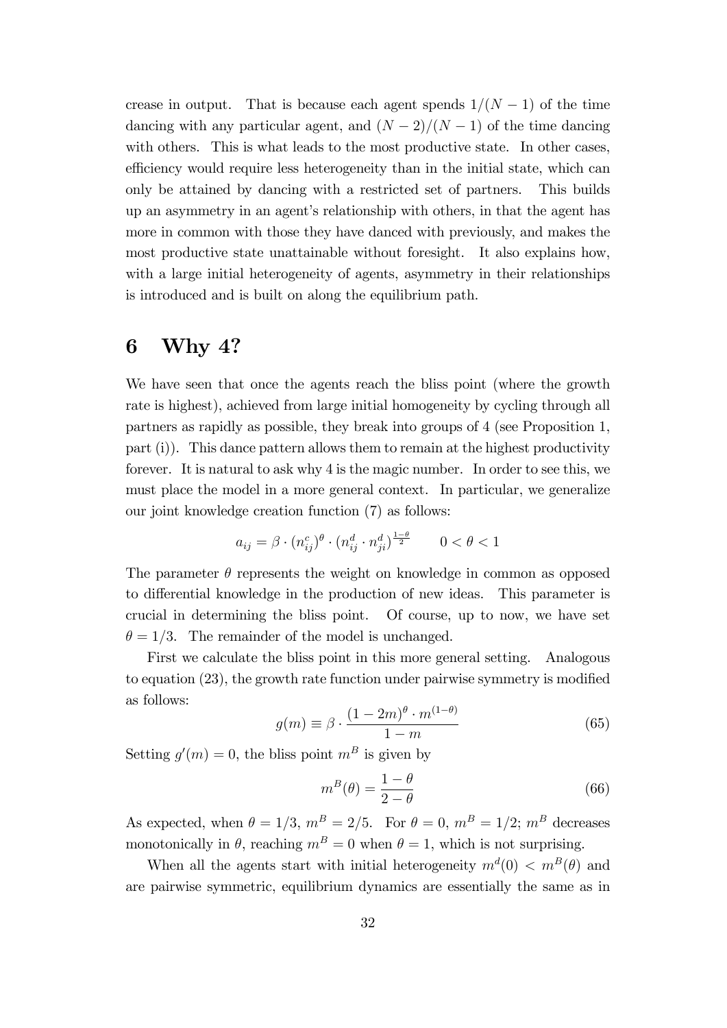crease in output. That is because each agent spends $1/(N-1)$ of the time dancing with any particular agent, and $(N-2)/(N-1)$ of the time dancing with others. This is what leads to the most productive state. In other cases, efficiency would require less heterogeneity than in the initial state, which can only be attained by dancing with a restricted set of partners. This builds up an asymmetry in an agent's relationship with others, in that the agent has more in common with those they have danced with previously, and makes the most productive state unattainable without foresight. It also explains how, with a large initial heterogeneity of agents, asymmetry in their relationships is introduced and is built on along the equilibrium path.

# 6 Why 4?

We have seen that once the agents reach the bliss point (where the growth rate is highest), achieved from large initial homogeneity by cycling through all partners as rapidly as possible, they break into groups of 4 (see Proposition 1, part (i)). This dance pattern allows them to remain at the highest productivity forever. It is natural to ask why 4 is the magic number. In order to see this, we must place the model in a more general context. In particular, we generalize our joint knowledge creation function (7) as follows:

$$a_{ij} = \beta \cdot (n_{ij}^c)^{\theta} \cdot (n_{ij}^d \cdot n_{ji}^d)^{\frac{1-\theta}{2}} \qquad 0 < \theta < 1$$

The parameter $\theta$ represents the weight on knowledge in common as opposed to differential knowledge in the production of new ideas. This parameter is crucial in determining the bliss point. Of course, up to now, we have set $\theta = 1/3$. The remainder of the model is unchanged.

First we calculate the bliss point in this more general setting. Analogous to equation (23), the growth rate function under pairwise symmetry is modified as follows:

$$g(m) \equiv \beta \cdot \frac{(1-2m)^{\theta} \cdot m^{(1-\theta)}}{1-m} \tag{65}$$

Setting $g'(m) = 0$, the bliss point $m^B$ is given by

$$m^B(\theta) = \frac{1-\theta}{2-\theta} \tag{66}$$

As expected, when $\theta = 1/3$, $m^B = 2/5$. For $\theta = 0$, $m^B = 1/2$; $m^B$ decreases monotonically in $\theta$, reaching $m^B = 0$ when $\theta = 1$, which is not surprising.

When all the agents start with initial heterogeneity $m^d(0) < m^B(\theta)$ and are pairwise symmetric, equilibrium dynamics are essentially the same as in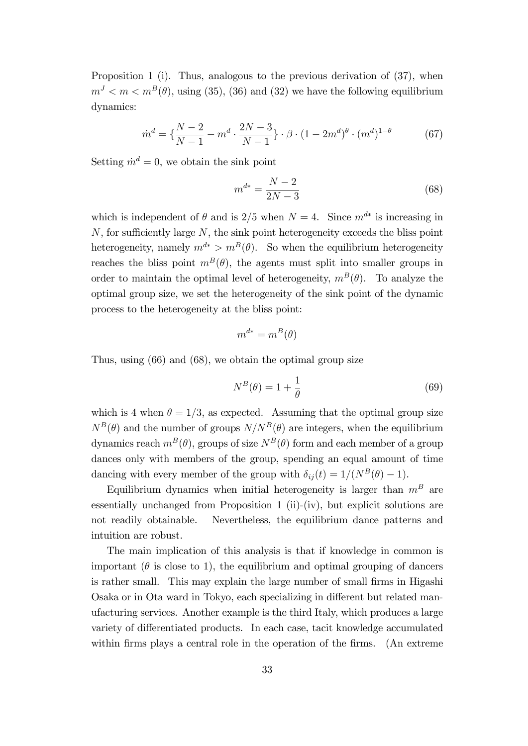Proposition 1 (i). Thus, analogous to the previous derivation of (37), when $m^J < m < m^B(\theta)$, using (35), (36) and (32) we have the following equilibrium dynamics:

$$\dot{m}^d = \{\frac{N-2}{N-1} - m^d \cdot \frac{2N-3}{N-1}\} \cdot \beta \cdot (1-2m^d)^\theta \cdot (m^d)^{1-\theta} \tag{67}$$

Setting $\dot{m}^d = 0$, we obtain the sink point

$$m^{d*} = \frac{N-2}{2N-3} \tag{68}$$

which is independent of $\theta$ and is $2/5$ when $N = 4$. Since $m^{d*}$ is increasing in $N$, for sufficiently large $N$, the sink point heterogeneity exceeds the bliss point heterogeneity, namely $m^{d*} > m^B(\theta)$. So when the equilibrium heterogeneity reaches the bliss point $m^B(\theta)$, the agents must split into smaller groups in order to maintain the optimal level of heterogeneity, $m^B(\theta)$. To analyze the optimal group size, we set the heterogeneity of the sink point of the dynamic process to the heterogeneity at the bliss point:

$$m^{d*} = m^B(\theta)$$

Thus, using (66) and (68), we obtain the optimal group size

$$N^B(\theta) = 1 + \frac{1}{\theta} \tag{69}$$

which is 4 when $\theta = 1/3$, as expected. Assuming that the optimal group size $N^B(\theta)$ and the number of groups $N/N^B(\theta)$ are integers, when the equilibrium dynamics reach $m^B(\theta)$, groups of size $N^B(\theta)$ form and each member of a group dances only with members of the group, spending an equal amount of time dancing with every member of the group with $\delta_{ij}(t) = 1/(N^B(\theta) - 1)$.

Equilibrium dynamics when initial heterogeneity is larger than $m^B$ are essentially unchanged from Proposition 1 (ii)-(iv), but explicit solutions are not readily obtainable. Nevertheless, the equilibrium dance patterns and intuition are robust.

The main implication of this analysis is that if knowledge in common is important ($\theta$ is close to 1), the equilibrium and optimal grouping of dancers is rather small. This may explain the large number of small firms in Higashi Osaka or in Ota ward in Tokyo, each specializing in different but related manufacturing services. Another example is the third Italy, which produces a large variety of differentiated products. In each case, tacit knowledge accumulated within firms plays a central role in the operation of the firms. (An extreme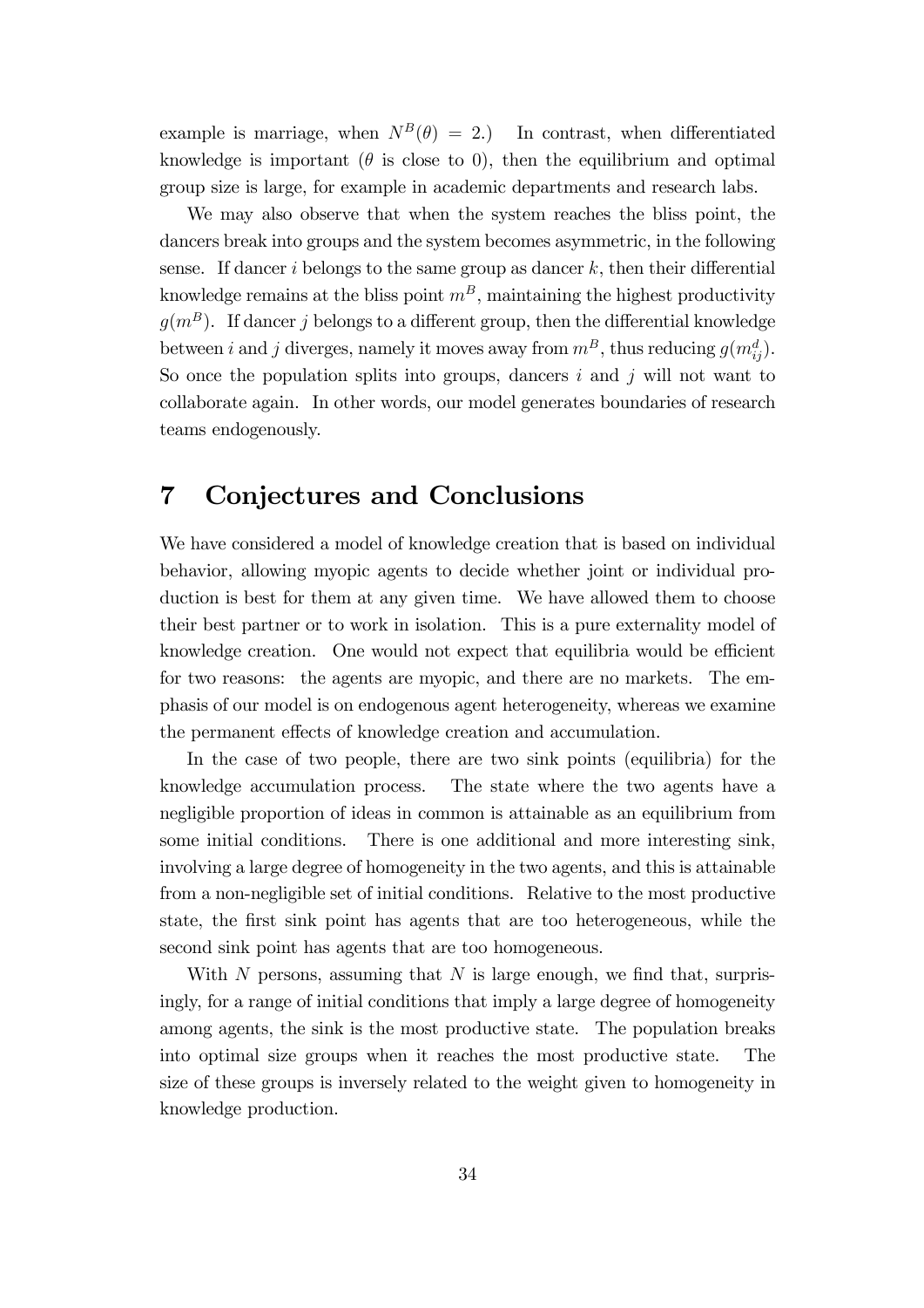example is marriage, when $N^B(\theta) = 2$.) In contrast, when differentiated knowledge is important ($\theta$ is close to 0), then the equilibrium and optimal group size is large, for example in academic departments and research labs.

We may also observe that when the system reaches the bliss point, the dancers break into groups and the system becomes asymmetric, in the following sense. If dancer $i$ belongs to the same group as dancer $k$, then their differential knowledge remains at the bliss point $m^B$, maintaining the highest productivity $g(m^B)$. If dancer $j$ belongs to a different group, then the differential knowledge between $i$ and $j$ diverges, namely it moves away from $m^B$, thus reducing $g(m_{ij}^d)$. So once the population splits into groups, dancers $i$ and $j$ will not want to collaborate again. In other words, our model generates boundaries of research teams endogenously.

# 7 Conjectures and Conclusions

We have considered a model of knowledge creation that is based on individual behavior, allowing myopic agents to decide whether joint or individual production is best for them at any given time. We have allowed them to choose their best partner or to work in isolation. This is a pure externality model of knowledge creation. One would not expect that equilibria would be efficient for two reasons: the agents are myopic, and there are no markets. The emphasis of our model is on endogenous agent heterogeneity, whereas we examine the permanent effects of knowledge creation and accumulation.

In the case of two people, there are two sink points (equilibria) for the knowledge accumulation process. The state where the two agents have a negligible proportion of ideas in common is attainable as an equilibrium from some initial conditions. There is one additional and more interesting sink, involving a large degree of homogeneity in the two agents, and this is attainable from a non-negligible set of initial conditions. Relative to the most productive state, the first sink point has agents that are too heterogeneous, while the second sink point has agents that are too homogeneous.

With $N$ persons, assuming that $N$ is large enough, we find that, surprisingly, for a range of initial conditions that imply a large degree of homogeneity among agents, the sink is the most productive state. The population breaks into optimal size groups when it reaches the most productive state. The size of these groups is inversely related to the weight given to homogeneity in knowledge production.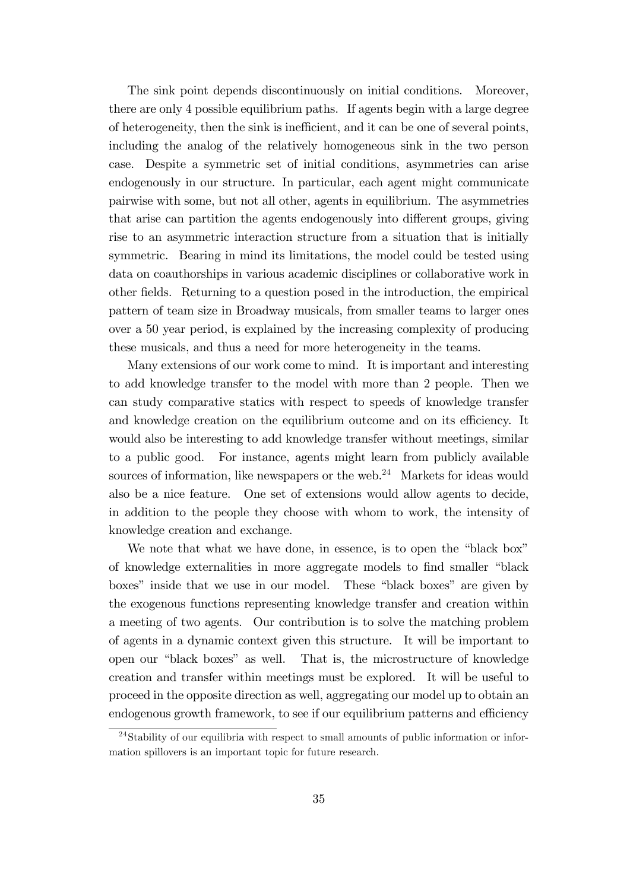The sink point depends discontinuously on initial conditions. Moreover, there are only 4 possible equilibrium paths. If agents begin with a large degree of heterogeneity, then the sink is inefficient, and it can be one of several points, including the analog of the relatively homogeneous sink in the two person case. Despite a symmetric set of initial conditions, asymmetries can arise endogenously in our structure. In particular, each agent might communicate pairwise with some, but not all other, agents in equilibrium. The asymmetries that arise can partition the agents endogenously into different groups, giving rise to an asymmetric interaction structure from a situation that is initially symmetric. Bearing in mind its limitations, the model could be tested using data on coauthorships in various academic disciplines or collaborative work in other fields. Returning to a question posed in the introduction, the empirical pattern of team size in Broadway musicals, from smaller teams to larger ones over a 50 year period, is explained by the increasing complexity of producing these musicals, and thus a need for more heterogeneity in the teams.

Many extensions of our work come to mind. It is important and interesting to add knowledge transfer to the model with more than 2 people. Then we can study comparative statics with respect to speeds of knowledge transfer and knowledge creation on the equilibrium outcome and on its efficiency. It would also be interesting to add knowledge transfer without meetings, similar to a public good. For instance, agents might learn from publicly available sources of information, like newspapers or the web.[24] Markets for ideas would also be a nice feature. One set of extensions would allow agents to decide, in addition to the people they choose with whom to work, the intensity of knowledge creation and exchange.

We note that what we have done, in essence, is to open the "black box" of knowledge externalities in more aggregate models to find smaller "black boxes" inside that we use in our model. These "black boxes" are given by the exogenous functions representing knowledge transfer and creation within a meeting of two agents. Our contribution is to solve the matching problem of agents in a dynamic context given this structure. It will be important to open our "black boxes" as well. That is, the microstructure of knowledge creation and transfer within meetings must be explored. It will be useful to proceed in the opposite direction as well, aggregating our model up to obtain an endogenous growth framework, to see if our equilibrium patterns and efficiency

[24] Stability of our equilibria with respect to small amounts of public information or information spillovers is an important topic for future research.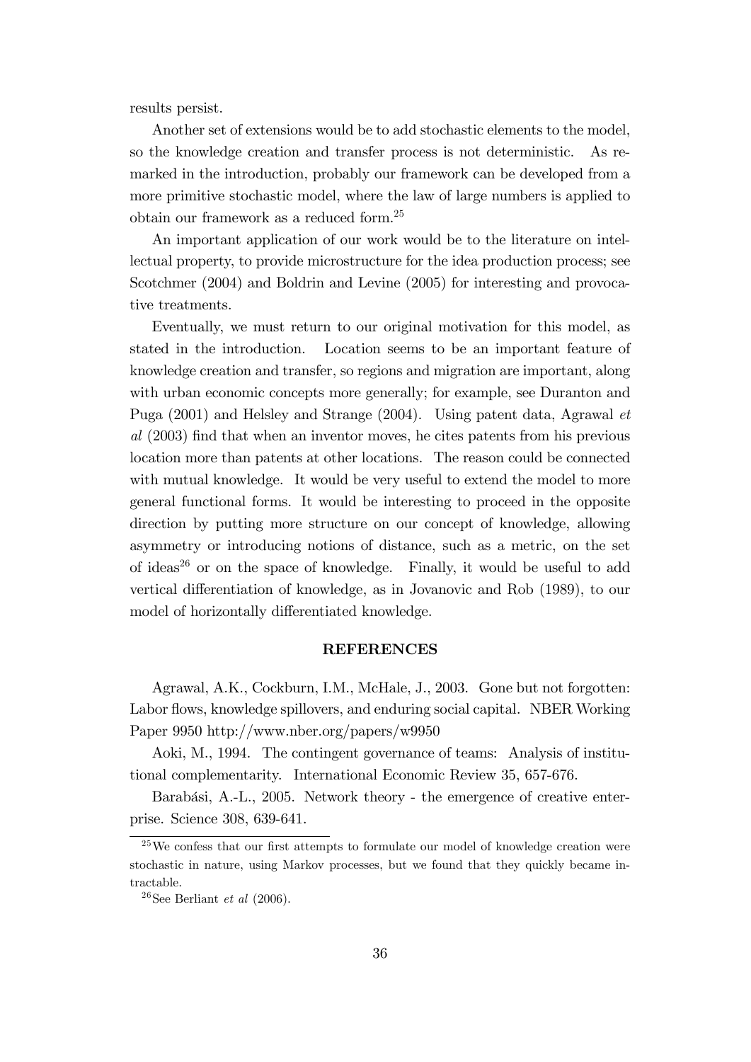results persist.

Another set of extensions would be to add stochastic elements to the model, so the knowledge creation and transfer process is not deterministic. As remarked in the introduction, probably our framework can be developed from a more primitive stochastic model, where the law of large numbers is applied to obtain our framework as a reduced form.[25]

An important application of our work would be to the literature on intellectual property, to provide microstructure for the idea production process; see Scotchmer (2004) and Boldrin and Levine (2005) for interesting and provocative treatments.

Eventually, we must return to our original motivation for this model, as stated in the introduction. Location seems to be an important feature of knowledge creation and transfer, so regions and migration are important, along with urban economic concepts more generally; for example, see Duranton and Puga (2001) and Helsley and Strange (2004). Using patent data, Agrawal *et al* (2003) find that when an inventor moves, he cites patents from his previous location more than patents at other locations. The reason could be connected with mutual knowledge. It would be very useful to extend the model to more general functional forms. It would be interesting to proceed in the opposite direction by putting more structure on our concept of knowledge, allowing asymmetry or introducing notions of distance, such as a metric, on the set of ideas[26] or on the space of knowledge. Finally, it would be useful to add vertical differentiation of knowledge, as in Jovanovic and Rob (1989), to our model of horizontally differentiated knowledge.

## REFERENCES

Agrawal, A.K., Cockburn, I.M., McHale, J., 2003. Gone but not forgotten: Labor flows, knowledge spillovers, and enduring social capital. NBER Working Paper 9950 http://www.nber.org/papers/w9950

Aoki, M., 1994. The contingent governance of teams: Analysis of institutional complementarity. International Economic Review 35, 657-676.

Barabási, A.-L., 2005. Network theory - the emergence of creative enterprise. Science 308, 639-641.

---

[25] We confess that our first attempts to formulate our model of knowledge creation were stochastic in nature, using Markov processes, but we found that they quickly became intractable.

[26] See Berliant *et al* (2006).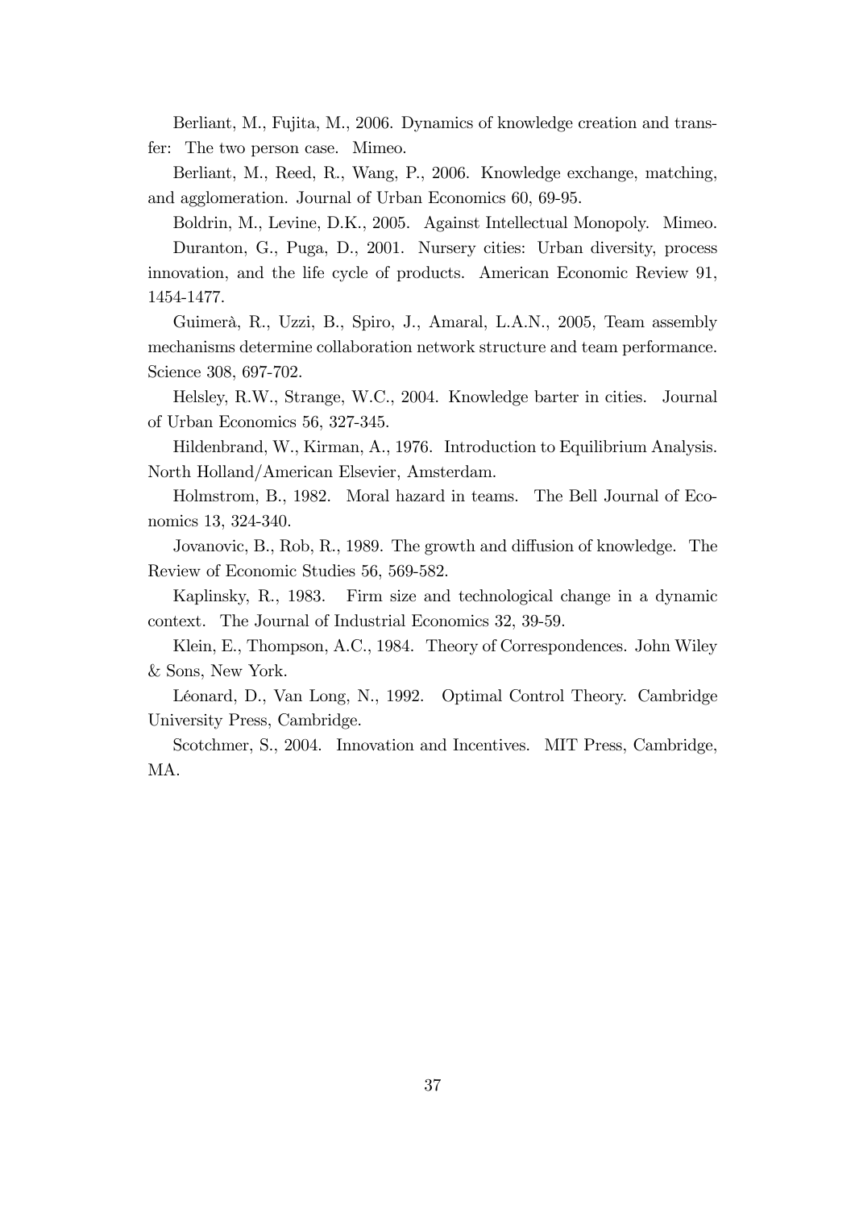Berliant, M., Fujita, M., 2006. Dynamics of knowledge creation and transfer: The two person case. Mimeo.

Berliant, M., Reed, R., Wang, P., 2006. Knowledge exchange, matching, and agglomeration. Journal of Urban Economics 60, 69-95.

Boldrin, M., Levine, D.K., 2005. Against Intellectual Monopoly. Mimeo.

Duranton, G., Puga, D., 2001. Nursery cities: Urban diversity, process innovation, and the life cycle of products. American Economic Review 91, 1454-1477.

Guimerà, R., Uzzi, B., Spiro, J., Amaral, L.A.N., 2005, Team assembly mechanisms determine collaboration network structure and team performance. Science 308, 697-702.

Helsley, R.W., Strange, W.C., 2004. Knowledge barter in cities. Journal of Urban Economics 56, 327-345.

Hildenbrand, W., Kirman, A., 1976. Introduction to Equilibrium Analysis. North Holland/American Elsevier, Amsterdam.

Holmstrom, B., 1982. Moral hazard in teams. The Bell Journal of Economics 13, 324-340.

Jovanovic, B., Rob, R., 1989. The growth and diffusion of knowledge. The Review of Economic Studies 56, 569-582.

Kaplinsky, R., 1983. Firm size and technological change in a dynamic context. The Journal of Industrial Economics 32, 39-59.

Klein, E., Thompson, A.C., 1984. Theory of Correspondences. John Wiley & Sons, New York.

Léonard, D., Van Long, N., 1992. Optimal Control Theory. Cambridge University Press, Cambridge.

Scotchmer, S., 2004. Innovation and Incentives. MIT Press, Cambridge, MA.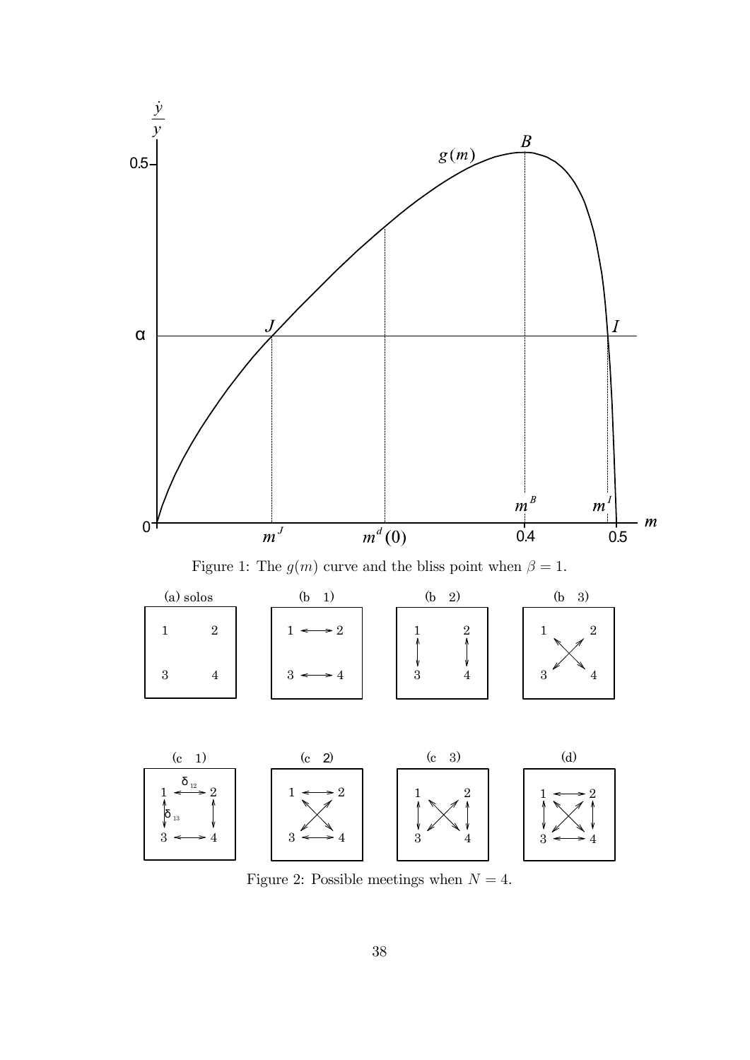Figure 1: The $g(m)$ curve and the bliss point when $\beta = 1$.

Figure 2: Possible meetings when $N = 4$.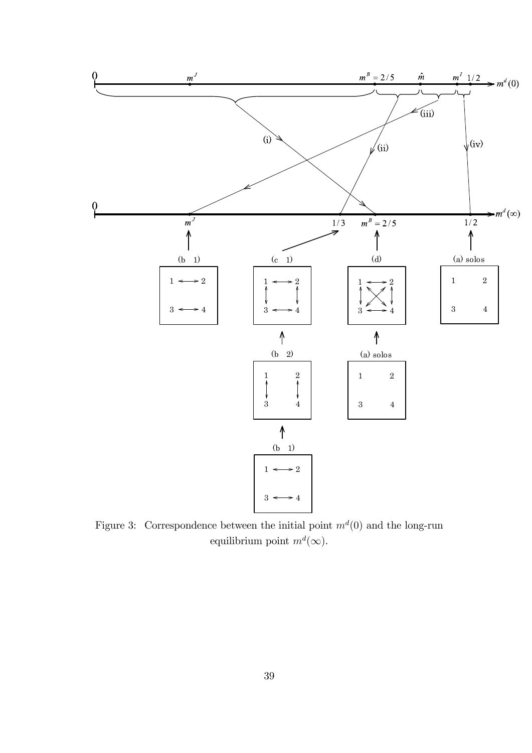Figure 3: Correspondence between the initial point $m^d(0)$ and the long-run equilibrium point $m^d(\infty)$.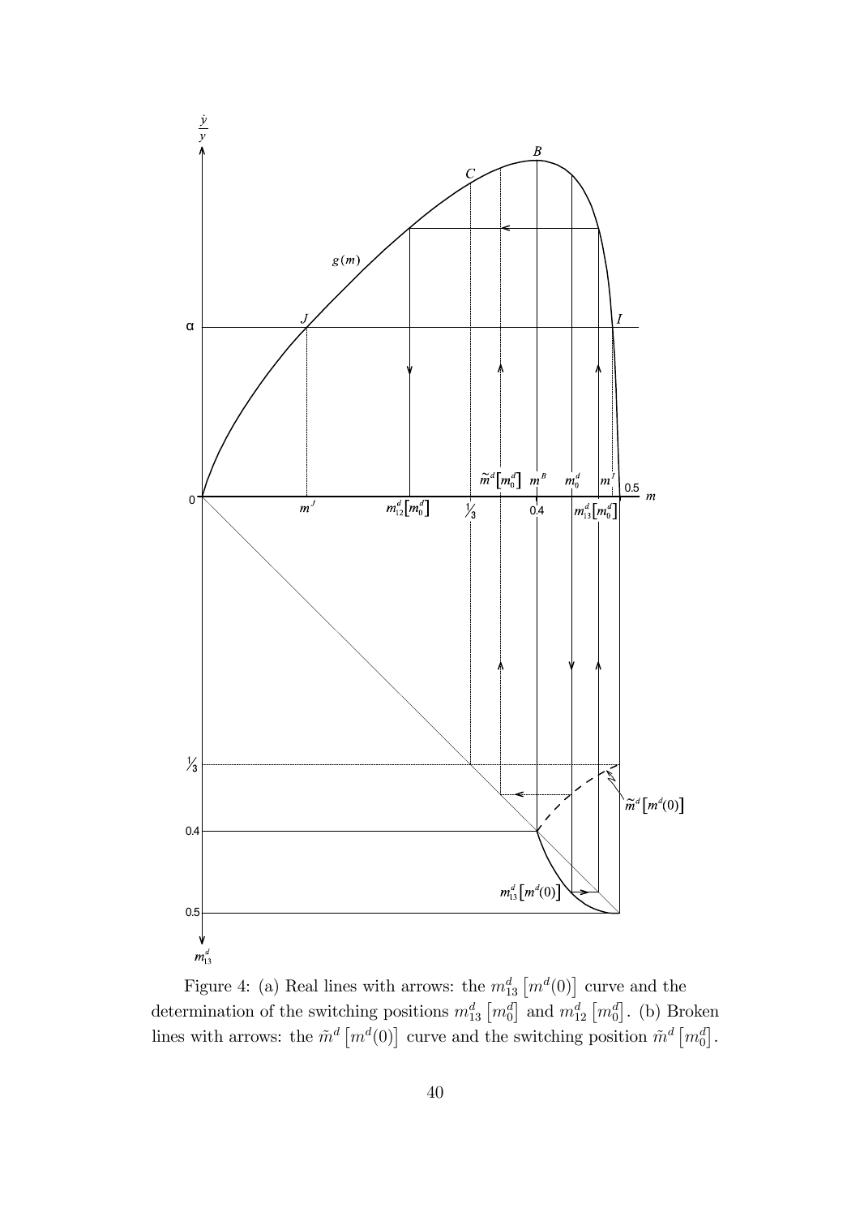Figure 4: (a) Real lines with arrows: the $m_{13}^{d}\left[m^{d}(0)\right]$ curve and the determination of the switching positions $m_{13}^{d}\left[m_{0}^{d}\right]$ and $m_{12}^{d}\left[m_{0}^{d}\right]$. (b) Broken lines with arrows: the $\tilde{m}^{d}\left[m^{d}(0)\right]$ curve and the switching position $\tilde{m}^{d}\left[m_{0}^{d}\right]$.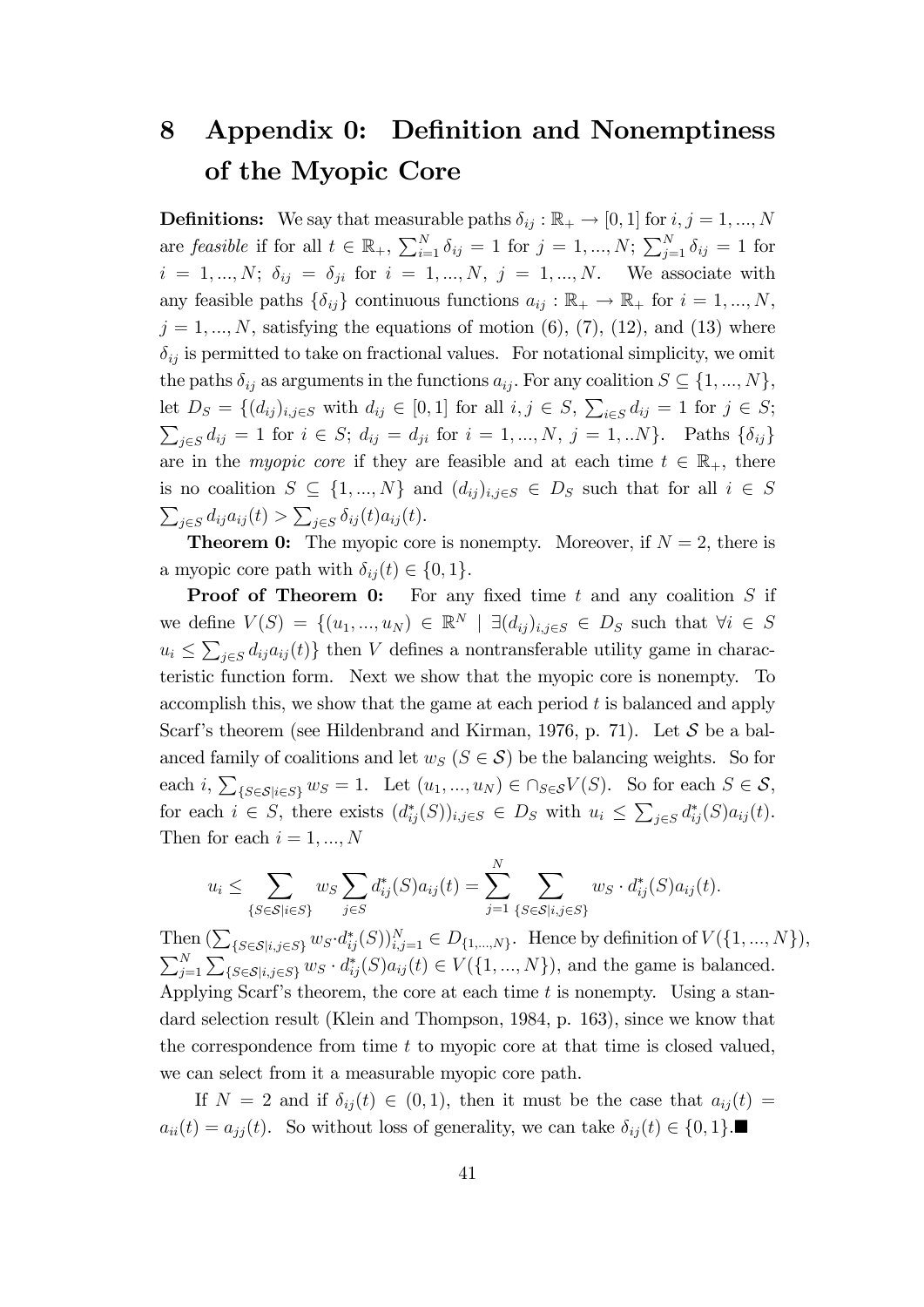# 8 Appendix 0: Definition and Nonemptiness of the Myopic Core

**Definitions:** We say that measurable paths $\delta_{ij} : \mathbb{R}_+ \to [0,1]$ for $i, j = 1, ..., N$ are *feasible* if for all $t \in \mathbb{R}_+$, $\sum_{i=1}^{N} \delta_{ij} = 1$ for $j = 1, ..., N$; $\sum_{j=1}^{N} \delta_{ij} = 1$ for $i = 1, ..., N$; $\delta_{ij} = \delta_{ji}$ for $i = 1, ..., N$, $j = 1, ..., N$. We associate with any feasible paths $\{\delta_{ij}\}$ continuous functions $a_{ij} : \mathbb{R}_+ \to \mathbb{R}_+$ for $i = 1, ..., N$, $j = 1, ..., N$, satisfying the equations of motion (6), (7), (12), and (13) where $\delta_{ij}$ is permitted to take on fractional values. For notational simplicity, we omit the paths $\delta_{ij}$ as arguments in the functions $a_{ij}$. For any coalition $S \subseteq \{1, ..., N\}$, let $D_S = \{(d_{ij})_{i,j \in S}$ with $d_{ij} \in [0,1]$ for all $i, j \in S$, $\sum_{i \in S} d_{ij} = 1$ for $j \in S$; $\sum_{j \in S} d_{ij} = 1$ for $i \in S$; $d_{ij} = d_{ji}$ for $i = 1, ..., N$, $j = 1, ..N\}$. Paths $\{\delta_{ij}\}$ are in the *myopic core* if they are feasible and at each time $t \in \mathbb{R}_+$, there is no coalition $S \subseteq \{1, ..., N\}$ and $(d_{ij})_{i,j \in S} \in D_S$ such that for all $i \in S$ $\sum_{j \in S} d_{ij} a_{ij}(t) > \sum_{j \in S} \delta_{ij}(t) a_{ij}(t)$.

**Theorem 0:** The myopic core is nonempty. Moreover, if $N = 2$, there is a myopic core path with $\delta_{ij}(t) \in \{0, 1\}$.

**Proof of Theorem 0:** For any fixed time $t$ and any coalition $S$ if we define $V(S) = \{(u_1, ..., u_N) \in \mathbb{R}^N \mid \exists (d_{ij})_{i,j \in S} \in D_S$ such that $\forall i \in S$ $u_i \leq \sum_{j \in S} d_{ij} a_{ij}(t)\}$ then $V$ defines a nontransferable utility game in characteristic function form. Next we show that the myopic core is nonempty. To accomplish this, we show that the game at each period $t$ is balanced and apply Scarf's theorem (see Hildenbrand and Kirman, 1976, p. 71). Let $\mathcal{S}$ be a balanced family of coalitions and let $w_S$ ($S \in \mathcal{S}$) be the balancing weights. So for each $i$, $\sum_{\{S \in \mathcal{S} | i \in S\}} w_S = 1$. Let $(u_1, ..., u_N) \in \cap_{S \in \mathcal{S}} V(S)$. So for each $S \in \mathcal{S}$, for each $i \in S$, there exists $(d^*_{ij}(S))_{i,j \in S} \in D_S$ with $u_i \leq \sum_{j \in S} d^*_{ij}(S) a_{ij}(t)$. Then for each $i = 1, ..., N$

$$u_i \leq \sum_{\{S \in \mathcal{S} | i \in S\}} w_S \sum_{j \in S} d^*_{ij}(S) a_{ij}(t) = \sum_{j=1}^{N} \sum_{\{S \in \mathcal{S} | i,j \in S\}} w_S \cdot d^*_{ij}(S) a_{ij}(t).$$

Then $(\sum_{\{S \in \mathcal{S} | i,j \in S\}} w_S \cdot d^*_{ij}(S))_{i,j=1}^{N} \in D_{\{1,...,N\}}$. Hence by definition of $V(\{1, ..., N\})$, $\sum_{j=1}^{N} \sum_{\{S \in \mathcal{S} | i,j \in S\}} w_S \cdot d^*_{ij}(S) a_{ij}(t) \in V(\{1, ..., N\})$, and the game is balanced. Applying Scarf's theorem, the core at each time $t$ is nonempty. Using a standard selection result (Klein and Thompson, 1984, p. 163), since we know that the correspondence from time $t$ to myopic core at that time is closed valued, we can select from it a measurable myopic core path.

If $N = 2$ and if $\delta_{ij}(t) \in (0, 1)$, then it must be the case that $a_{ij}(t) = a_{ii}(t) = a_{jj}(t)$. So without loss of generality, we can take $\delta_{ij}(t) \in \{0, 1\}$.■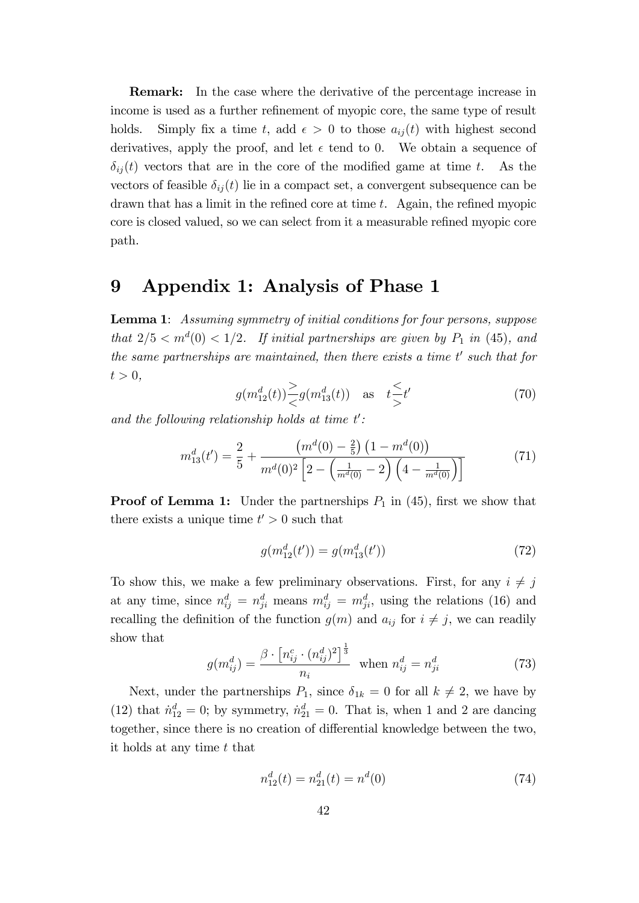**Remark:** In the case where the derivative of the percentage increase in income is used as a further refinement of myopic core, the same type of result holds. Simply fix a time $t$, add $\epsilon > 0$ to those $a_{ij}(t)$ with highest second derivatives, apply the proof, and let $\epsilon$ tend to 0. We obtain a sequence of $\delta_{ij}(t)$ vectors that are in the core of the modified game at time $t$. As the vectors of feasible $\delta_{ij}(t)$ lie in a compact set, a convergent subsequence can be drawn that has a limit in the refined core at time $t$. Again, the refined myopic core is closed valued, so we can select from it a measurable refined myopic core path.

# 9 Appendix 1: Analysis of Phase 1

**Lemma 1**: *Assuming symmetry of initial conditions for four persons, suppose that $2/5 < m^d(0) < 1/2$. If initial partnerships are given by $P_1$ in (45), and the same partnerships are maintained, then there exists a time $t'$ such that for $t > 0$,*

$$g(m^d_{12}(t)) \underset{<}{\overset{>}{}} g(m^d_{13}(t)) \quad \text{as} \quad t \underset{>}{\overset{<}{}} t' \tag{70}$$

*and the following relationship holds at time $t'$:*

$$m^d_{13}(t') = \frac{2}{5} + \frac{\left(m^d(0) - \frac{2}{5}\right)\left(1 - m^d(0)\right)}{m^d(0)^2\left[2 - \left(\frac{1}{m^d(0)} - 2\right)\left(4 - \frac{1}{m^d(0)}\right)\right]} \tag{71}$$

**Proof of Lemma 1:** Under the partnerships $P_1$ in (45), first we show that there exists a unique time $t' > 0$ such that

$$g(m^d_{12}(t')) = g(m^d_{13}(t')) \tag{72}$$

To show this, we make a few preliminary observations. First, for any $i \neq j$ at any time, since $n^d_{ij} = n^d_{ji}$ means $m^d_{ij} = m^d_{ji}$, using the relations (16) and recalling the definition of the function $g(m)$ and $a_{ij}$ for $i \neq j$, we can readily show that

$$g(m^d_{ij}) = \frac{\beta \cdot \left[n^c_{ij} \cdot (n^d_{ij})^2\right]^{\frac{1}{3}}}{n_i} \quad \text{when } n^d_{ij} = n^d_{ji} \tag{73}$$

Next, under the partnerships $P_1$, since $\delta_{1k} = 0$ for all $k \neq 2$, we have by (12) that $\dot{n}^d_{12} = 0$; by symmetry, $\dot{n}^d_{21} = 0$. That is, when 1 and 2 are dancing together, since there is no creation of differential knowledge between the two, it holds at any time $t$ that

$$n^d_{12}(t) = n^d_{21}(t) = n^d(0) \tag{74}$$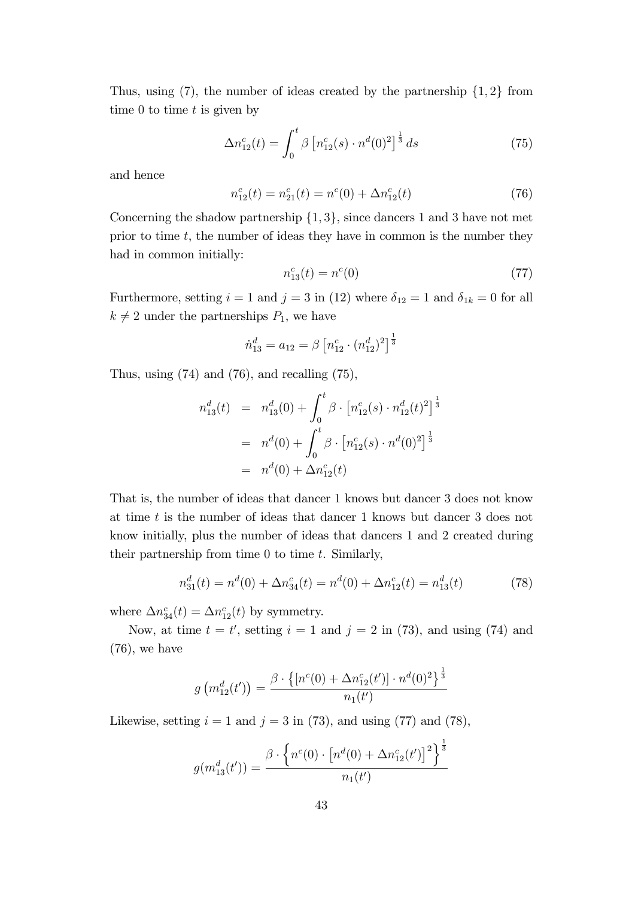Thus, using (7), the number of ideas created by the partnership $\{1, 2\}$ from time 0 to time $t$ is given by

$$\Delta n_{12}^c(t) = \int_0^t \beta \left[ n_{12}^c(s) \cdot n^d(0)^2 \right]^{\frac{1}{3}} ds \tag{75}$$

and hence

$$n_{12}^c(t) = n_{21}^c(t) = n^c(0) + \Delta n_{12}^c(t) \tag{76}$$

Concerning the shadow partnership $\{1, 3\}$, since dancers 1 and 3 have not met prior to time $t$, the number of ideas they have in common is the number they had in common initially:

$$n_{13}^c(t) = n^c(0) \tag{77}$$

Furthermore, setting $i = 1$ and $j = 3$ in (12) where $\delta_{12} = 1$ and $\delta_{1k} = 0$ for all $k \neq 2$ under the partnerships $P_1$, we have

$$\dot{n}_{13}^d = a_{12} = \beta \left[ n_{12}^c \cdot (n_{12}^d)^2 \right]^{\frac{1}{3}}$$

Thus, using (74) and (76), and recalling (75),

$$\begin{aligned} n_{13}^d(t) &= n_{13}^d(0) + \int_0^t \beta \cdot \left[ n_{12}^c(s) \cdot n_{12}^d(t)^2 \right]^{\frac{1}{3}} \\ &= n^d(0) + \int_0^t \beta \cdot \left[ n_{12}^c(s) \cdot n^d(0)^2 \right]^{\frac{1}{3}} \\ &= n^d(0) + \Delta n_{12}^c(t) \end{aligned}$$

That is, the number of ideas that dancer 1 knows but dancer 3 does not know at time $t$ is the number of ideas that dancer 1 knows but dancer 3 does not know initially, plus the number of ideas that dancers 1 and 2 created during their partnership from time 0 to time $t$. Similarly,

$$n_{31}^d(t) = n^d(0) + \Delta n_{34}^c(t) = n^d(0) + \Delta n_{12}^c(t) = n_{13}^d(t) \tag{78}$$

where $\Delta n_{34}^c(t) = \Delta n_{12}^c(t)$ by symmetry.

Now, at time $t = t'$, setting $i = 1$ and $j = 2$ in (73), and using (74) and (76), we have

$$g\left(m_{12}^d(t')\right) = \frac{\beta \cdot \left\{ \left[ n^c(0) + \Delta n_{12}^c(t') \right] \cdot n^d(0)^2 \right\}^{\frac{1}{3}}}{n_1(t')}$$

Likewise, setting $i = 1$ and $j = 3$ in (73), and using (77) and (78),

$$g(m_{13}^d(t')) = \frac{\beta \cdot \left\{ n^c(0) \cdot \left[ n^d(0) + \Delta n_{12}^c(t') \right]^2 \right\}^{\frac{1}{3}}}{n_1(t')}$$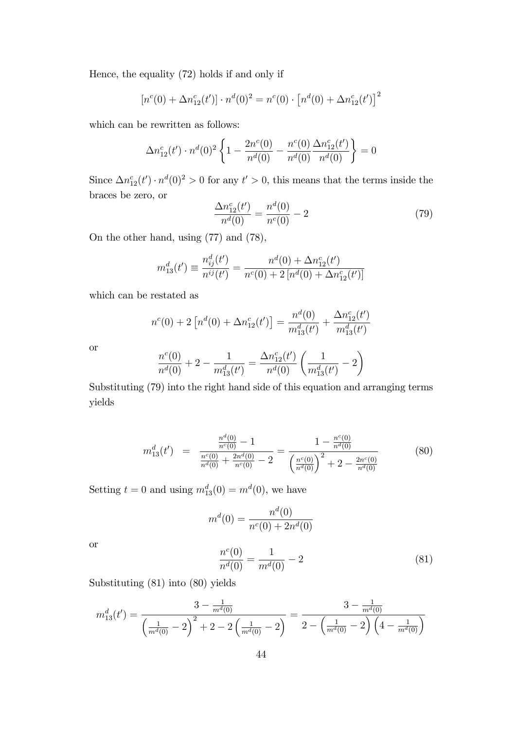Hence, the equality (72) holds if and only if

$$\left[n^c(0) + \Delta n^c_{12}(t')\right] \cdot n^d(0)^2 = n^c(0) \cdot \left[n^d(0) + \Delta n^c_{12}(t')\right]^2$$

which can be rewritten as follows:

$$\Delta n^c_{12}(t') \cdot n^d(0)^2 \left\{1 - \frac{2n^c(0)}{n^d(0)} - \frac{n^c(0)}{n^d(0)} \frac{\Delta n^c_{12}(t')}{n^d(0)}\right\} = 0$$

Since $\Delta n^c_{12}(t') \cdot n^d(0)^2 > 0$ for any $t' > 0$, this means that the terms inside the braces be zero, or

$$\frac{\Delta n^c_{12}(t')}{n^d(0)} = \frac{n^d(0)}{n^c(0)} - 2 \tag{79}$$

On the other hand, using (77) and (78),

$$m^d_{13}(t') \equiv \frac{n^d_{ij}(t')}{n^{ij}(t')} = \frac{n^d(0) + \Delta n^c_{12}(t')}{n^c(0) + 2\left[n^d(0) + \Delta n^c_{12}(t')\right]}$$

which can be restated as

$$n^c(0) + 2\left[n^d(0) + \Delta n^c_{12}(t')\right] = \frac{n^d(0)}{m^d_{13}(t')} + \frac{\Delta n^c_{12}(t')}{m^d_{13}(t')}$$

or

$$\frac{n^c(0)}{n^d(0)} + 2 - \frac{1}{m^d_{13}(t')} = \frac{\Delta n^c_{12}(t')}{n^d(0)} \left(\frac{1}{m^d_{13}(t')} - 2\right)$$

Substituting (79) into the right hand side of this equation and arranging terms yields

$$m^d_{13}(t') = \frac{\frac{n^d(0)}{n^c(0)} - 1}{\frac{n^c(0)}{n^d(0)} + \frac{2n^d(0)}{n^c(0)} - 2} = \frac{1 - \frac{n^c(0)}{n^d(0)}}{\left(\frac{n^c(0)}{n^d(0)}\right)^2 + 2 - \frac{2n^c(0)}{n^d(0)}} \tag{80}$$

Setting $t = 0$ and using $m^d_{13}(0) = m^d(0)$, we have

$$m^d(0) = \frac{n^d(0)}{n^c(0) + 2n^d(0)}$$

or

$$\frac{n^c(0)}{n^d(0)} = \frac{1}{m^d(0)} - 2 \tag{81}$$

Substituting (81) into (80) yields

$$m^d_{13}(t') = \frac{3 - \frac{1}{m^d(0)}}{\left(\frac{1}{m^d(0)} - 2\right)^2 + 2 - 2\left(\frac{1}{m^d(0)} - 2\right)} = \frac{3 - \frac{1}{m^d(0)}}{2 - \left(\frac{1}{m^d(0)} - 2\right)\left(4 - \frac{1}{m^d(0)}\right)}$$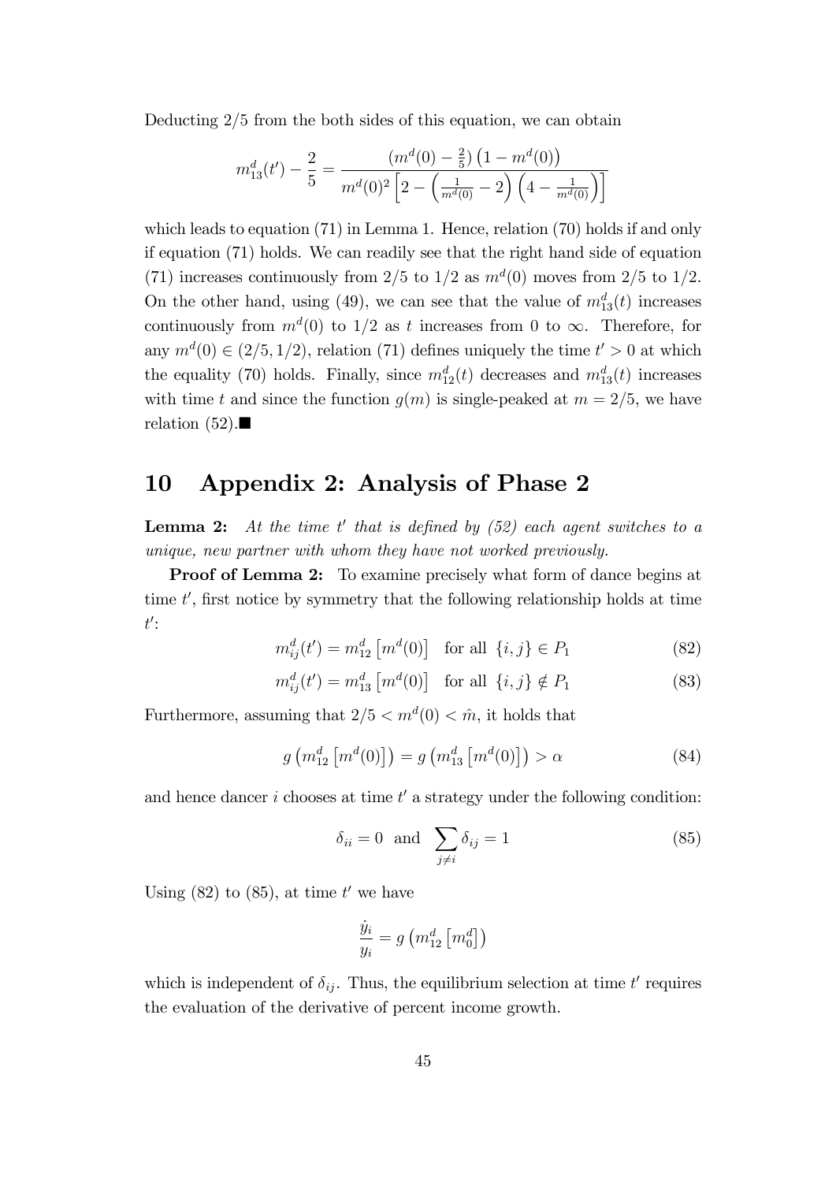Deducting 2/5 from the both sides of this equation, we can obtain

$$m_{13}^d(t') - \frac{2}{5} = \frac{\left(m^d(0) - \frac{2}{5}\right)\left(1 - m^d(0)\right)}{m^d(0)^2\left[2 - \left(\frac{1}{m^d(0)} - 2\right)\left(4 - \frac{1}{m^d(0)}\right)\right]}$$

which leads to equation (71) in Lemma 1. Hence, relation (70) holds if and only if equation (71) holds. We can readily see that the right hand side of equation (71) increases continuously from 2/5 to 1/2 as $m^d(0)$ moves from 2/5 to 1/2. On the other hand, using (49), we can see that the value of $m_{13}^d(t)$ increases continuously from $m^d(0)$ to 1/2 as $t$ increases from 0 to $\infty$. Therefore, for any $m^d(0) \in (2/5, 1/2)$, relation (71) defines uniquely the time $t' > 0$ at which the equality (70) holds. Finally, since $m_{12}^d(t)$ decreases and $m_{13}^d(t)$ increases with time $t$ and since the function $g(m)$ is single-peaked at $m = 2/5$, we have relation (52).■

# 10 Appendix 2: Analysis of Phase 2

**Lemma 2:** *At the time $t'$ that is defined by (52) each agent switches to a unique, new partner with whom they have not worked previously.*

**Proof of Lemma 2:** To examine precisely what form of dance begins at time $t'$, first notice by symmetry that the following relationship holds at time $t'$:

$$m_{ij}^d(t') = m_{12}^d\left[m^d(0)\right] \quad \text{for all } \{i,j\} \in P_1 \tag{82}$$

$$m_{ij}^d(t') = m_{13}^d\left[m^d(0)\right] \quad \text{for all } \{i,j\} \notin P_1 \tag{83}$$

Furthermore, assuming that $2/5 < m^d(0) < \hat{m}$, it holds that

$$g\left(m_{12}^d\left[m^d(0)\right]\right) = g\left(m_{13}^d\left[m^d(0)\right]\right) > \alpha \tag{84}$$

and hence dancer $i$ chooses at time $t'$ a strategy under the following condition:

$$\delta_{ii} = 0 \text{ and } \sum_{j \neq i} \delta_{ij} = 1 \tag{85}$$

Using (82) to (85), at time $t'$ we have

$$\frac{\dot{y}_i}{y_i} = g\left(m_{12}^d\left[m_0^d\right]\right)$$

which is independent of $\delta_{ij}$. Thus, the equilibrium selection at time $t'$ requires the evaluation of the derivative of percent income growth.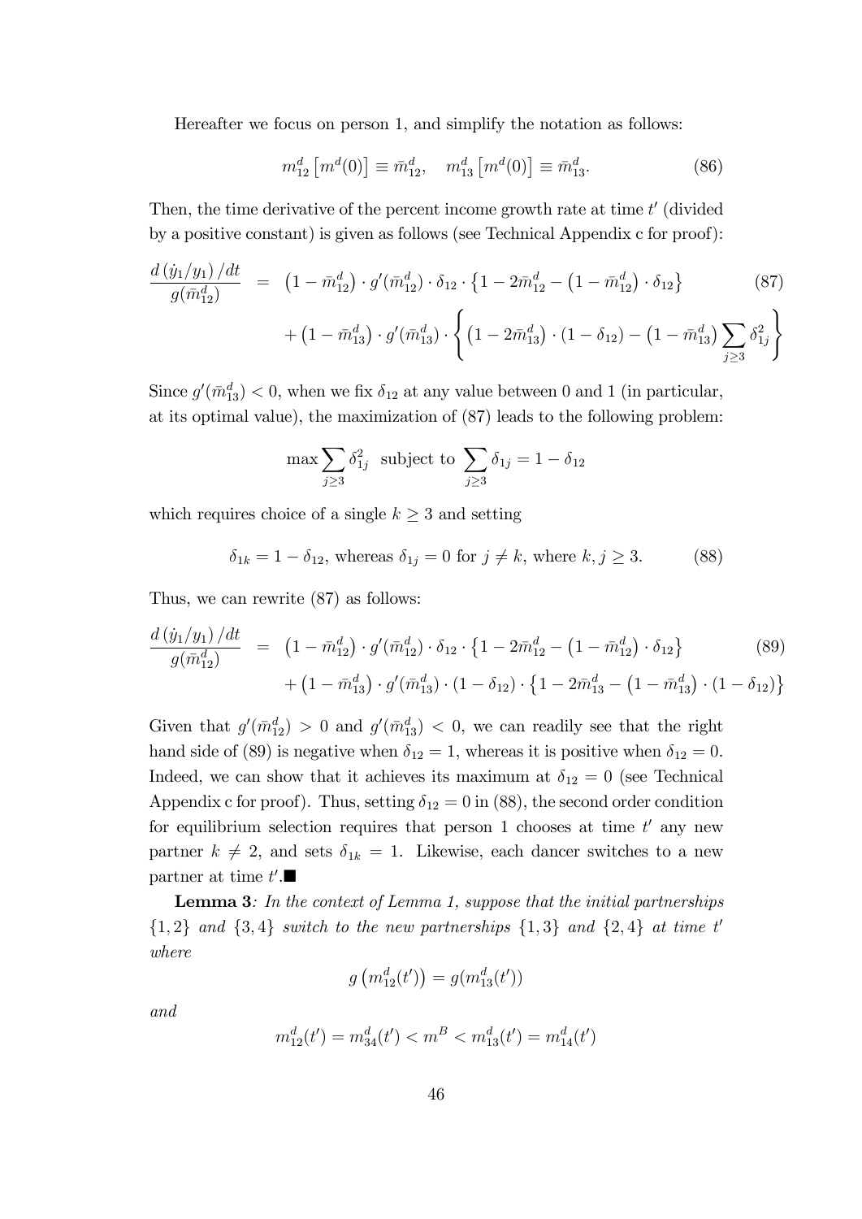Hereafter we focus on person 1, and simplify the notation as follows:

$$m_{12}^d\left[m^d(0)\right] \equiv \bar{m}_{12}^d, \quad m_{13}^d\left[m^d(0)\right] \equiv \bar{m}_{13}^d. \tag{86}$$

Then, the time derivative of the percent income growth rate at time $t'$ (divided by a positive constant) is given as follows (see Technical Appendix c for proof):

$$\begin{aligned}\frac{d\left(\dot{y}_1/y_1\right)/dt}{g(\bar{m}_{12}^d)} &= \left(1-\bar{m}_{12}^d\right)\cdot g'(\bar{m}_{12}^d)\cdot\delta_{12}\cdot\left\{1-2\bar{m}_{12}^d-\left(1-\bar{m}_{12}^d\right)\cdot\delta_{12}\right\} \\ &\quad+\left(1-\bar{m}_{13}^d\right)\cdot g'(\bar{m}_{13}^d)\cdot\left\{\left(1-2\bar{m}_{13}^d\right)\cdot\left(1-\delta_{12}\right)-\left(1-\bar{m}_{13}^d\right)\sum_{j\geq 3}\delta_{1j}^2\right\}\end{aligned} \tag{87}$$

Since $g'(\bar{m}_{13}^d) < 0$, when we fix $\delta_{12}$ at any value between 0 and 1 (in particular, at its optimal value), the maximization of (87) leads to the following problem:

$$\max \sum_{j\geq 3}\delta_{1j}^2 \text{ subject to } \sum_{j\geq 3}\delta_{1j} = 1-\delta_{12}$$

which requires choice of a single $k \geq 3$ and setting

$$\delta_{1k} = 1-\delta_{12}, \text{ whereas } \delta_{1j} = 0 \text{ for } j \neq k, \text{ where } k, j \geq 3. \tag{88}$$

Thus, we can rewrite (87) as follows:

$$\begin{aligned}\frac{d\left(\dot{y}_1/y_1\right)/dt}{g(\bar{m}_{12}^d)} &= \left(1-\bar{m}_{12}^d\right)\cdot g'(\bar{m}_{12}^d)\cdot\delta_{12}\cdot\left\{1-2\bar{m}_{12}^d-\left(1-\bar{m}_{12}^d\right)\cdot\delta_{12}\right\} \\ &\quad+\left(1-\bar{m}_{13}^d\right)\cdot g'(\bar{m}_{13}^d)\cdot\left(1-\delta_{12}\right)\cdot\left\{1-2\bar{m}_{13}^d-\left(1-\bar{m}_{13}^d\right)\cdot\left(1-\delta_{12}\right)\right\}\end{aligned} \tag{89}$$

Given that $g'(\bar{m}_{12}^d) > 0$ and $g'(\bar{m}_{13}^d) < 0$, we can readily see that the right hand side of (89) is negative when $\delta_{12} = 1$, whereas it is positive when $\delta_{12} = 0$. Indeed, we can show that it achieves its maximum at $\delta_{12} = 0$ (see Technical Appendix c for proof). Thus, setting $\delta_{12} = 0$ in (88), the second order condition for equilibrium selection requires that person 1 chooses at time $t'$ any new partner $k \neq 2$, and sets $\delta_{1k} = 1$. Likewise, each dancer switches to a new partner at time $t'$.■

**Lemma 3**: *In the context of Lemma 1, suppose that the initial partnerships $\{1,2\}$ and $\{3,4\}$ switch to the new partnerships $\{1,3\}$ and $\{2,4\}$ at time $t'$ where*

$$g\left(m_{12}^d(t')\right) = g(m_{13}^d(t'))$$

*and*

$$m_{12}^d(t') = m_{34}^d(t') < m^B < m_{13}^d(t') = m_{14}^d(t')$$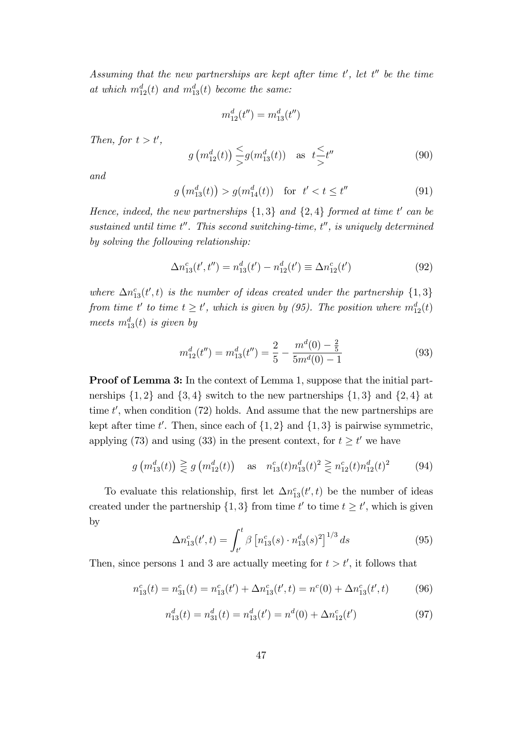*Assuming that the new partnerships are kept after time $t'$, let $t''$ be the time at which $m^d_{12}(t)$ and $m^d_{13}(t)$ become the same:*

$$m^d_{12}(t'') = m^d_{13}(t'')$$

*Then, for $t > t'$,*

$$g\left(m^d_{12}(t)\right) \underset{>}{\overset{<}{}} g(m^d_{13}(t)) \quad \text{as} \quad t \underset{>}{\overset{<}{}} t'' \tag{90}$$

*and*

$$g\left(m^d_{13}(t)\right) > g(m^d_{14}(t)) \quad \text{for} \quad t' < t \leq t'' \tag{91}$$

*Hence, indeed, the new partnerships $\{1,3\}$ and $\{2,4\}$ formed at time $t'$ can be sustained until time $t''$. This second switching-time, $t''$, is uniquely determined by solving the following relationship:*

$$\Delta n^c_{13}(t', t'') = n^d_{13}(t') - n^d_{12}(t') \equiv \Delta n^c_{12}(t') \tag{92}$$

*where $\Delta n^c_{13}(t', t)$ is the number of ideas created under the partnership $\{1,3\}$ from time $t'$ to time $t \geq t'$, which is given by (95). The position where $m^d_{12}(t)$ meets $m^d_{13}(t)$ is given by*

$$m^d_{12}(t'') = m^d_{13}(t'') = \frac{2}{5} - \frac{m^d(0) - \frac{2}{5}}{5m^d(0) - 1} \tag{93}$$

**Proof of Lemma 3:** In the context of Lemma 1, suppose that the initial partnerships $\{1,2\}$ and $\{3,4\}$ switch to the new partnerships $\{1,3\}$ and $\{2,4\}$ at time $t'$, when condition (72) holds. And assume that the new partnerships are kept after time $t'$. Then, since each of $\{1,2\}$ and $\{1,3\}$ is pairwise symmetric, applying (73) and using (33) in the present context, for $t \geq t'$ we have

$$g\left(m^d_{13}(t)\right) \gtreqless g\left(m^d_{12}(t)\right) \quad \text{as} \quad n^c_{13}(t) n^d_{13}(t)^2 \gtreqless n^c_{12}(t) n^d_{12}(t)^2 \tag{94}$$

To evaluate this relationship, first let $\Delta n^c_{13}(t', t)$ be the number of ideas created under the partnership $\{1,3\}$ from time $t'$ to time $t \geq t'$, which is given by

$$\Delta n^c_{13}(t', t) = \int_{t'}^{t} \beta \left[n^c_{13}(s) \cdot n^d_{13}(s)^2\right]^{1/3} ds \tag{95}$$

Then, since persons 1 and 3 are actually meeting for $t > t'$, it follows that

$$n^c_{13}(t) = n^c_{31}(t) = n^c_{13}(t') + \Delta n^c_{13}(t', t) = n^c(0) + \Delta n^c_{13}(t', t) \tag{96}$$

$$n^d_{13}(t) = n^d_{31}(t) = n^d_{13}(t') = n^d(0) + \Delta n^c_{12}(t') \tag{97}$$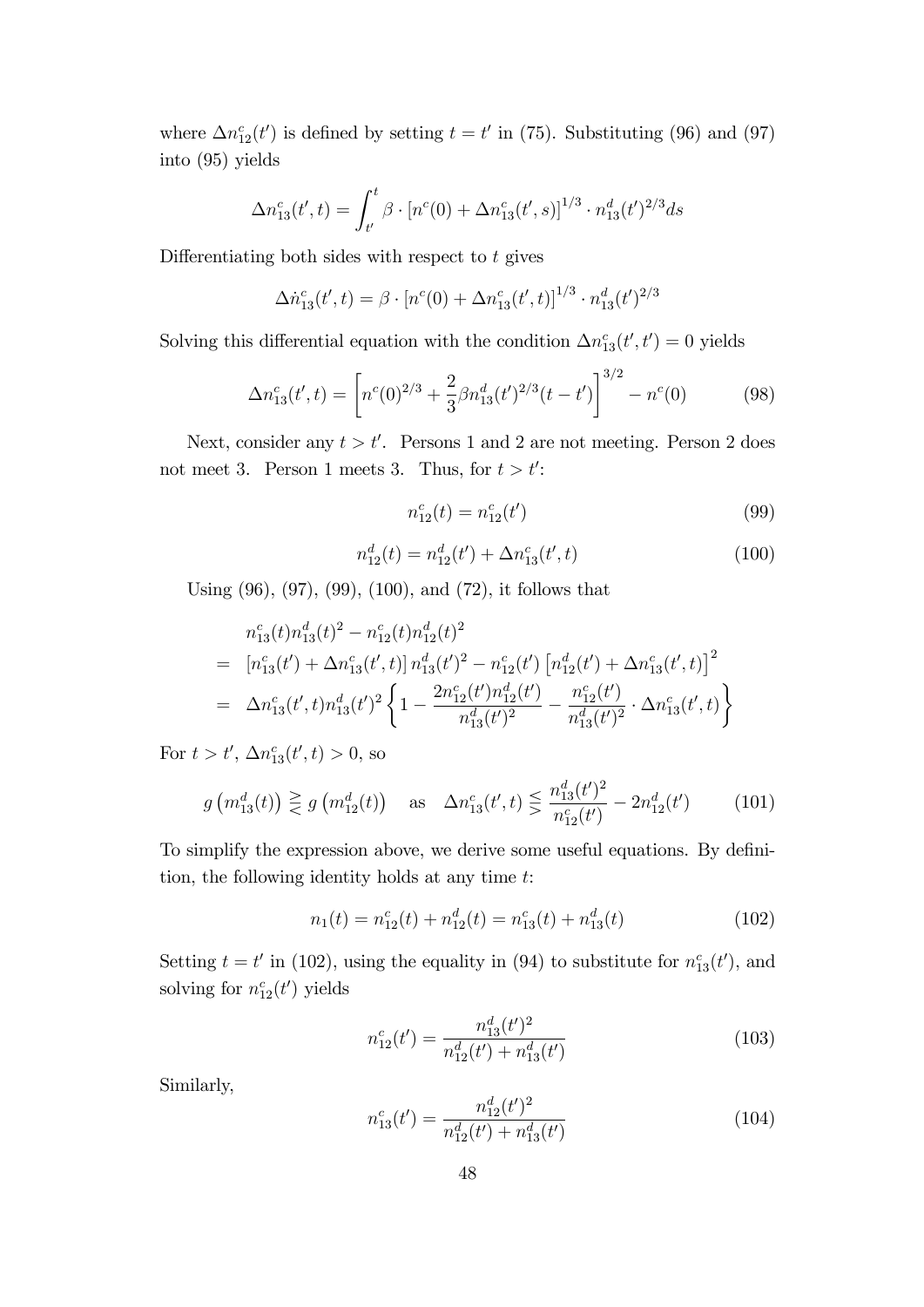where $\Delta n_{12}^c(t')$ is defined by setting $t = t'$ in (75). Substituting (96) and (97) into (95) yields

$$\Delta n_{13}^c(t', t) = \int_{t'}^{t} \beta \cdot \left[n^c(0) + \Delta n_{13}^c(t', s)\right]^{1/3} \cdot n_{13}^d(t')^{2/3} ds$$

Differentiating both sides with respect to $t$ gives

$$\Delta \dot{n}_{13}^c(t', t) = \beta \cdot \left[n^c(0) + \Delta n_{13}^c(t', t)\right]^{1/3} \cdot n_{13}^d(t')^{2/3}$$

Solving this differential equation with the condition $\Delta n_{13}^c(t', t') = 0$ yields

$$\Delta n_{13}^c(t', t) = \left[n^c(0)^{2/3} + \frac{2}{3}\beta n_{13}^d(t')^{2/3}(t - t')\right]^{3/2} - n^c(0) \tag{98}$$

Next, consider any $t > t'$. Persons 1 and 2 are not meeting. Person 2 does not meet 3. Person 1 meets 3. Thus, for $t > t'$:

$$n_{12}^c(t) = n_{12}^c(t') \tag{99}$$

$$n_{12}^d(t) = n_{12}^d(t') + \Delta n_{13}^c(t', t) \tag{100}$$

Using (96), (97), (99), (100), and (72), it follows that

$$\begin{aligned}
& n_{13}^c(t) n_{13}^d(t)^2 - n_{12}^c(t) n_{12}^d(t)^2 \\
= \; & \left[n_{13}^c(t') + \Delta n_{13}^c(t', t)\right] n_{13}^d(t')^2 - n_{12}^c(t') \left[n_{12}^d(t') + \Delta n_{13}^c(t', t)\right]^2 \\
= \; & \Delta n_{13}^c(t', t) n_{13}^d(t')^2 \left\{1 - \frac{2 n_{12}^c(t') n_{12}^d(t')}{n_{13}^d(t')^2} - \frac{n_{12}^c(t')}{n_{13}^d(t')^2} \cdot \Delta n_{13}^c(t', t)\right\}
\end{aligned}$$

For $t > t'$, $\Delta n_{13}^c(t', t) > 0$, so

$$g\left(m_{13}^d(t)\right) \gtreqless g\left(m_{12}^d(t)\right) \quad \text{as} \quad \Delta n_{13}^c(t', t) \lesseqgtr \frac{n_{13}^d(t')^2}{n_{12}^c(t')} - 2 n_{12}^d(t') \tag{101}$$

To simplify the expression above, we derive some useful equations. By definition, the following identity holds at any time $t$:

$$n_1(t) = n_{12}^c(t) + n_{12}^d(t) = n_{13}^c(t) + n_{13}^d(t) \tag{102}$$

Setting $t = t'$ in (102), using the equality in (94) to substitute for $n_{13}^c(t')$, and solving for $n_{12}^c(t')$ yields

$$n_{12}^c(t') = \frac{n_{13}^d(t')^2}{n_{12}^d(t') + n_{13}^d(t')} \tag{103}$$

Similarly,

$$n_{13}^c(t') = \frac{n_{12}^d(t')^2}{n_{12}^d(t') + n_{13}^d(t')} \tag{104}$$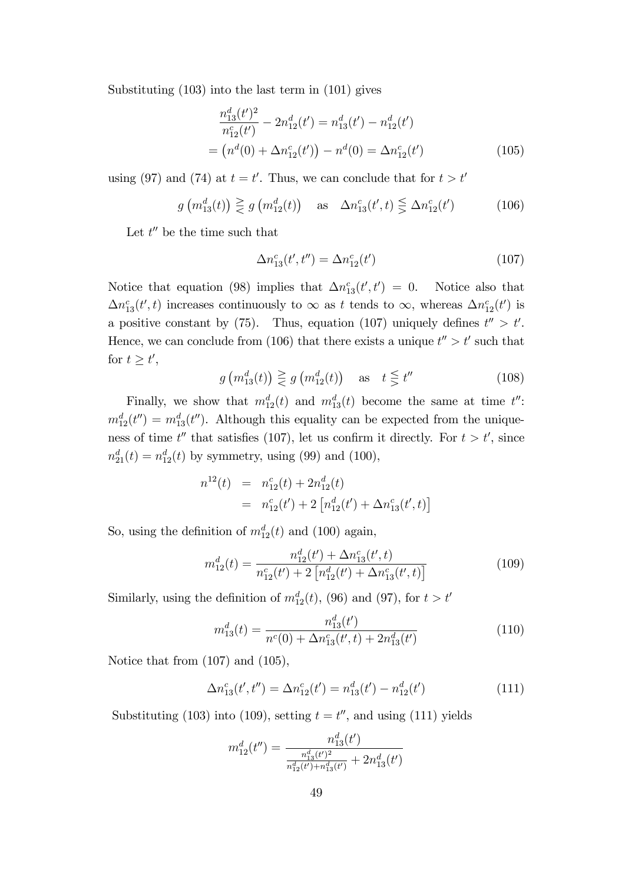Substituting (103) into the last term in (101) gives

$$\frac{n_{13}^d(t')^2}{n_{12}^c(t')} - 2n_{12}^d(t') = n_{13}^d(t') - n_{12}^d(t')$$
$$= \left(n^d(0) + \Delta n_{12}^c(t')\right) - n^d(0) = \Delta n_{12}^c(t') \tag{105}$$

using (97) and (74) at $t = t'$. Thus, we can conclude that for $t > t'$

$$g\left(m_{13}^d(t)\right) \gtreqless g\left(m_{12}^d(t)\right) \quad \text{as} \quad \Delta n_{13}^c(t', t) \lesseqgtr \Delta n_{12}^c(t') \tag{106}$$

Let $t''$ be the time such that

$$\Delta n_{13}^c(t', t'') = \Delta n_{12}^c(t') \tag{107}$$

Notice that equation (98) implies that $\Delta n_{13}^c(t', t') = 0$. Notice also that $\Delta n_{13}^c(t', t)$ increases continuously to $\infty$ as $t$ tends to $\infty$, whereas $\Delta n_{12}^c(t')$ is a positive constant by (75). Thus, equation (107) uniquely defines $t'' > t'$. Hence, we can conclude from (106) that there exists a unique $t'' > t'$ such that for $t \geq t'$,

$$g\left(m_{13}^d(t)\right) \gtreqless g\left(m_{12}^d(t)\right) \quad \text{as} \quad t \lesseqgtr t'' \tag{108}$$

Finally, we show that $m_{12}^d(t)$ and $m_{13}^d(t)$ become the same at time $t''$: $m_{12}^d(t'') = m_{13}^d(t'')$. Although this equality can be expected from the uniqueness of time $t''$ that satisfies (107), let us confirm it directly. For $t > t'$, since $n_{21}^d(t) = n_{12}^d(t)$ by symmetry, using (99) and (100),

$$\begin{aligned} n^{12}(t) &= n_{12}^c(t) + 2n_{12}^d(t) \\ &= n_{12}^c(t') + 2\left[n_{12}^d(t') + \Delta n_{13}^c(t', t)\right] \end{aligned}$$

So, using the definition of $m_{12}^d(t)$ and (100) again,

$$m_{12}^d(t) = \frac{n_{12}^d(t') + \Delta n_{13}^c(t', t)}{n_{12}^c(t') + 2\left[n_{12}^d(t') + \Delta n_{13}^c(t', t)\right]} \tag{109}$$

Similarly, using the definition of $m_{12}^d(t)$, (96) and (97), for $t > t'$

$$m_{13}^d(t) = \frac{n_{13}^d(t')}{n^c(0) + \Delta n_{13}^c(t', t) + 2n_{13}^d(t')} \tag{110}$$

Notice that from (107) and (105),

$$\Delta n_{13}^c(t', t'') = \Delta n_{12}^c(t') = n_{13}^d(t') - n_{12}^d(t') \tag{111}$$

Substituting (103) into (109), setting $t = t''$, and using (111) yields

$$m_{12}^d(t'') = \frac{n_{13}^d(t')}{\frac{n_{13}^d(t')^2}{n_{12}^d(t') + n_{13}^d(t')} + 2n_{13}^d(t')}$$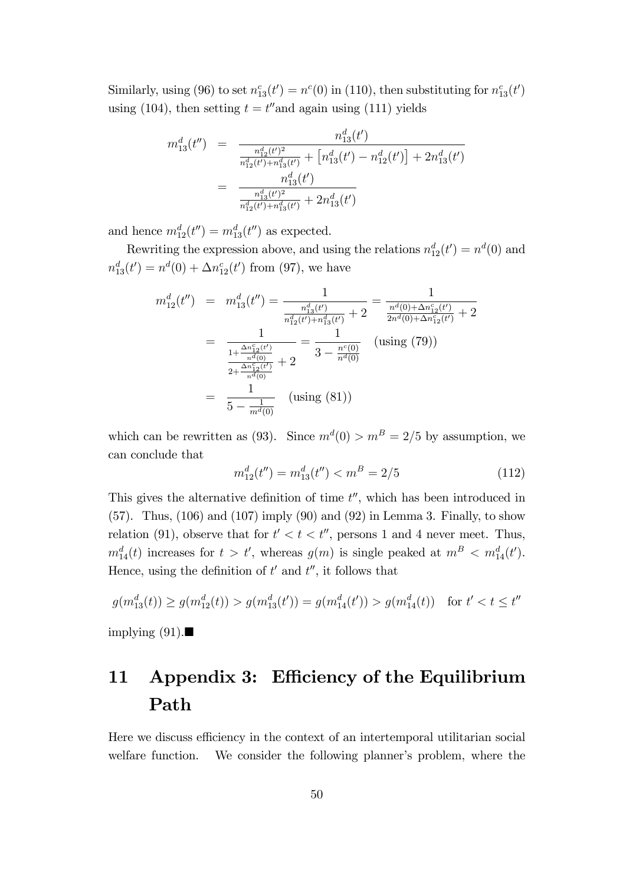Similarly, using (96) to set $n^c_{13}(t') = n^c(0)$ in (110), then substituting for $n^c_{13}(t')$ using (104), then setting $t = t''$and again using (111) yields

$$
\begin{aligned}
m^d_{13}(t'') &= \frac{n^d_{13}(t')}{\frac{n^d_{12}(t')^2}{n^d_{12}(t')+n^d_{13}(t')} + \left[n^d_{13}(t') - n^d_{12}(t')\right] + 2n^d_{13}(t')} \\
&= \frac{n^d_{13}(t')}{\frac{n^d_{13}(t')^2}{n^d_{12}(t')+n^d_{13}(t')} + 2n^d_{13}(t')}
\end{aligned}
$$

and hence $m^d_{12}(t'') = m^d_{13}(t'')$ as expected.

Rewriting the expression above, and using the relations $n^d_{12}(t') = n^d(0)$ and $n^d_{13}(t') = n^d(0) + \Delta n^c_{12}(t')$ from (97), we have

$$
\begin{aligned}
m^d_{12}(t'') &= m^d_{13}(t'') = \frac{1}{\frac{n^d_{13}(t')}{n^d_{12}(t')+n^d_{13}(t')} + 2} = \frac{1}{\frac{n^d(0)+\Delta n^c_{12}(t')}{2n^d(0)+\Delta n^c_{12}(t')} + 2} \\
&= \frac{1}{\frac{1+\frac{\Delta n^c_{12}(t')}{n^d(0)}}{2+\frac{\Delta n^c_{12}(t')}{n^d(0)}} + 2} = \frac{1}{3 - \frac{n^c(0)}{n^d(0)}} \quad \text{(using (79))} \\
&= \frac{1}{5 - \frac{1}{m^d(0)}} \quad \text{(using (81))}
\end{aligned}
$$

which can be rewritten as (93). Since $m^d(0) > m^B = 2/5$ by assumption, we can conclude that

$$
m^d_{12}(t'') = m^d_{13}(t'') < m^B = 2/5 \tag{112}
$$

This gives the alternative definition of time $t''$, which has been introduced in (57). Thus, (106) and (107) imply (90) and (92) in Lemma 3. Finally, to show relation (91), observe that for $t' < t < t''$, persons 1 and 4 never meet. Thus, $m^d_{14}(t)$ increases for $t > t'$, whereas $g(m)$ is single peaked at $m^B < m^d_{14}(t')$. Hence, using the definition of $t'$ and $t''$, it follows that

$$
g(m^d_{13}(t)) \geq g(m^d_{12}(t)) > g(m^d_{13}(t')) = g(m^d_{14}(t')) > g(m^d_{14}(t)) \quad \text{for } t' < t \leq t''
$$

implying (91).■

# 11 Appendix 3: Efficiency of the Equilibrium Path

Here we discuss efficiency in the context of an intertemporal utilitarian social welfare function. We consider the following planner's problem, where the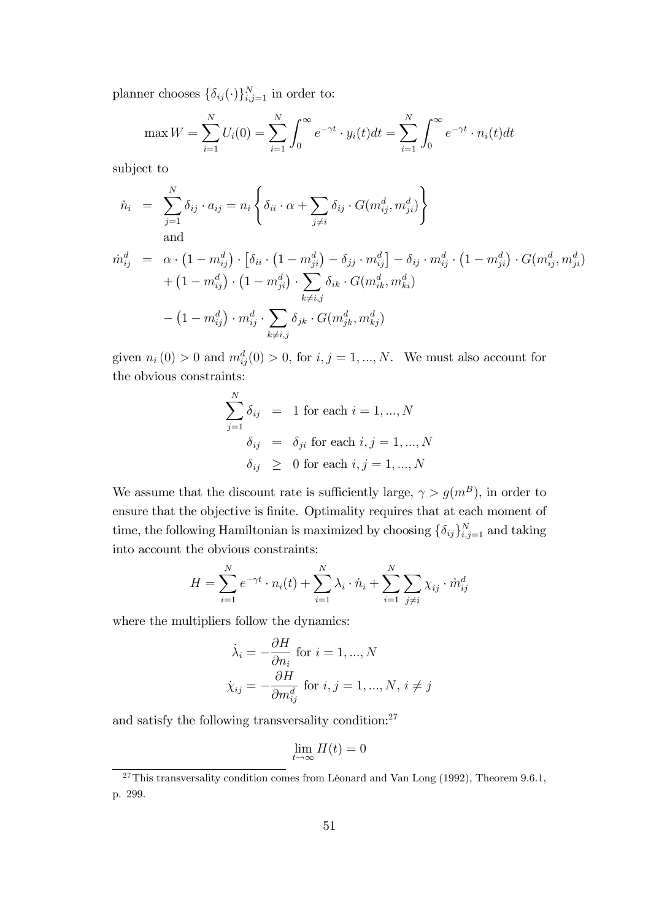planner chooses $\{\delta_{ij}(\cdot)\}_{i,j=1}^{N}$ in order to:

$$\max W = \sum_{i=1}^{N} U_i(0) = \sum_{i=1}^{N} \int_0^{\infty} e^{-\gamma t} \cdot y_i(t) dt = \sum_{i=1}^{N} \int_0^{\infty} e^{-\gamma t} \cdot n_i(t) dt$$

subject to

$$\dot{n}_i = \sum_{j=1}^{N} \delta_{ij} \cdot a_{ij} = n_i \left\{ \delta_{ii} \cdot \alpha + \sum_{j \neq i} \delta_{ij} \cdot G(m_{ij}^d, m_{ji}^d) \right\}$$

and

$$\begin{aligned}
\dot{m}_{ij}^d &= \alpha \cdot \left(1 - m_{ij}^d\right) \cdot \left[\delta_{ii} \cdot \left(1 - m_{ji}^d\right) - \delta_{jj} \cdot m_{ij}^d\right] - \delta_{ij} \cdot m_{ij}^d \cdot \left(1 - m_{ji}^d\right) \cdot G(m_{ij}^d, m_{ji}^d) \\
&\quad + \left(1 - m_{ij}^d\right) \cdot \left(1 - m_{ji}^d\right) \cdot \sum_{k \neq i,j} \delta_{ik} \cdot G(m_{ik}^d, m_{ki}^d) \\
&\quad - \left(1 - m_{ij}^d\right) \cdot m_{ij}^d \cdot \sum_{k \neq i,j} \delta_{jk} \cdot G(m_{jk}^d, m_{kj}^d)
\end{aligned}$$

given $n_i(0) > 0$ and $m_{ij}^d(0) > 0$, for $i, j = 1, ..., N$. We must also account for the obvious constraints:

$$\begin{aligned}
\sum_{j=1}^{N} \delta_{ij} &= 1 \text{ for each } i = 1, ..., N \\
\delta_{ij} &= \delta_{ji} \text{ for each } i, j = 1, ..., N \\
\delta_{ij} &\geq 0 \text{ for each } i, j = 1, ..., N
\end{aligned}$$

We assume that the discount rate is sufficiently large, $\gamma > g(m^B)$, in order to ensure that the objective is finite. Optimality requires that at each moment of time, the following Hamiltonian is maximized by choosing $\{\delta_{ij}\}_{i,j=1}^{N}$ and taking into account the obvious constraints:

$$H = \sum_{i=1}^{N} e^{-\gamma t} \cdot n_i(t) + \sum_{i=1}^{N} \lambda_i \cdot \dot{n}_i + \sum_{i=1}^{N} \sum_{j \neq i} \chi_{ij} \cdot \dot{m}_{ij}^d$$

where the multipliers follow the dynamics:

$$\begin{aligned}
\dot{\lambda}_i &= -\frac{\partial H}{\partial n_i} \text{ for } i = 1, ..., N \\
\dot{\chi}_{ij} &= -\frac{\partial H}{\partial m_{ij}^d} \text{ for } i, j = 1, ..., N, \, i \neq j
\end{aligned}$$

and satisfy the following transversality condition:[27]

$$\lim_{t \to \infty} H(t) = 0$$

[27] This transversality condition comes from Léonard and Van Long (1992), Theorem 9.6.1, p. 299.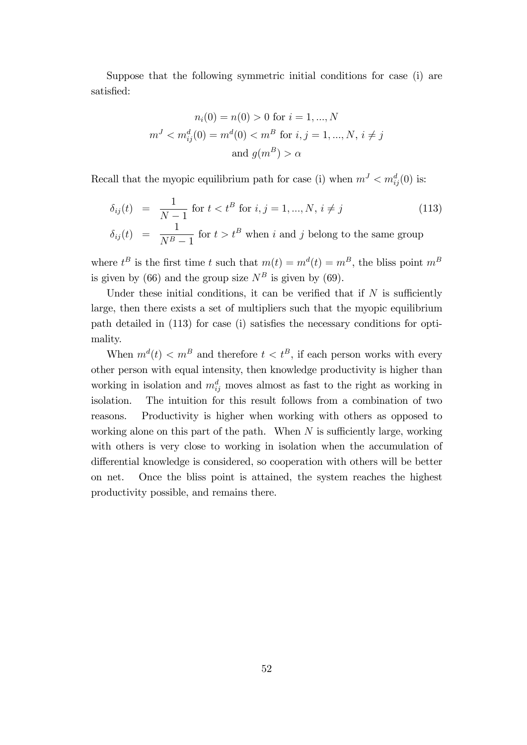Suppose that the following symmetric initial conditions for case (i) are satisfied:

$$n_i(0) = n(0) > 0 \text{ for } i = 1, ..., N$$
$$m^J < m_{ij}^d(0) = m^d(0) < m^B \text{ for } i, j = 1, ..., N, \, i \neq j$$
$$\text{and } g(m^B) > \alpha$$

Recall that the myopic equilibrium path for case (i) when $m^J < m_{ij}^d(0)$ is:

$$\delta_{ij}(t) = \frac{1}{N-1} \text{ for } t < t^B \text{ for } i, j = 1, ..., N, \, i \neq j \tag{113}$$
$$\delta_{ij}(t) = \frac{1}{N^B - 1} \text{ for } t > t^B \text{ when } i \text{ and } j \text{ belong to the same group}$$

where $t^B$ is the first time $t$ such that $m(t) = m^d(t) = m^B$, the bliss point $m^B$ is given by (66) and the group size $N^B$ is given by (69).

Under these initial conditions, it can be verified that if $N$ is sufficiently large, then there exists a set of multipliers such that the myopic equilibrium path detailed in (113) for case (i) satisfies the necessary conditions for optimality.

When $m^d(t) < m^B$ and therefore $t < t^B$, if each person works with every other person with equal intensity, then knowledge productivity is higher than working in isolation and $m_{ij}^d$ moves almost as fast to the right as working in isolation. The intuition for this result follows from a combination of two reasons. Productivity is higher when working with others as opposed to working alone on this part of the path. When $N$ is sufficiently large, working with others is very close to working in isolation when the accumulation of differential knowledge is considered, so cooperation with others will be better on net. Once the bliss point is attained, the system reaches the highest productivity possible, and remains there.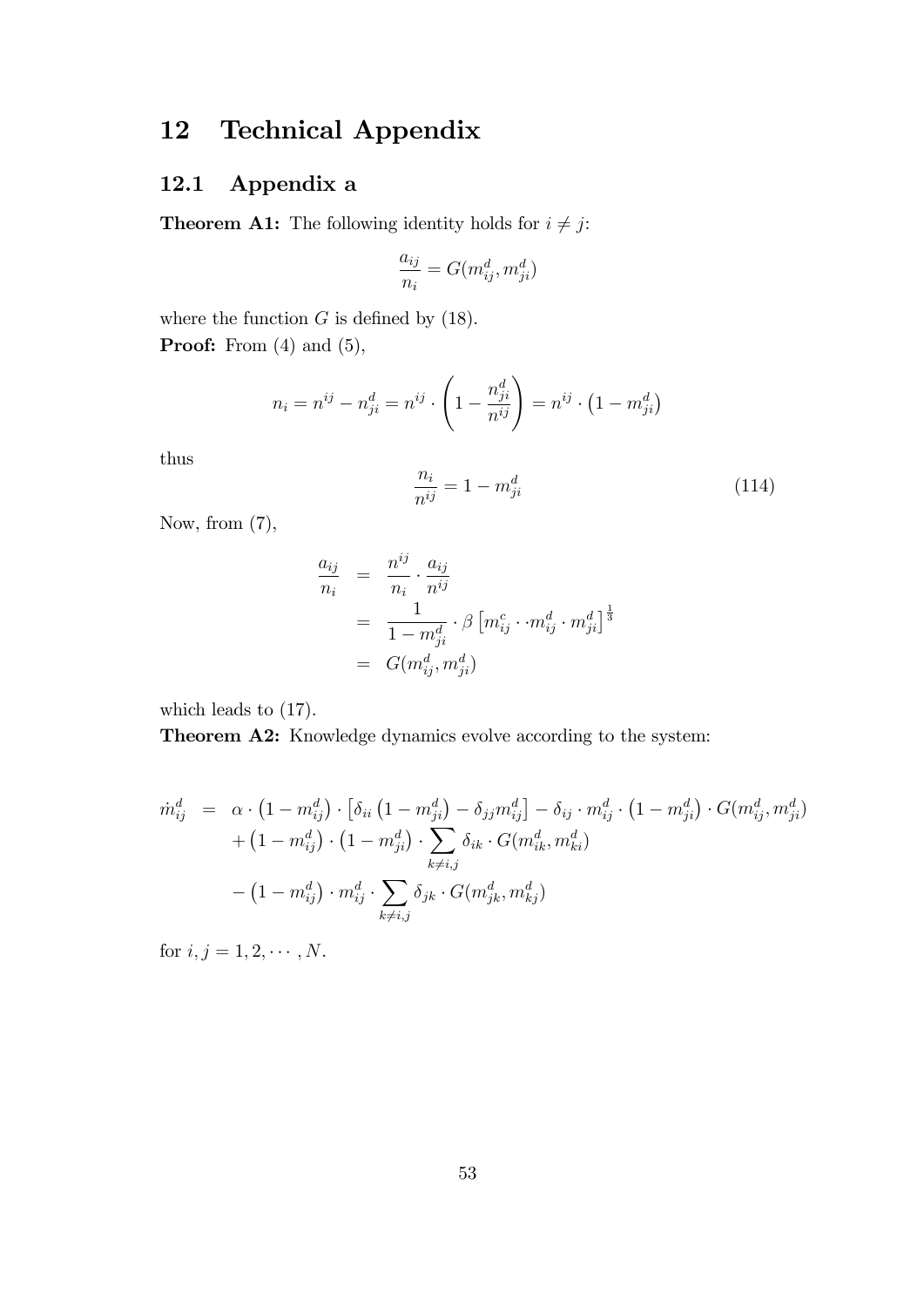# 12 Technical Appendix

## 12.1 Appendix a

**Theorem A1:** The following identity holds for $i \neq j$:

$$\frac{a_{ij}}{n_i} = G(m_{ij}^d, m_{ji}^d)$$

where the function $G$ is defined by (18).

**Proof:** From (4) and (5),

$$n_i = n^{ij} - n_{ji}^d = n^{ij} \cdot \left(1 - \frac{n_{ji}^d}{n^{ij}}\right) = n^{ij} \cdot \left(1 - m_{ji}^d\right)$$

thus

$$\frac{n_i}{n^{ij}} = 1 - m_{ji}^d \tag{114}$$

Now, from (7),

$$\begin{aligned}
\frac{a_{ij}}{n_i} &= \frac{n^{ij}}{n_i} \cdot \frac{a_{ij}}{n^{ij}} \\
&= \frac{1}{1 - m_{ji}^d} \cdot \beta \left[m_{ij}^c \cdot \cdot m_{ij}^d \cdot m_{ji}^d\right]^{\frac{1}{3}} \\
&= G(m_{ij}^d, m_{ji}^d)
\end{aligned}$$

which leads to (17).

**Theorem A2:** Knowledge dynamics evolve according to the system:

$$\begin{aligned}
\dot{m}_{ij}^d &= \alpha \cdot \left(1 - m_{ij}^d\right) \cdot \left[\delta_{ii}\left(1 - m_{ji}^d\right) - \delta_{jj} m_{ij}^d\right] - \delta_{ij} \cdot m_{ij}^d \cdot \left(1 - m_{ji}^d\right) \cdot G(m_{ij}^d, m_{ji}^d) \\
&\quad + \left(1 - m_{ij}^d\right) \cdot \left(1 - m_{ji}^d\right) \cdot \sum_{k \neq i,j} \delta_{ik} \cdot G(m_{ik}^d, m_{ki}^d) \\
&\quad - \left(1 - m_{ij}^d\right) \cdot m_{ij}^d \cdot \sum_{k \neq i,j} \delta_{jk} \cdot G(m_{jk}^d, m_{kj}^d)
\end{aligned}$$

for $i, j = 1, 2, \cdots, N$.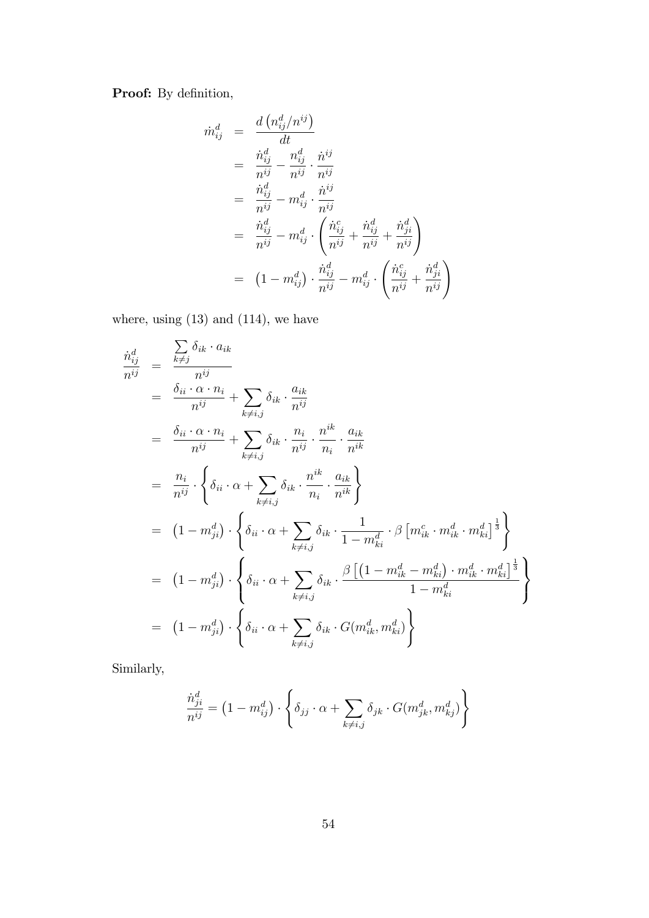**Proof:** By definition,

$$
\begin{aligned}
\dot{m}_{ij}^d &= \frac{d\left(n_{ij}^d / n^{ij}\right)}{dt} \\
&= \frac{\dot{n}_{ij}^d}{n^{ij}} - \frac{n_{ij}^d}{n^{ij}} \cdot \frac{\dot{n}^{ij}}{n^{ij}} \\
&= \frac{\dot{n}_{ij}^d}{n^{ij}} - m_{ij}^d \cdot \frac{\dot{n}^{ij}}{n^{ij}} \\
&= \frac{\dot{n}_{ij}^d}{n^{ij}} - m_{ij}^d \cdot \left( \frac{\dot{n}_{ij}^c}{n^{ij}} + \frac{\dot{n}_{ij}^d}{n^{ij}} + \frac{\dot{n}_{ji}^d}{n^{ij}} \right) \\
&= \left(1 - m_{ij}^d\right) \cdot \frac{\dot{n}_{ij}^d}{n^{ij}} - m_{ij}^d \cdot \left( \frac{\dot{n}_{ij}^c}{n^{ij}} + \frac{\dot{n}_{ji}^d}{n^{ij}} \right)
\end{aligned}
$$

where, using (13) and (114), we have

$$
\begin{aligned}
\frac{\dot{n}_{ij}^d}{n^{ij}} &= \frac{\sum_{k \neq j} \delta_{ik} \cdot a_{ik}}{n^{ij}} \\
&= \frac{\delta_{ii} \cdot \alpha \cdot n_i}{n^{ij}} + \sum_{k \neq i,j} \delta_{ik} \cdot \frac{a_{ik}}{n^{ij}} \\
&= \frac{\delta_{ii} \cdot \alpha \cdot n_i}{n^{ij}} + \sum_{k \neq i,j} \delta_{ik} \cdot \frac{n_i}{n^{ij}} \cdot \frac{n^{ik}}{n_i} \cdot \frac{a_{ik}}{n^{ik}} \\
&= \frac{n_i}{n^{ij}} \cdot \left\{ \delta_{ii} \cdot \alpha + \sum_{k \neq i,j} \delta_{ik} \cdot \frac{n^{ik}}{n_i} \cdot \frac{a_{ik}}{n^{ik}} \right\} \\
&= \left(1 - m_{ji}^d\right) \cdot \left\{ \delta_{ii} \cdot \alpha + \sum_{k \neq i,j} \delta_{ik} \cdot \frac{1}{1 - m_{ki}^d} \cdot \beta \left[ m_{ik}^c \cdot m_{ik}^d \cdot m_{ki}^d \right]^{\frac{1}{3}} \right\} \\
&= \left(1 - m_{ji}^d\right) \cdot \left\{ \delta_{ii} \cdot \alpha + \sum_{k \neq i,j} \delta_{ik} \cdot \frac{\beta \left[ \left(1 - m_{ik}^d - m_{ki}^d\right) \cdot m_{ik}^d \cdot m_{ki}^d \right]^{\frac{1}{3}}}{1 - m_{ki}^d} \right\} \\
&= \left(1 - m_{ji}^d\right) \cdot \left\{ \delta_{ii} \cdot \alpha + \sum_{k \neq i,j} \delta_{ik} \cdot G(m_{ik}^d, m_{ki}^d) \right\}
\end{aligned}
$$

Similarly,

$$
\frac{\dot{n}_{ji}^d}{n^{ij}} = \left(1 - m_{ij}^d\right) \cdot \left\{ \delta_{jj} \cdot \alpha + \sum_{k \neq i,j} \delta_{jk} \cdot G(m_{jk}^d, m_{kj}^d) \right\}
$$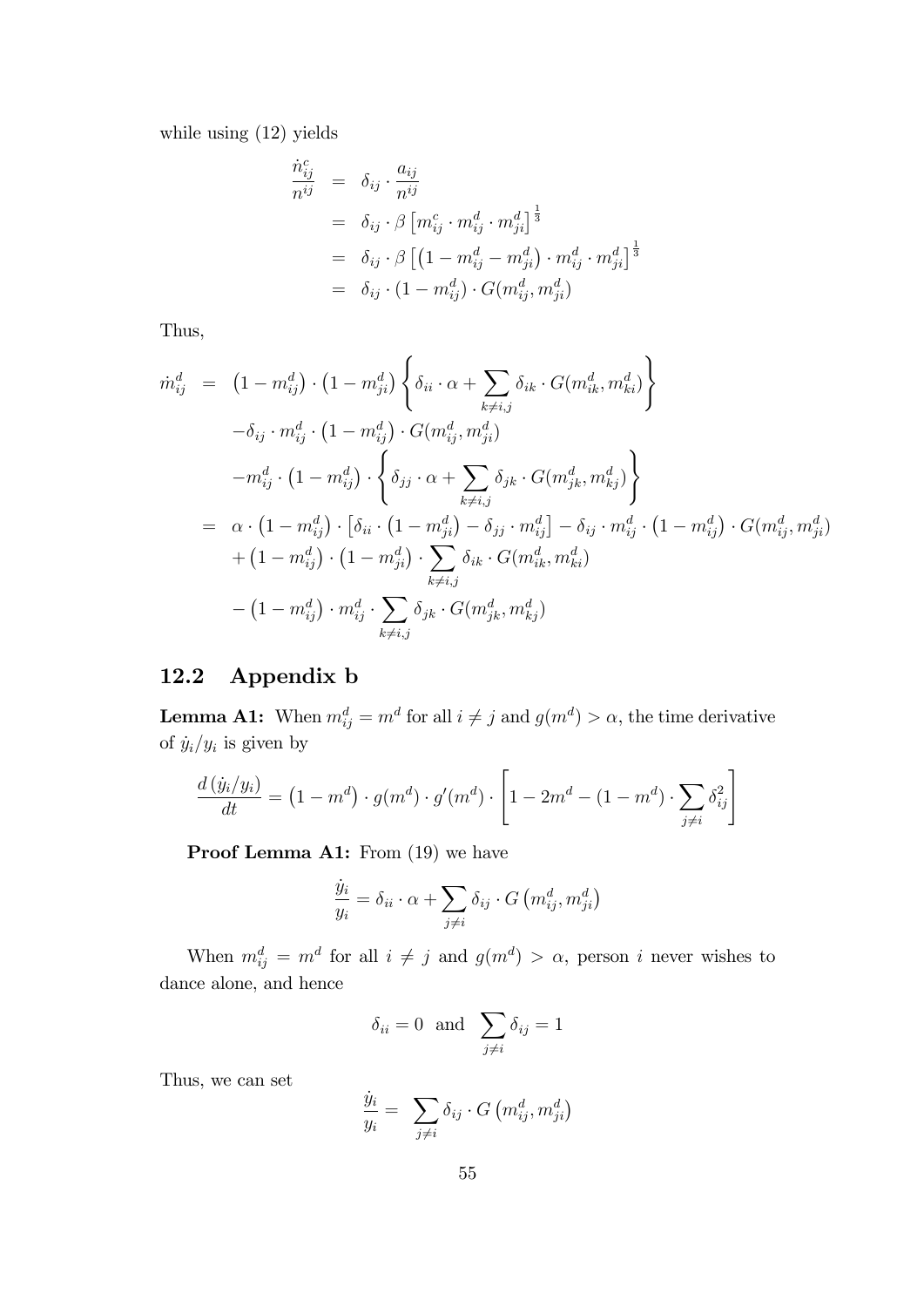while using (12) yields

$$
\begin{aligned}
\frac{\dot{n}^c_{ij}}{n^{ij}} &= \delta_{ij} \cdot \frac{a_{ij}}{n^{ij}} \\
&= \delta_{ij} \cdot \beta \left[ m^c_{ij} \cdot m^d_{ij} \cdot m^d_{ji} \right]^{\frac{1}{3}} \\
&= \delta_{ij} \cdot \beta \left[ \left(1 - m^d_{ij} - m^d_{ji}\right) \cdot m^d_{ij} \cdot m^d_{ji} \right]^{\frac{1}{3}} \\
&= \delta_{ij} \cdot (1 - m^d_{ij}) \cdot G(m^d_{ij}, m^d_{ji})
\end{aligned}
$$

Thus,

$$
\begin{aligned}
\dot{m}^d_{ij} &= \left(1 - m^d_{ij}\right) \cdot \left(1 - m^d_{ji}\right) \left\{ \delta_{ii} \cdot \alpha + \sum_{k \neq i,j} \delta_{ik} \cdot G(m^d_{ik}, m^d_{ki}) \right\} \\
&\quad - \delta_{ij} \cdot m^d_{ij} \cdot \left(1 - m^d_{ij}\right) \cdot G(m^d_{ij}, m^d_{ji}) \\
&\quad - m^d_{ij} \cdot \left(1 - m^d_{ij}\right) \cdot \left\{ \delta_{jj} \cdot \alpha + \sum_{k \neq i,j} \delta_{jk} \cdot G(m^d_{jk}, m^d_{kj}) \right\} \\
&= \alpha \cdot \left(1 - m^d_{ij}\right) \cdot \left[ \delta_{ii} \cdot \left(1 - m^d_{ji}\right) - \delta_{jj} \cdot m^d_{ij} \right] - \delta_{ij} \cdot m^d_{ij} \cdot \left(1 - m^d_{ij}\right) \cdot G(m^d_{ij}, m^d_{ji}) \\
&\quad + \left(1 - m^d_{ij}\right) \cdot \left(1 - m^d_{ji}\right) \cdot \sum_{k \neq i,j} \delta_{ik} \cdot G(m^d_{ik}, m^d_{ki}) \\
&\quad - \left(1 - m^d_{ij}\right) \cdot m^d_{ij} \cdot \sum_{k \neq i,j} \delta_{jk} \cdot G(m^d_{jk}, m^d_{kj})
\end{aligned}
$$

## 12.2 Appendix b

**Lemma A1:** When $m^d_{ij} = m^d$ for all $i \neq j$ and $g(m^d) > \alpha$, the time derivative of $\dot{y}_i / y_i$ is given by

$$
\frac{d\left(\dot{y}_i / y_i\right)}{dt} = \left(1 - m^d\right) \cdot g(m^d) \cdot g'(m^d) \cdot \left[ 1 - 2m^d - (1 - m^d) \cdot \sum_{j \neq i} \delta^2_{ij} \right]
$$

**Proof Lemma A1:** From (19) we have

$$
\frac{\dot{y}_i}{y_i} = \delta_{ii} \cdot \alpha + \sum_{j \neq i} \delta_{ij} \cdot G\left(m^d_{ij}, m^d_{ji}\right)
$$

When $m^d_{ij} = m^d$ for all $i \neq j$ and $g(m^d) > \alpha$, person $i$ never wishes to dance alone, and hence

$$
\delta_{ii} = 0 \quad \text{and} \quad \sum_{j \neq i} \delta_{ij} = 1
$$

Thus, we can set

$$
\frac{\dot{y}_i}{y_i} = \sum_{j \neq i} \delta_{ij} \cdot G\left(m^d_{ij}, m^d_{ji}\right)
$$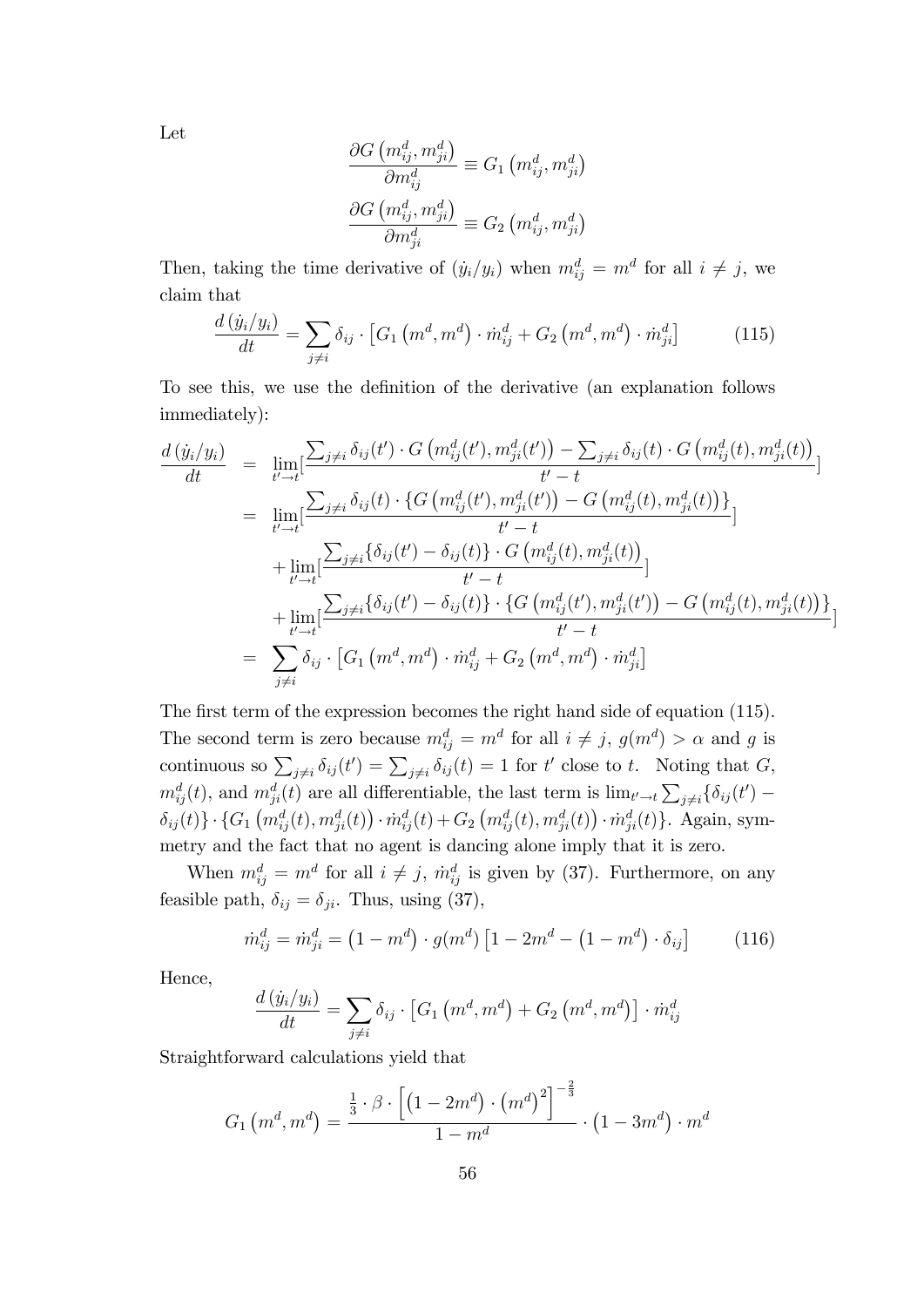Let

$$\frac{\partial G\left(m_{ij}^d, m_{ji}^d\right)}{\partial m_{ij}^d} \equiv G_1\left(m_{ij}^d, m_{ji}^d\right)$$

$$\frac{\partial G\left(m_{ij}^d, m_{ji}^d\right)}{\partial m_{ji}^d} \equiv G_2\left(m_{ij}^d, m_{ji}^d\right)$$

Then, taking the time derivative of $(\dot{y}_i/y_i)$ when $m_{ij}^d = m^d$ for all $i \neq j$, we claim that

$$\frac{d\left(\dot{y}_i/y_i\right)}{dt} = \sum_{j \neq i} \delta_{ij} \cdot \left[G_1\left(m^d, m^d\right) \cdot \dot{m}_{ij}^d + G_2\left(m^d, m^d\right) \cdot \dot{m}_{ji}^d\right] \tag{115}$$

To see this, we use the definition of the derivative (an explanation follows immediately):

$$\begin{aligned}
\frac{d\left(\dot{y}_i/y_i\right)}{dt} &= \lim_{t' \to t}\left[\frac{\sum_{j\neq i} \delta_{ij}(t') \cdot G\left(m_{ij}^d(t'), m_{ji}^d(t')\right) - \sum_{j\neq i} \delta_{ij}(t) \cdot G\left(m_{ij}^d(t), m_{ji}^d(t)\right)}{t'-t}\right] \\
&= \lim_{t' \to t}\left[\frac{\sum_{j\neq i} \delta_{ij}(t) \cdot \{G\left(m_{ij}^d(t'), m_{ji}^d(t')\right) - G\left(m_{ij}^d(t), m_{ji}^d(t)\right)\}}{t'-t}\right] \\
&\quad + \lim_{t' \to t}\left[\frac{\sum_{j\neq i} \{\delta_{ij}(t') - \delta_{ij}(t)\} \cdot G\left(m_{ij}^d(t), m_{ji}^d(t)\right)}{t'-t}\right] \\
&\quad + \lim_{t' \to t}\left[\frac{\sum_{j\neq i} \{\delta_{ij}(t') - \delta_{ij}(t)\} \cdot \{G\left(m_{ij}^d(t'), m_{ji}^d(t')\right) - G\left(m_{ij}^d(t), m_{ji}^d(t)\right)\}}{t'-t}\right] \\
&= \sum_{j\neq i} \delta_{ij} \cdot \left[G_1\left(m^d, m^d\right) \cdot \dot{m}_{ij}^d + G_2\left(m^d, m^d\right) \cdot \dot{m}_{ji}^d\right]
\end{aligned}$$

The first term of the expression becomes the right hand side of equation (115). The second term is zero because $m_{ij}^d = m^d$ for all $i \neq j$, $g(m^d) > \alpha$ and $g$ is continuous so $\sum_{j\neq i} \delta_{ij}(t') = \sum_{j\neq i} \delta_{ij}(t) = 1$ for $t'$ close to $t$. Noting that $G$, $m_{ij}^d(t)$, and $m_{ji}^d(t)$ are all differentiable, the last term is $\lim_{t'\to t} \sum_{j\neq i}\{\delta_{ij}(t') - \delta_{ij}(t)\} \cdot \{G_1\left(m_{ij}^d(t), m_{ji}^d(t)\right) \cdot \dot{m}_{ij}^d(t) + G_2\left(m_{ij}^d(t), m_{ji}^d(t)\right) \cdot \dot{m}_{ji}^d(t)\}$. Again, symmetry and the fact that no agent is dancing alone imply that it is zero.

When $m_{ij}^d = m^d$ for all $i \neq j$, $\dot{m}_{ij}^d$ is given by (37). Furthermore, on any feasible path, $\delta_{ij} = \delta_{ji}$. Thus, using (37),

$$\dot{m}_{ij}^d = \dot{m}_{ji}^d = \left(1 - m^d\right) \cdot g(m^d)\left[1 - 2m^d - \left(1 - m^d\right) \cdot \delta_{ij}\right] \tag{116}$$

Hence,

$$\frac{d\left(\dot{y}_i/y_i\right)}{dt} = \sum_{j\neq i} \delta_{ij} \cdot \left[G_1\left(m^d, m^d\right) + G_2\left(m^d, m^d\right)\right] \cdot \dot{m}_{ij}^d$$

Straightforward calculations yield that

$$G_1\left(m^d, m^d\right) = \frac{\frac{1}{3} \cdot \beta \cdot \left[\left(1 - 2m^d\right) \cdot \left(m^d\right)^2\right]^{-\frac{2}{3}}}{1 - m^d} \cdot \left(1 - 3m^d\right) \cdot m^d$$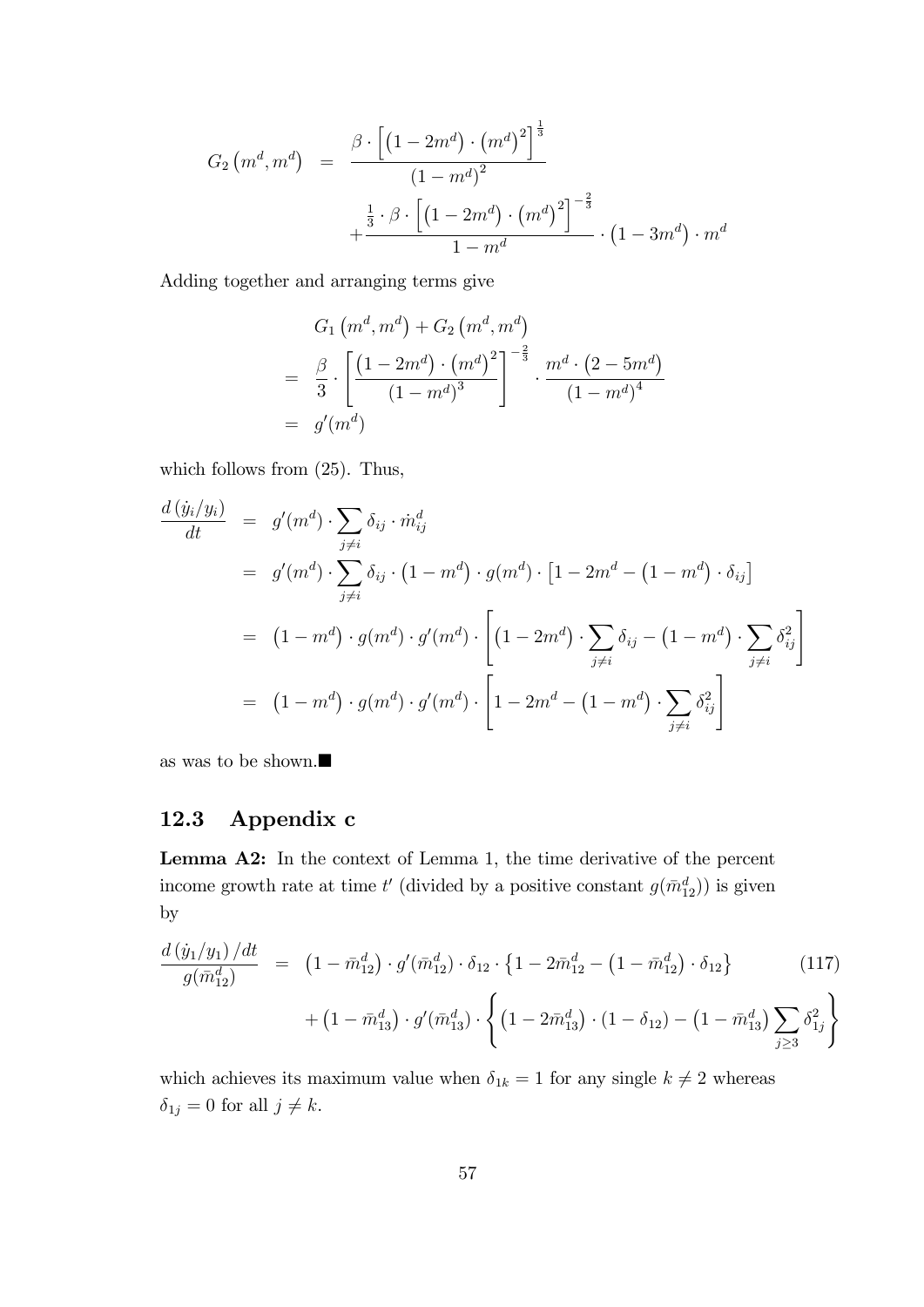$$
\begin{aligned}
G_2\left(m^d, m^d\right) &= \frac{\beta \cdot \left[\left(1-2m^d\right) \cdot \left(m^d\right)^2\right]^{\frac{1}{3}}}{\left(1-m^d\right)^2} \\
&\quad + \frac{\frac{1}{3} \cdot \beta \cdot \left[\left(1-2m^d\right) \cdot \left(m^d\right)^2\right]^{-\frac{2}{3}}}{1-m^d} \cdot \left(1-3m^d\right) \cdot m^d
\end{aligned}
$$

Adding together and arranging terms give

$$
\begin{aligned}
& G_1\left(m^d, m^d\right) + G_2\left(m^d, m^d\right) \\
&= \frac{\beta}{3} \cdot \left[\frac{\left(1-2m^d\right) \cdot \left(m^d\right)^2}{\left(1-m^d\right)^3}\right]^{-\frac{2}{3}} \cdot \frac{m^d \cdot \left(2-5m^d\right)}{\left(1-m^d\right)^4} \\
&= g'(m^d)
\end{aligned}
$$

which follows from (25). Thus,

$$
\begin{aligned}
\frac{d\left(\dot{y}_i/y_i\right)}{dt} &= g'(m^d) \cdot \sum_{j \neq i} \delta_{ij} \cdot \dot{m}_{ij}^d \\
&= g'(m^d) \cdot \sum_{j \neq i} \delta_{ij} \cdot \left(1-m^d\right) \cdot g(m^d) \cdot \left[1-2m^d-\left(1-m^d\right) \cdot \delta_{ij}\right] \\
&= \left(1-m^d\right) \cdot g(m^d) \cdot g'(m^d) \cdot \left[\left(1-2m^d\right) \cdot \sum_{j \neq i} \delta_{ij} - \left(1-m^d\right) \cdot \sum_{j \neq i} \delta_{ij}^2\right] \\
&= \left(1-m^d\right) \cdot g(m^d) \cdot g'(m^d) \cdot \left[1-2m^d-\left(1-m^d\right) \cdot \sum_{j \neq i} \delta_{ij}^2\right]
\end{aligned}
$$

as was to be shown.■

## 12.3 Appendix c

**Lemma A2:** In the context of Lemma 1, the time derivative of the percent income growth rate at time $t'$ (divided by a positive constant $g(\bar{m}_{12}^d)$) is given by

$$
\begin{aligned}
\frac{d\left(\dot{y}_1/y_1\right)/dt}{g(\bar{m}_{12}^d)} &= \left(1-\bar{m}_{12}^d\right) \cdot g'(\bar{m}_{12}^d) \cdot \delta_{12} \cdot \left\{1-2\bar{m}_{12}^d-\left(1-\bar{m}_{12}^d\right) \cdot \delta_{12}\right\} \qquad (117) \\
&\quad + \left(1-\bar{m}_{13}^d\right) \cdot g'(\bar{m}_{13}^d) \cdot \left\{\left(1-2\bar{m}_{13}^d\right) \cdot \left(1-\delta_{12}\right) - \left(1-\bar{m}_{13}^d\right) \sum_{j \geq 3} \delta_{1j}^2\right\}
\end{aligned}
$$

which achieves its maximum value when $\delta_{1k} = 1$ for any single $k \neq 2$ whereas $\delta_{1j} = 0$ for all $j \neq k$.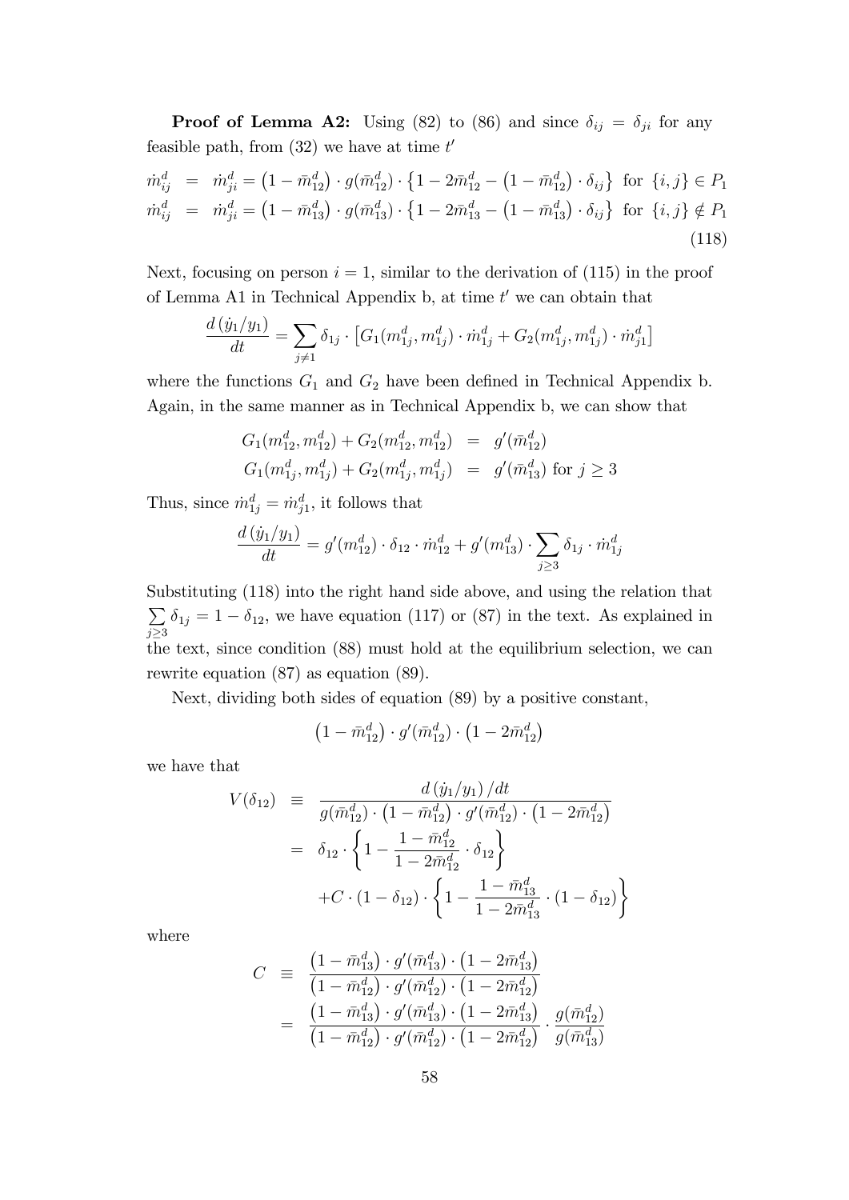**Proof of Lemma A2:** Using (82) to (86) and since $\delta_{ij} = \delta_{ji}$ for any feasible path, from (32) we have at time $t'$

$$
\begin{aligned}
\dot{m}_{ij}^d &= \dot{m}_{ji}^d = \left(1-\bar{m}_{12}^d\right)\cdot g(\bar{m}_{12}^d)\cdot\left\{1-2\bar{m}_{12}^d-\left(1-\bar{m}_{12}^d\right)\cdot\delta_{ij}\right\} \text{ for } \{i,j\}\in P_1 \\
\dot{m}_{ij}^d &= \dot{m}_{ji}^d = \left(1-\bar{m}_{13}^d\right)\cdot g(\bar{m}_{13}^d)\cdot\left\{1-2\bar{m}_{13}^d-\left(1-\bar{m}_{13}^d\right)\cdot\delta_{ij}\right\} \text{ for } \{i,j\}\notin P_1
\end{aligned}
\tag{118}
$$

Next, focusing on person $i = 1$, similar to the derivation of (115) in the proof of Lemma A1 in Technical Appendix b, at time $t'$ we can obtain that

$$
\frac{d\left(\dot{y}_1/y_1\right)}{dt} = \sum_{j\neq 1}\delta_{1j}\cdot\left[G_1(m_{1j}^d, m_{1j}^d)\cdot\dot{m}_{1j}^d + G_2(m_{1j}^d, m_{1j}^d)\cdot\dot{m}_{j1}^d\right]
$$

where the functions $G_1$ and $G_2$ have been defined in Technical Appendix b. Again, in the same manner as in Technical Appendix b, we can show that

$$
\begin{aligned}
G_1(m_{12}^d, m_{12}^d) + G_2(m_{12}^d, m_{12}^d) &= g'(\bar{m}_{12}^d) \\
G_1(m_{1j}^d, m_{1j}^d) + G_2(m_{1j}^d, m_{1j}^d) &= g'(\bar{m}_{13}^d) \text{ for } j\geq 3
\end{aligned}
$$

Thus, since $\dot{m}_{1j}^d = \dot{m}_{j1}^d$, it follows that

$$
\frac{d\left(\dot{y}_1/y_1\right)}{dt} = g'(m_{12}^d)\cdot\delta_{12}\cdot\dot{m}_{12}^d + g'(m_{13}^d)\cdot\sum_{j\geq 3}\delta_{1j}\cdot\dot{m}_{1j}^d
$$

Substituting (118) into the right hand side above, and using the relation that $\sum_{j\geq 3}\delta_{1j} = 1-\delta_{12}$, we have equation (117) or (87) in the text. As explained in the text, since condition (88) must hold at the equilibrium selection, we can rewrite equation (87) as equation (89).

Next, dividing both sides of equation (89) by a positive constant,

$$
\left(1-\bar{m}_{12}^d\right)\cdot g'(\bar{m}_{12}^d)\cdot\left(1-2\bar{m}_{12}^d\right)
$$

we have that

$$
\begin{aligned}
V(\delta_{12}) &\equiv \frac{d\left(\dot{y}_1/y_1\right)/dt}{g(\bar{m}_{12}^d)\cdot\left(1-\bar{m}_{12}^d\right)\cdot g'(\bar{m}_{12}^d)\cdot\left(1-2\bar{m}_{12}^d\right)} \\
&= \delta_{12}\cdot\left\{1-\frac{1-\bar{m}_{12}^d}{1-2\bar{m}_{12}^d}\cdot\delta_{12}\right\} \\
&\quad + C\cdot\left(1-\delta_{12}\right)\cdot\left\{1-\frac{1-\bar{m}_{13}^d}{1-2\bar{m}_{13}^d}\cdot\left(1-\delta_{12}\right)\right\}
\end{aligned}
$$

where

$$
\begin{aligned}
C &\equiv \frac{\left(1-\bar{m}_{13}^d\right)\cdot g'(\bar{m}_{13}^d)\cdot\left(1-2\bar{m}_{13}^d\right)}{\left(1-\bar{m}_{12}^d\right)\cdot g'(\bar{m}_{12}^d)\cdot\left(1-2\bar{m}_{12}^d\right)} \\
&= \frac{\left(1-\bar{m}_{13}^d\right)\cdot g'(\bar{m}_{13}^d)\cdot\left(1-2\bar{m}_{13}^d\right)}{\left(1-\bar{m}_{12}^d\right)\cdot g'(\bar{m}_{12}^d)\cdot\left(1-2\bar{m}_{12}^d\right)}\cdot\frac{g(\bar{m}_{12}^d)}{g(\bar{m}_{13}^d)}
\end{aligned}
$$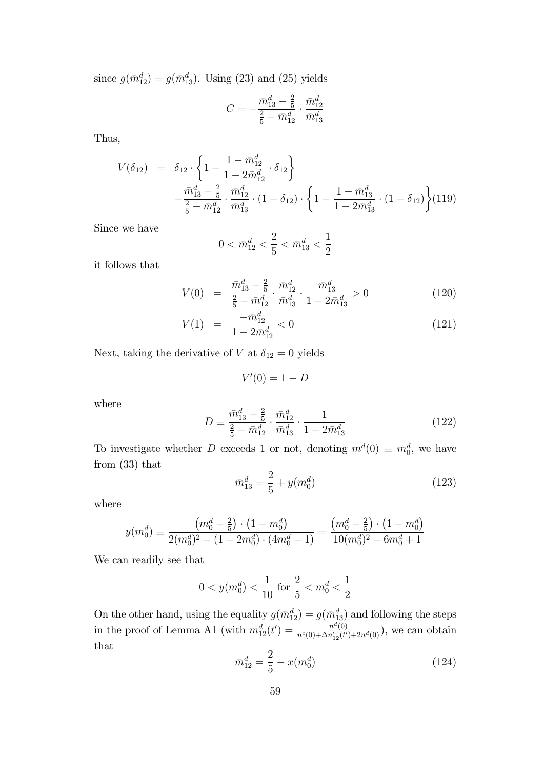since $g(\bar{m}^d_{12}) = g(\bar{m}^d_{13})$. Using (23) and (25) yields

$$C = -\frac{\bar{m}^d_{13} - \frac{2}{5}}{\frac{2}{5} - \bar{m}^d_{12}} \cdot \frac{\bar{m}^d_{12}}{\bar{m}^d_{13}}$$

Thus,

$$\begin{aligned} V(\delta_{12}) &= \delta_{12} \cdot \left\{ 1 - \frac{1 - \bar{m}^d_{12}}{1 - 2\bar{m}^d_{12}} \cdot \delta_{12} \right\} \\ &\quad - \frac{\bar{m}^d_{13} - \frac{2}{5}}{\frac{2}{5} - \bar{m}^d_{12}} \cdot \frac{\bar{m}^d_{12}}{\bar{m}^d_{13}} \cdot (1 - \delta_{12}) \cdot \left\{ 1 - \frac{1 - \bar{m}^d_{13}}{1 - 2\bar{m}^d_{13}} \cdot (1 - \delta_{12}) \right\} \end{aligned} \tag{119}$$

Since we have

$$0 < \bar{m}^d_{12} < \frac{2}{5} < \bar{m}^d_{13} < \frac{1}{2}$$

it follows that

$$V(0) = \frac{\bar{m}^d_{13} - \frac{2}{5}}{\frac{2}{5} - \bar{m}^d_{12}} \cdot \frac{\bar{m}^d_{12}}{\bar{m}^d_{13}} \cdot \frac{\bar{m}^d_{13}}{1 - 2\bar{m}^d_{13}} > 0 \tag{120}$$

$$V(1) = \frac{-\bar{m}^d_{12}}{1 - 2\bar{m}^d_{12}} < 0 \tag{121}$$

Next, taking the derivative of $V$ at $\delta_{12} = 0$ yields

$$V'(0) = 1 - D$$

where

$$D \equiv \frac{\bar{m}^d_{13} - \frac{2}{5}}{\frac{2}{5} - \bar{m}^d_{12}} \cdot \frac{\bar{m}^d_{12}}{\bar{m}^d_{13}} \cdot \frac{1}{1 - 2\bar{m}^d_{13}} \tag{122}$$

To investigate whether $D$ exceeds 1 or not, denoting $m^d(0) \equiv m^d_0$, we have from (33) that

$$\bar{m}^d_{13} = \frac{2}{5} + y(m^d_0) \tag{123}$$

where

$$y(m^d_0) \equiv \frac{\left(m^d_0 - \frac{2}{5}\right) \cdot \left(1 - m^d_0\right)}{2(m^d_0)^2 - (1 - 2m^d_0) \cdot (4m^d_0 - 1)} = \frac{\left(m^d_0 - \frac{2}{5}\right) \cdot \left(1 - m^d_0\right)}{10(m^d_0)^2 - 6m^d_0 + 1}$$

We can readily see that

$$0 < y(m^d_0) < \frac{1}{10} \text{ for } \frac{2}{5} < m^d_0 < \frac{1}{2}$$

On the other hand, using the equality $g(\bar{m}^d_{12}) = g(\bar{m}^d_{13})$ and following the steps in the proof of Lemma A1 (with $m^d_{12}(t') = \frac{n^d(0)}{n^c(0) + \Delta n^c_{12}(t') + 2n^d(0)}$), we can obtain that

$$\bar{m}^d_{12} = \frac{2}{5} - x(m^d_0) \tag{124}$$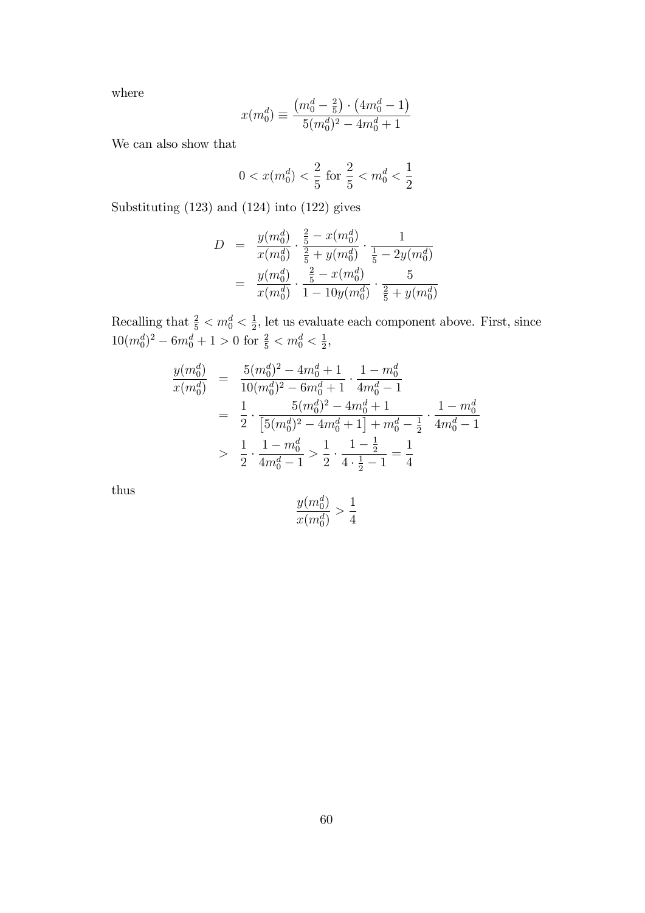where

$$x(m_0^d) \equiv \frac{\left(m_0^d - \frac{2}{5}\right) \cdot \left(4m_0^d - 1\right)}{5(m_0^d)^2 - 4m_0^d + 1}$$

We can also show that

$$0 < x(m_0^d) < \frac{2}{5} \text{ for } \frac{2}{5} < m_0^d < \frac{1}{2}$$

Substituting (123) and (124) into (122) gives

$$\begin{aligned} D &= \frac{y(m_0^d)}{x(m_0^d)} \cdot \frac{\frac{2}{5} - x(m_0^d)}{\frac{2}{5} + y(m_0^d)} \cdot \frac{1}{\frac{1}{5} - 2y(m_0^d)} \\ &= \frac{y(m_0^d)}{x(m_0^d)} \cdot \frac{\frac{2}{5} - x(m_0^d)}{1 - 10y(m_0^d)} \cdot \frac{5}{\frac{2}{5} + y(m_0^d)} \end{aligned}$$

Recalling that $\frac{2}{5} < m_0^d < \frac{1}{2}$, let us evaluate each component above. First, since $10(m_0^d)^2 - 6m_0^d + 1 > 0$ for $\frac{2}{5} < m_0^d < \frac{1}{2}$,

$$\begin{aligned} \frac{y(m_0^d)}{x(m_0^d)} &= \frac{5(m_0^d)^2 - 4m_0^d + 1}{10(m_0^d)^2 - 6m_0^d + 1} \cdot \frac{1 - m_0^d}{4m_0^d - 1} \\ &= \frac{1}{2} \cdot \frac{5(m_0^d)^2 - 4m_0^d + 1}{\left[5(m_0^d)^2 - 4m_0^d + 1\right] + m_0^d - \frac{1}{2}} \cdot \frac{1 - m_0^d}{4m_0^d - 1} \\ &> \frac{1}{2} \cdot \frac{1 - m_0^d}{4m_0^d - 1} > \frac{1}{2} \cdot \frac{1 - \frac{1}{2}}{4 \cdot \frac{1}{2} - 1} = \frac{1}{4} \end{aligned}$$

thus

$$\frac{y(m_0^d)}{x(m_0^d)} > \frac{1}{4}$$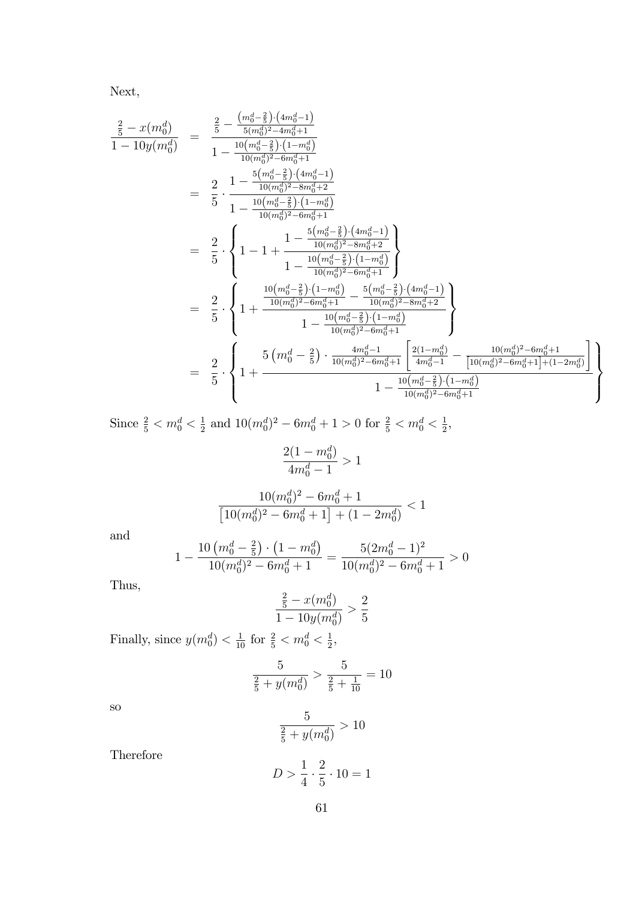Next,

$$
\begin{aligned}
\frac{\frac{2}{5} - x(m_0^d)}{1 - 10y(m_0^d)} &= \frac{\frac{2}{5} - \frac{\left(m_0^d - \frac{2}{5}\right)\cdot\left(4m_0^d - 1\right)}{5(m_0^d)^2 - 4m_0^d + 1}}{1 - \frac{10\left(m_0^d - \frac{2}{5}\right)\cdot\left(1 - m_0^d\right)}{10(m_0^d)^2 - 6m_0^d + 1}} \\
&= \frac{2}{5} \cdot \frac{1 - \frac{5\left(m_0^d - \frac{2}{5}\right)\cdot\left(4m_0^d - 1\right)}{10(m_0^d)^2 - 8m_0^d + 2}}{1 - \frac{10\left(m_0^d - \frac{2}{5}\right)\cdot\left(1 - m_0^d\right)}{10(m_0^d)^2 - 6m_0^d + 1}} \\
&= \frac{2}{5} \cdot \left\{ 1 - 1 + \frac{1 - \frac{5\left(m_0^d - \frac{2}{5}\right)\cdot\left(4m_0^d - 1\right)}{10(m_0^d)^2 - 8m_0^d + 2}}{1 - \frac{10\left(m_0^d - \frac{2}{5}\right)\cdot\left(1 - m_0^d\right)}{10(m_0^d)^2 - 6m_0^d + 1}} \right\} \\
&= \frac{2}{5} \cdot \left\{ 1 + \frac{\frac{10\left(m_0^d - \frac{2}{5}\right)\cdot\left(1 - m_0^d\right)}{10(m_0^d)^2 - 6m_0^d + 1} - \frac{5\left(m_0^d - \frac{2}{5}\right)\cdot\left(4m_0^d - 1\right)}{10(m_0^d)^2 - 8m_0^d + 2}}{1 - \frac{10\left(m_0^d - \frac{2}{5}\right)\cdot\left(1 - m_0^d\right)}{10(m_0^d)^2 - 6m_0^d + 1}} \right\} \\
&= \frac{2}{5} \cdot \left\{ 1 + \frac{5\left(m_0^d - \frac{2}{5}\right)\cdot\frac{4m_0^d - 1}{10(m_0^d)^2 - 6m_0^d + 1}\left[\frac{2(1 - m_0^d)}{4m_0^d - 1} - \frac{10(m_0^d)^2 - 6m_0^d + 1}{\left[10(m_0^d)^2 - 6m_0^d + 1\right] + (1 - 2m_0^d)}\right]}{1 - \frac{10\left(m_0^d - \frac{2}{5}\right)\cdot\left(1 - m_0^d\right)}{10(m_0^d)^2 - 6m_0^d + 1}} \right\}
\end{aligned}
$$

Since $\frac{2}{5} < m_0^d < \frac{1}{2}$ and $10(m_0^d)^2 - 6m_0^d + 1 > 0$ for $\frac{2}{5} < m_0^d < \frac{1}{2}$,

$$
\frac{2(1 - m_0^d)}{4m_0^d - 1} > 1
$$

$$
\frac{10(m_0^d)^2 - 6m_0^d + 1}{\left[10(m_0^d)^2 - 6m_0^d + 1\right] + (1 - 2m_0^d)} < 1
$$

and

$$
1 - \frac{10\left(m_0^d - \frac{2}{5}\right)\cdot\left(1 - m_0^d\right)}{10(m_0^d)^2 - 6m_0^d + 1} = \frac{5(2m_0^d - 1)^2}{10(m_0^d)^2 - 6m_0^d + 1} > 0
$$

Thus,

$$
\frac{\frac{2}{5} - x(m_0^d)}{1 - 10y(m_0^d)} > \frac{2}{5}
$$

Finally, since $y(m_0^d) < \frac{1}{10}$ for $\frac{2}{5} < m_0^d < \frac{1}{2}$,

$$
\frac{5}{\frac{2}{5} + y(m_0^d)} > \frac{5}{\frac{2}{5} + \frac{1}{10}} = 10
$$

so

$$
\frac{5}{\frac{2}{5} + y(m_0^d)} > 10
$$

Therefore

$$
D > \frac{1}{4} \cdot \frac{2}{5} \cdot 10 = 1
$$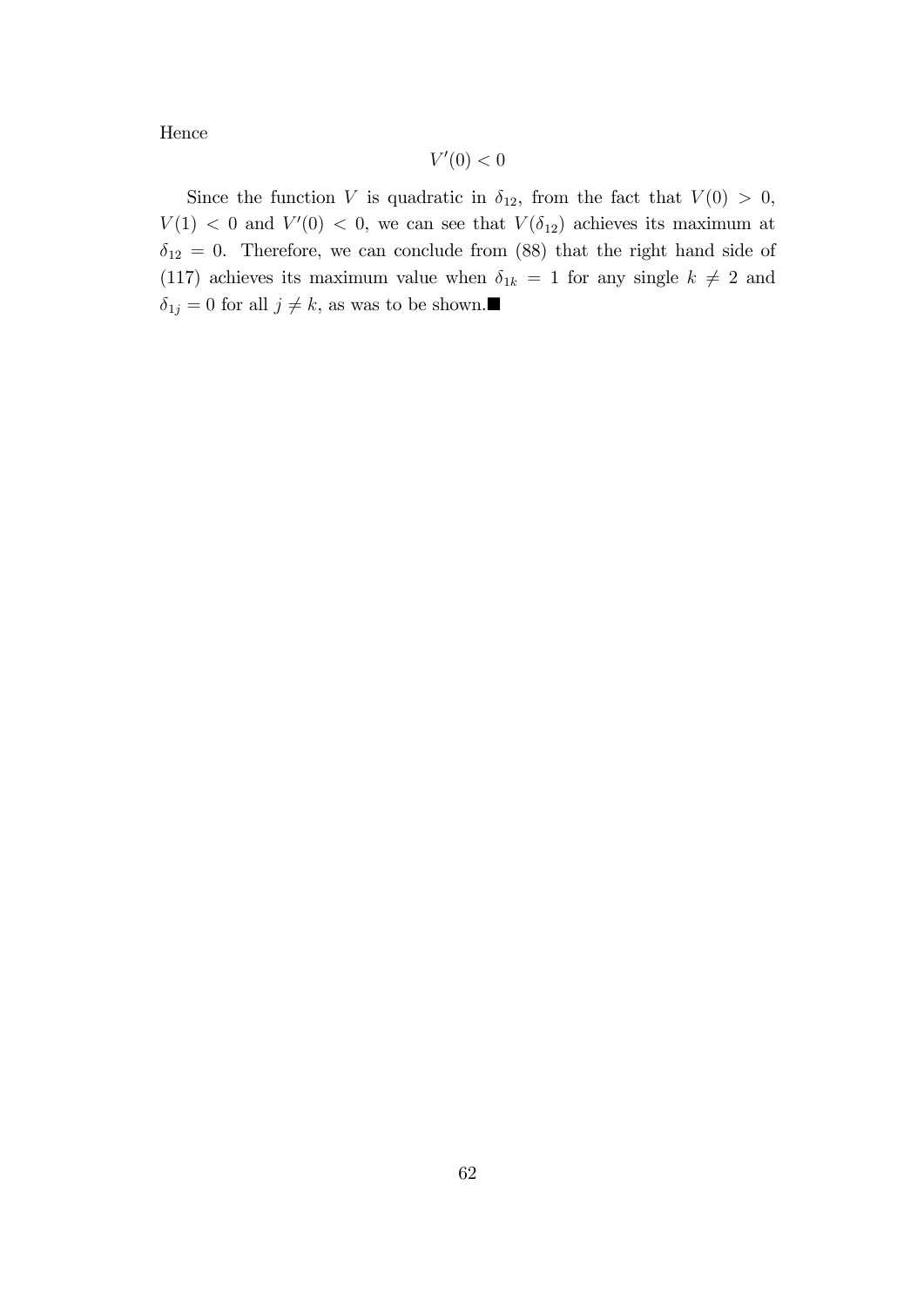Hence

$$V'(0) < 0$$

Since the function $V$ is quadratic in $\delta_{12}$, from the fact that $V(0) > 0$, $V(1) < 0$ and $V'(0) < 0$, we can see that $V(\delta_{12})$ achieves its maximum at $\delta_{12} = 0$. Therefore, we can conclude from (88) that the right hand side of (117) achieves its maximum value when $\delta_{1k} = 1$ for any single $k \neq 2$ and $\delta_{1j} = 0$ for all $j \neq k$, as was to be shown.■